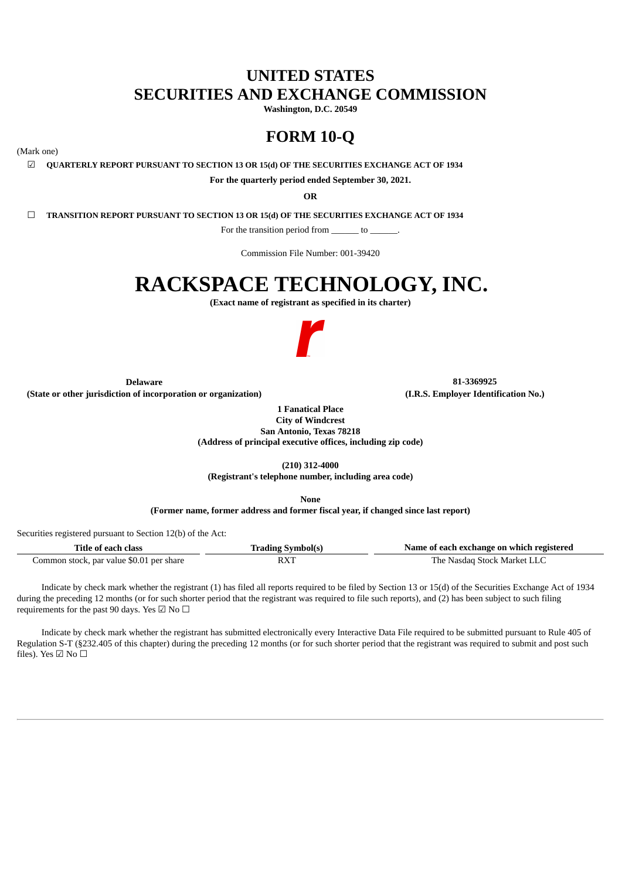# UNITED STATES
# SECURITIES AND EXCHANGE COMMISSION

**Washington, D.C. 20549**

# FORM 10-Q

(Mark one)

☑ **QUARTERLY REPORT PURSUANT TO SECTION 13 OR 15(d) OF THE SECURITIES EXCHANGE ACT OF 1934**

**For the quarterly period ended September 30, 2021.**

**OR**

☐ **TRANSITION REPORT PURSUANT TO SECTION 13 OR 15(d) OF THE SECURITIES EXCHANGE ACT OF 1934**

For the transition period from ______ to ______.

Commission File Number: 001-39420

# RACKSPACE TECHNOLOGY, INC.

**(Exact name of registrant as specified in its charter)**

| **Delaware** | **81-3369925** |
|---|---|
| **(State or other jurisdiction of incorporation or organization)** | **(I.R.S. Employer Identification No.)** |

**1 Fanatical Place**
**City of Windcrest**
**San Antonio, Texas 78218**
**(Address of principal executive offices, including zip code)**

**(210) 312-4000**
**(Registrant's telephone number, including area code)**

**None**
**(Former name, former address and former fiscal year, if changed since last report)**

Securities registered pursuant to Section 12(b) of the Act:

| Title of each class | Trading Symbol(s) | Name of each exchange on which registered |
|---|---|---|
| Common stock, par value $0.01 per share | RXT | The Nasdaq Stock Market LLC |

Indicate by check mark whether the registrant (1) has filed all reports required to be filed by Section 13 or 15(d) of the Securities Exchange Act of 1934 during the preceding 12 months (or for such shorter period that the registrant was required to file such reports), and (2) has been subject to such filing requirements for the past 90 days. Yes ☑ No ☐

Indicate by check mark whether the registrant has submitted electronically every Interactive Data File required to be submitted pursuant to Rule 405 of Regulation S-T (§232.405 of this chapter) during the preceding 12 months (or for such shorter period that the registrant was required to submit and post such files). Yes ☑ No ☐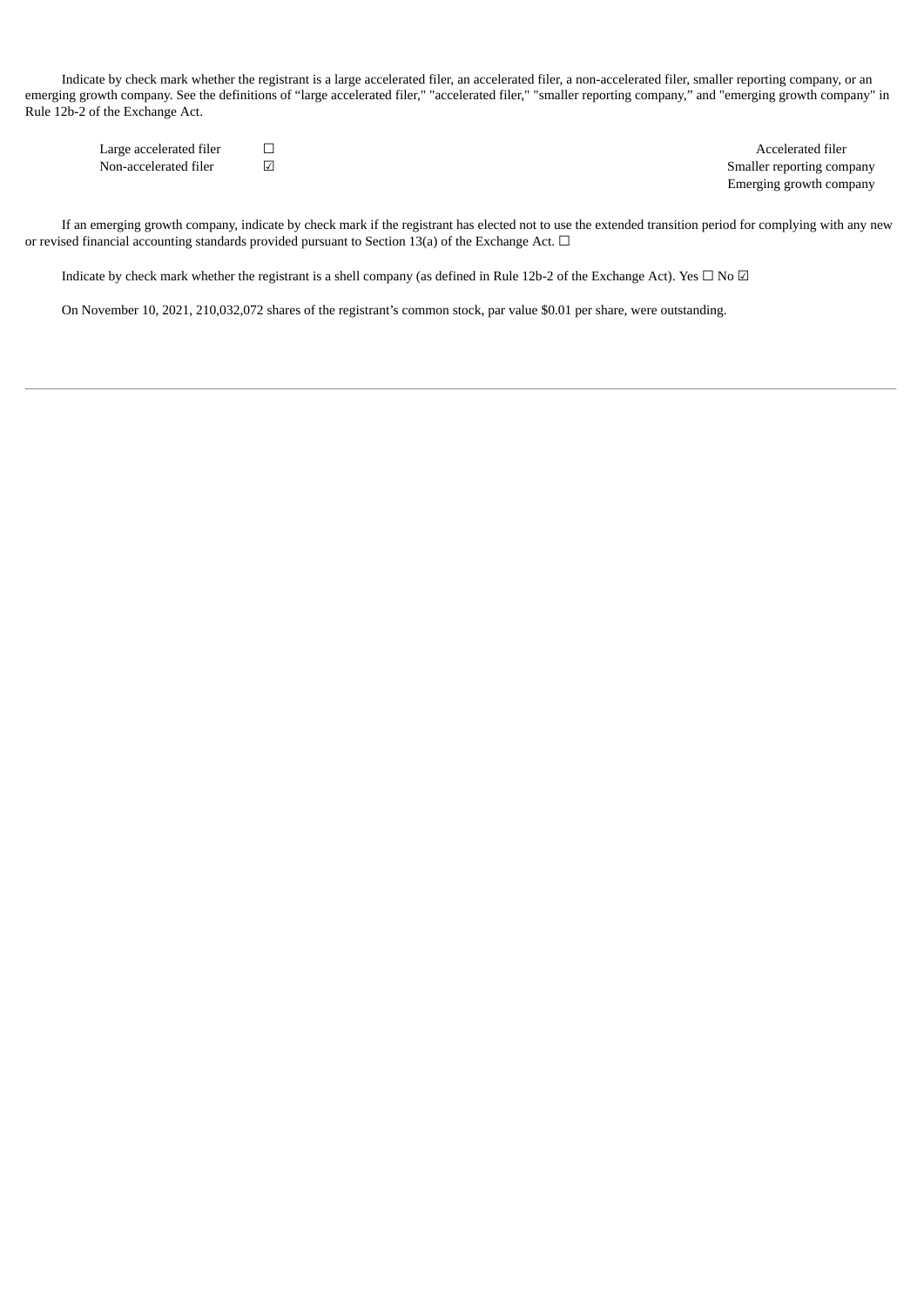Indicate by check mark whether the registrant is a large accelerated filer, an accelerated filer, a non-accelerated filer, smaller reporting company, or an emerging growth company. See the definitions of "large accelerated filer," "accelerated filer," "smaller reporting company," and "emerging growth company" in Rule 12b-2 of the Exchange Act.

| | | |
|---|---|---|
| Large accelerated filer | ☐ | Accelerated filer |
| Non-accelerated filer | ☑ | Smaller reporting company |
| | | Emerging growth company |

If an emerging growth company, indicate by check mark if the registrant has elected not to use the extended transition period for complying with any new or revised financial accounting standards provided pursuant to Section 13(a) of the Exchange Act. ☐

Indicate by check mark whether the registrant is a shell company (as defined in Rule 12b-2 of the Exchange Act). Yes ☐ No ☑

On November 10, 2021, 210,032,072 shares of the registrant's common stock, par value $0.01 per share, were outstanding.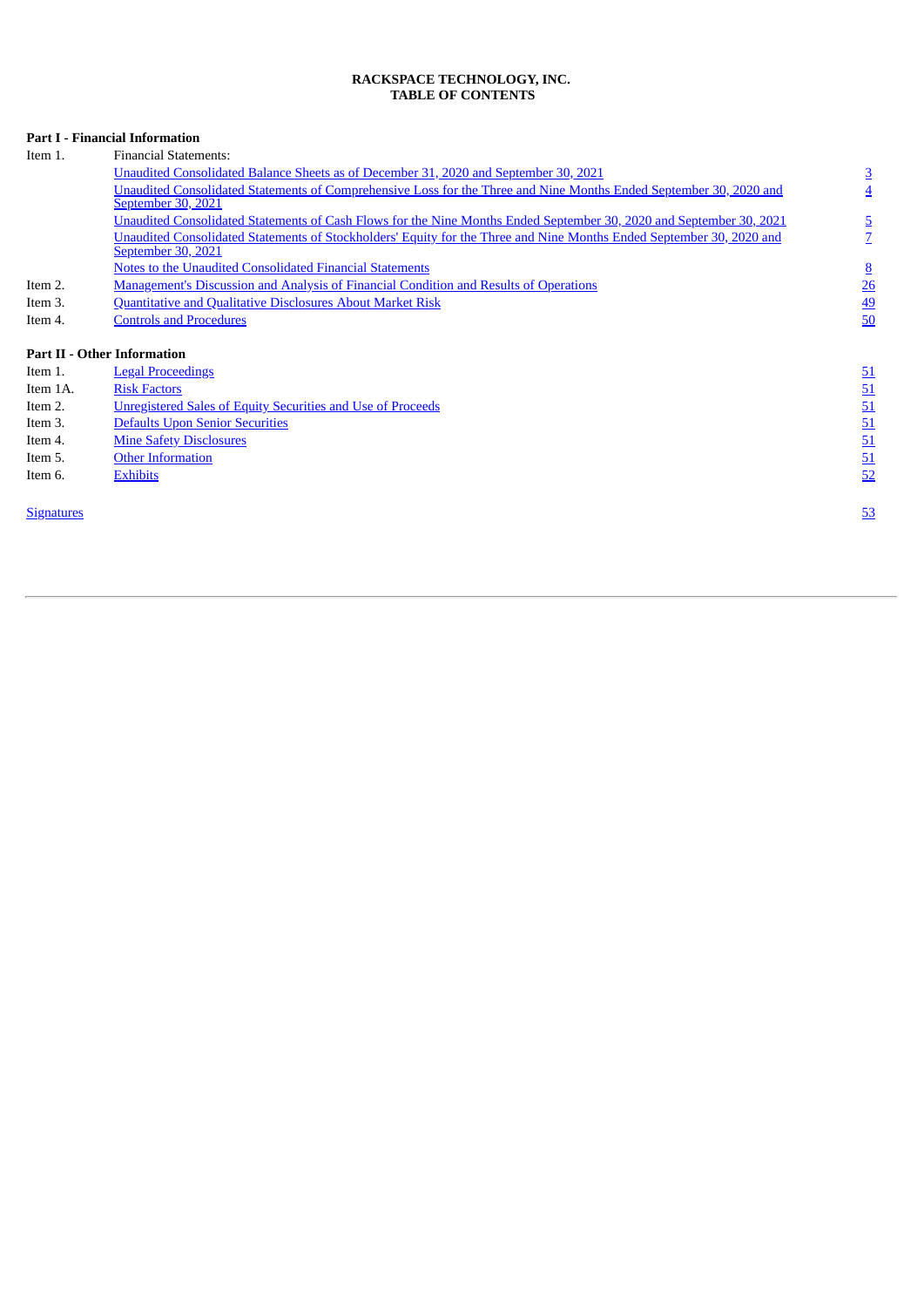**RACKSPACE TECHNOLOGY, INC.**
**TABLE OF CONTENTS**

| | | |
|---|---|---|
| **Part I - Financial Information** | | |
| Item 1. | Financial Statements: | |
| | Unaudited Consolidated Balance Sheets as of December 31, 2020 and September 30, 2021 | 3 |
| | Unaudited Consolidated Statements of Comprehensive Loss for the Three and Nine Months Ended September 30, 2020 and September 30, 2021 | 4 |
| | Unaudited Consolidated Statements of Cash Flows for the Nine Months Ended September 30, 2020 and September 30, 2021 | 5 |
| | Unaudited Consolidated Statements of Stockholders' Equity for the Three and Nine Months Ended September 30, 2020 and September 30, 2021 | 7 |
| | Notes to the Unaudited Consolidated Financial Statements | 8 |
| Item 2. | Management's Discussion and Analysis of Financial Condition and Results of Operations | 26 |
| Item 3. | Quantitative and Qualitative Disclosures About Market Risk | 49 |
| Item 4. | Controls and Procedures | 50 |
| **Part II - Other Information** | | |
| Item 1. | Legal Proceedings | 51 |
| Item 1A. | Risk Factors | 51 |
| Item 2. | Unregistered Sales of Equity Securities and Use of Proceeds | 51 |
| Item 3. | Defaults Upon Senior Securities | 51 |
| Item 4. | Mine Safety Disclosures | 51 |
| Item 5. | Other Information | 51 |
| Item 6. | Exhibits | 52 |
| Signatures | | 53 |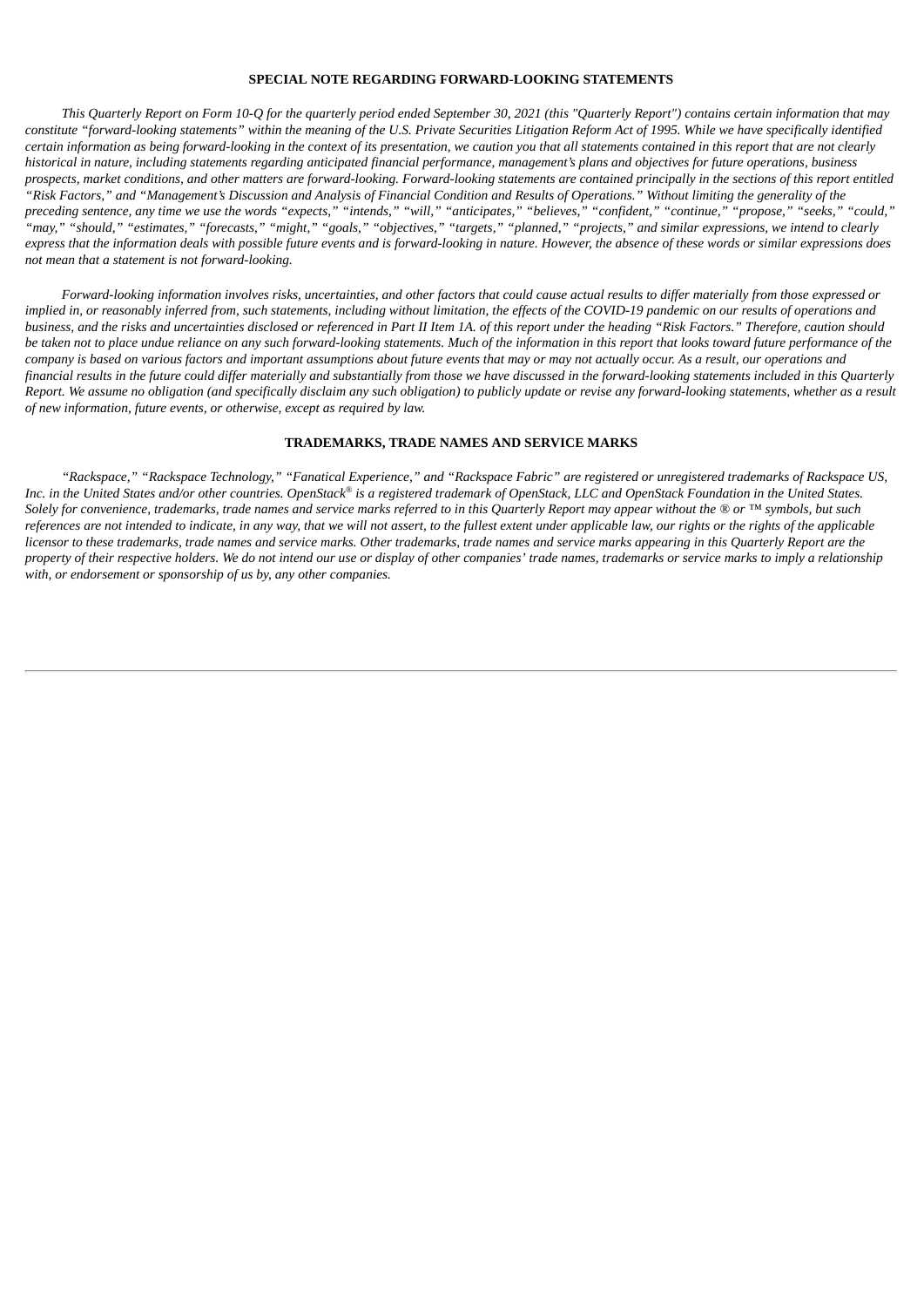## SPECIAL NOTE REGARDING FORWARD-LOOKING STATEMENTS

*This Quarterly Report on Form 10-Q for the quarterly period ended September 30, 2021 (this "Quarterly Report") contains certain information that may constitute "forward-looking statements" within the meaning of the U.S. Private Securities Litigation Reform Act of 1995. While we have specifically identified certain information as being forward-looking in the context of its presentation, we caution you that all statements contained in this report that are not clearly historical in nature, including statements regarding anticipated financial performance, management's plans and objectives for future operations, business prospects, market conditions, and other matters are forward-looking. Forward-looking statements are contained principally in the sections of this report entitled "Risk Factors," and "Management's Discussion and Analysis of Financial Condition and Results of Operations." Without limiting the generality of the preceding sentence, any time we use the words "expects," "intends," "will," "anticipates," "believes," "confident," "continue," "propose," "seeks," "could," "may," "should," "estimates," "forecasts," "might," "goals," "objectives," "targets," "planned," "projects," and similar expressions, we intend to clearly express that the information deals with possible future events and is forward-looking in nature. However, the absence of these words or similar expressions does not mean that a statement is not forward-looking.*

*Forward-looking information involves risks, uncertainties, and other factors that could cause actual results to differ materially from those expressed or implied in, or reasonably inferred from, such statements, including without limitation, the effects of the COVID-19 pandemic on our results of operations and business, and the risks and uncertainties disclosed or referenced in Part II Item 1A. of this report under the heading "Risk Factors." Therefore, caution should be taken not to place undue reliance on any such forward-looking statements. Much of the information in this report that looks toward future performance of the company is based on various factors and important assumptions about future events that may or may not actually occur. As a result, our operations and financial results in the future could differ materially and substantially from those we have discussed in the forward-looking statements included in this Quarterly Report. We assume no obligation (and specifically disclaim any such obligation) to publicly update or revise any forward-looking statements, whether as a result of new information, future events, or otherwise, except as required by law.*

## TRADEMARKS, TRADE NAMES AND SERVICE MARKS

*"Rackspace," "Rackspace Technology," "Fanatical Experience," and "Rackspace Fabric" are registered or unregistered trademarks of Rackspace US, Inc. in the United States and/or other countries. OpenStack® is a registered trademark of OpenStack, LLC and OpenStack Foundation in the United States. Solely for convenience, trademarks, trade names and service marks referred to in this Quarterly Report may appear without the ® or ™ symbols, but such references are not intended to indicate, in any way, that we will not assert, to the fullest extent under applicable law, our rights or the rights of the applicable licensor to these trademarks, trade names and service marks. Other trademarks, trade names and service marks appearing in this Quarterly Report are the property of their respective holders. We do not intend our use or display of other companies' trade names, trademarks or service marks to imply a relationship with, or endorsement or sponsorship of us by, any other companies.*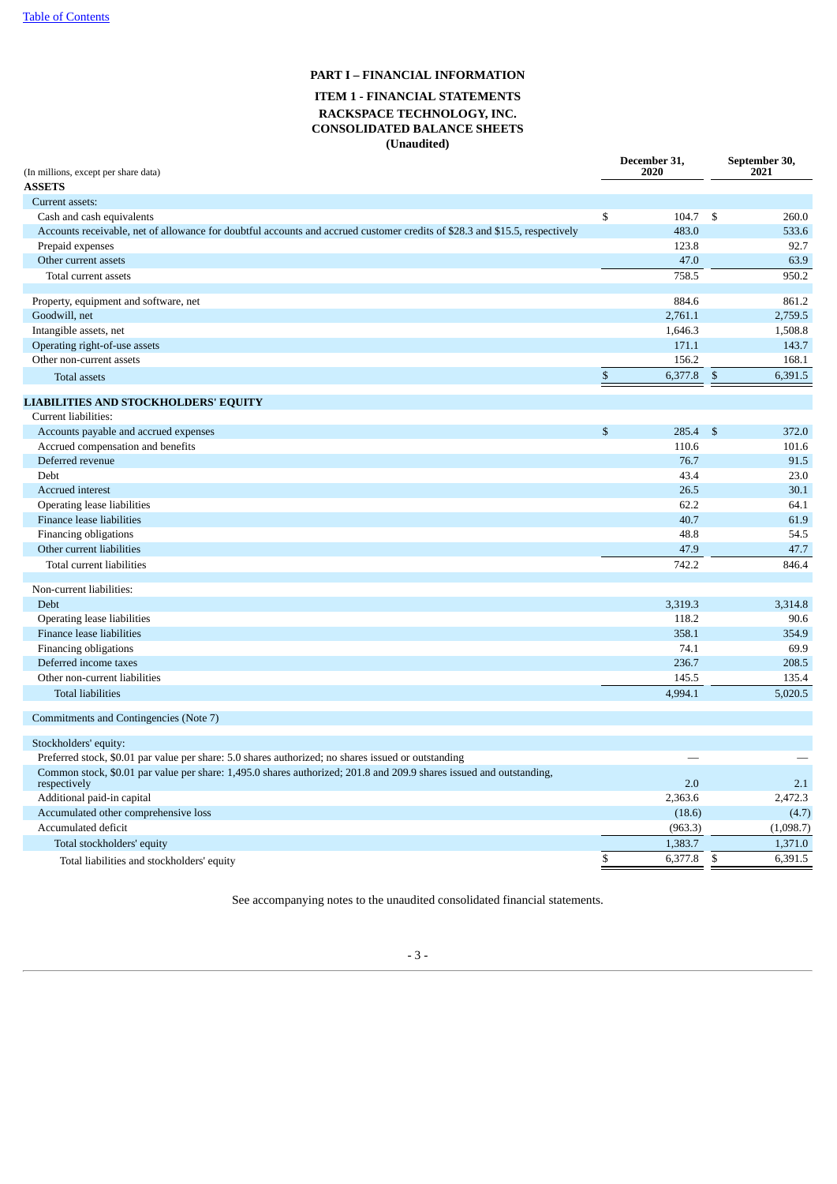# PART I – FINANCIAL INFORMATION

## ITEM 1 - FINANCIAL STATEMENTS

## RACKSPACE TECHNOLOGY, INC.
## CONSOLIDATED BALANCE SHEETS
## (Unaudited)

| (In millions, except per share data) | December 31, 2020 | September 30, 2021 |
|---|---|---|
| **ASSETS** | | |
| Current assets: | | |
| Cash and cash equivalents | $ 104.7 | $ 260.0 |
| Accounts receivable, net of allowance for doubtful accounts and accrued customer credits of $28.3 and $15.5, respectively | 483.0 | 533.6 |
| Prepaid expenses | 123.8 | 92.7 |
| Other current assets | 47.0 | 63.9 |
| Total current assets | 758.5 | 950.2 |
| Property, equipment and software, net | 884.6 | 861.2 |
| Goodwill, net | 2,761.1 | 2,759.5 |
| Intangible assets, net | 1,646.3 | 1,508.8 |
| Operating right-of-use assets | 171.1 | 143.7 |
| Other non-current assets | 156.2 | 168.1 |
| Total assets | $ 6,377.8 | $ 6,391.5 |
| **LIABILITIES AND STOCKHOLDERS' EQUITY** | | |
| Current liabilities: | | |
| Accounts payable and accrued expenses | $ 285.4 | $ 372.0 |
| Accrued compensation and benefits | 110.6 | 101.6 |
| Deferred revenue | 76.7 | 91.5 |
| Debt | 43.4 | 23.0 |
| Accrued interest | 26.5 | 30.1 |
| Operating lease liabilities | 62.2 | 64.1 |
| Finance lease liabilities | 40.7 | 61.9 |
| Financing obligations | 48.8 | 54.5 |
| Other current liabilities | 47.9 | 47.7 |
| Total current liabilities | 742.2 | 846.4 |
| Non-current liabilities: | | |
| Debt | 3,319.3 | 3,314.8 |
| Operating lease liabilities | 118.2 | 90.6 |
| Finance lease liabilities | 358.1 | 354.9 |
| Financing obligations | 74.1 | 69.9 |
| Deferred income taxes | 236.7 | 208.5 |
| Other non-current liabilities | 145.5 | 135.4 |
| Total liabilities | 4,994.1 | 5,020.5 |
| Commitments and Contingencies (Note 7) | | |
| Stockholders' equity: | | |
| Preferred stock, $0.01 par value per share: 5.0 shares authorized; no shares issued or outstanding | — | — |
| Common stock, $0.01 par value per share: 1,495.0 shares authorized; 201.8 and 209.9 shares issued and outstanding, respectively | 2.0 | 2.1 |
| Additional paid-in capital | 2,363.6 | 2,472.3 |
| Accumulated other comprehensive loss | (18.6) | (4.7) |
| Accumulated deficit | (963.3) | (1,098.7) |
| Total stockholders' equity | 1,383.7 | 1,371.0 |
| Total liabilities and stockholders' equity | $ 6,377.8 | $ 6,391.5 |

See accompanying notes to the unaudited consolidated financial statements.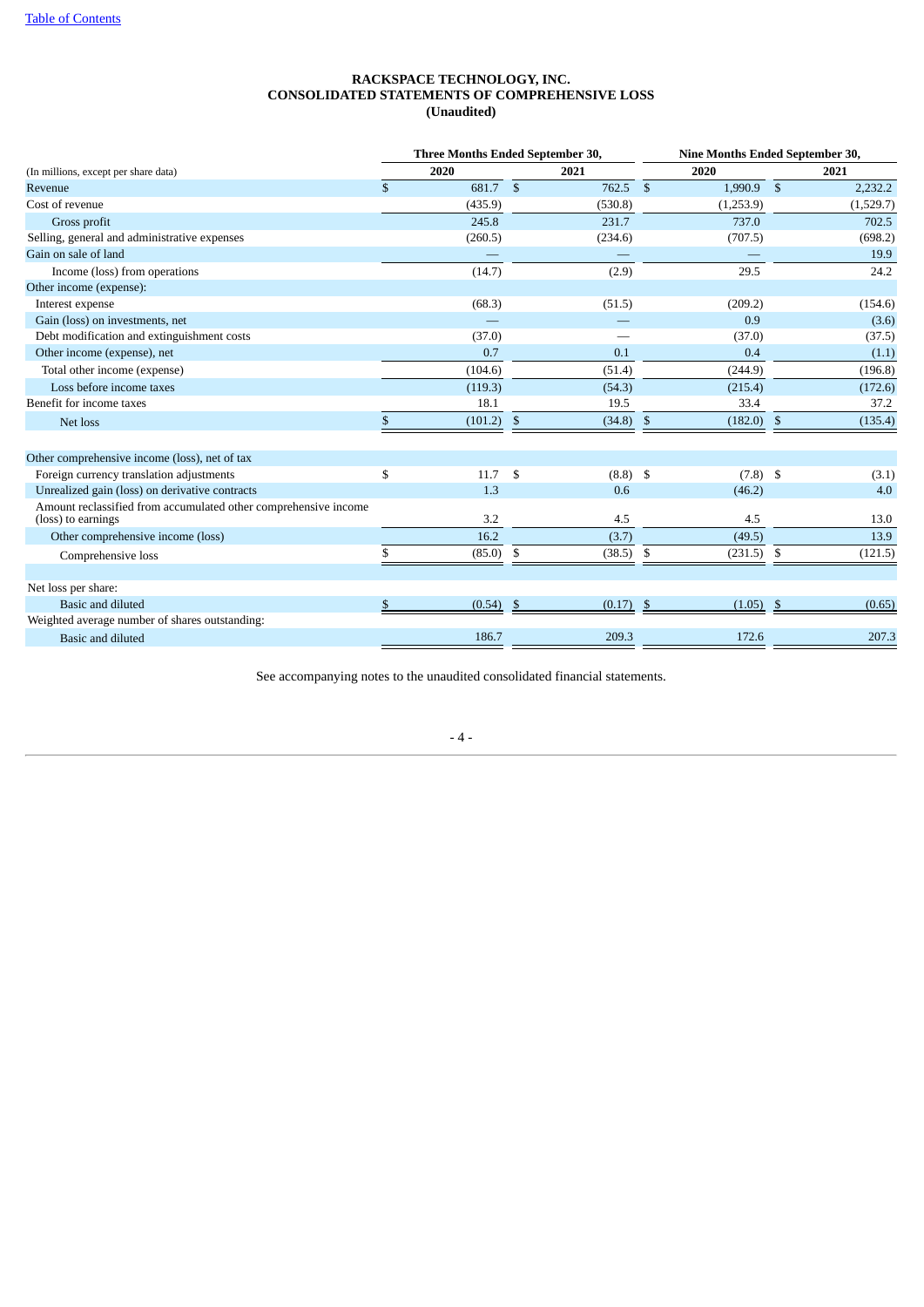[Table of Contents](#)

**RACKSPACE TECHNOLOGY, INC.**
**CONSOLIDATED STATEMENTS OF COMPREHENSIVE LOSS**
**(Unaudited)**

| (In millions, except per share data) | Three Months Ended September 30, 2020 | Three Months Ended September 30, 2021 | Nine Months Ended September 30, 2020 | Nine Months Ended September 30, 2021 |
|---|---|---|---|---|
| Revenue | $ 681.7 | $ 762.5 | $ 1,990.9 | $ 2,232.2 |
| Cost of revenue | (435.9) | (530.8) | (1,253.9) | (1,529.7) |
| Gross profit | 245.8 | 231.7 | 737.0 | 702.5 |
| Selling, general and administrative expenses | (260.5) | (234.6) | (707.5) | (698.2) |
| Gain on sale of land | — | — | — | 19.9 |
| Income (loss) from operations | (14.7) | (2.9) | 29.5 | 24.2 |
| Other income (expense): | | | | |
| Interest expense | (68.3) | (51.5) | (209.2) | (154.6) |
| Gain (loss) on investments, net | — | — | 0.9 | (3.6) |
| Debt modification and extinguishment costs | (37.0) | — | (37.0) | (37.5) |
| Other income (expense), net | 0.7 | 0.1 | 0.4 | (1.1) |
| Total other income (expense) | (104.6) | (51.4) | (244.9) | (196.8) |
| Loss before income taxes | (119.3) | (54.3) | (215.4) | (172.6) |
| Benefit for income taxes | 18.1 | 19.5 | 33.4 | 37.2 |
| Net loss | $ (101.2) | $ (34.8) | $ (182.0) | $ (135.4) |
| | | | | |
| Other comprehensive income (loss), net of tax | | | | |
| Foreign currency translation adjustments | $ 11.7 | $ (8.8) | $ (7.8) | $ (3.1) |
| Unrealized gain (loss) on derivative contracts | 1.3 | 0.6 | (46.2) | 4.0 |
| Amount reclassified from accumulated other comprehensive income (loss) to earnings | 3.2 | 4.5 | 4.5 | 13.0 |
| Other comprehensive income (loss) | 16.2 | (3.7) | (49.5) | 13.9 |
| Comprehensive loss | $ (85.0) | $ (38.5) | $ (231.5) | $ (121.5) |
| | | | | |
| Net loss per share: | | | | |
| Basic and diluted | $ (0.54) | $ (0.17) | $ (1.05) | $ (0.65) |
| Weighted average number of shares outstanding: | | | | |
| Basic and diluted | 186.7 | 209.3 | 172.6 | 207.3 |

See accompanying notes to the unaudited consolidated financial statements.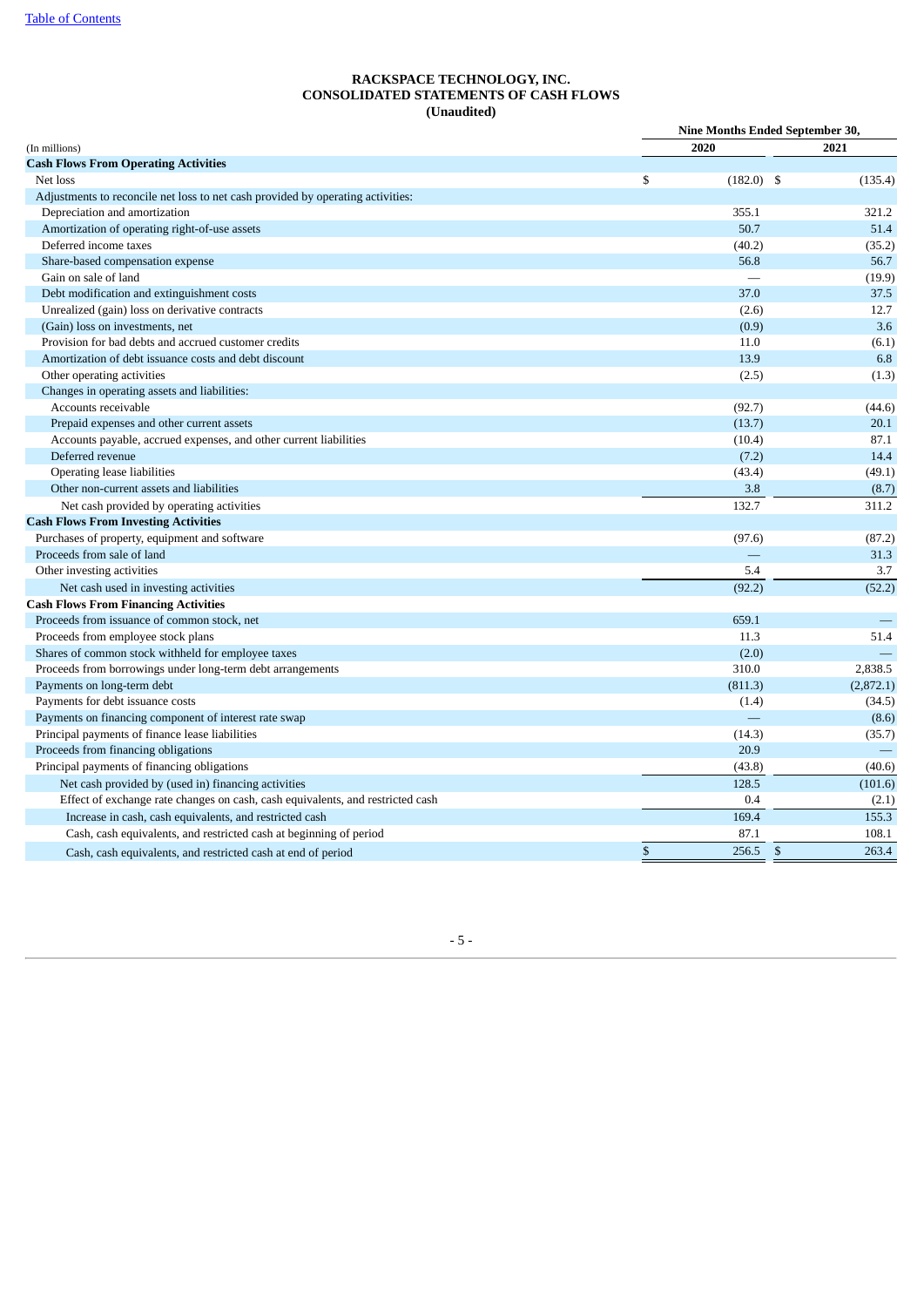**RACKSPACE TECHNOLOGY, INC.**
**CONSOLIDATED STATEMENTS OF CASH FLOWS**
**(Unaudited)**

| (In millions) | Nine Months Ended September 30, 2020 | 2021 |
|---|---|---|
| **Cash Flows From Operating Activities** | | |
| Net loss | $ (182.0) | $ (135.4) |
| Adjustments to reconcile net loss to net cash provided by operating activities: | | |
| Depreciation and amortization | 355.1 | 321.2 |
| Amortization of operating right-of-use assets | 50.7 | 51.4 |
| Deferred income taxes | (40.2) | (35.2) |
| Share-based compensation expense | 56.8 | 56.7 |
| Gain on sale of land | — | (19.9) |
| Debt modification and extinguishment costs | 37.0 | 37.5 |
| Unrealized (gain) loss on derivative contracts | (2.6) | 12.7 |
| (Gain) loss on investments, net | (0.9) | 3.6 |
| Provision for bad debts and accrued customer credits | 11.0 | (6.1) |
| Amortization of debt issuance costs and debt discount | 13.9 | 6.8 |
| Other operating activities | (2.5) | (1.3) |
| Changes in operating assets and liabilities: | | |
| Accounts receivable | (92.7) | (44.6) |
| Prepaid expenses and other current assets | (13.7) | 20.1 |
| Accounts payable, accrued expenses, and other current liabilities | (10.4) | 87.1 |
| Deferred revenue | (7.2) | 14.4 |
| Operating lease liabilities | (43.4) | (49.1) |
| Other non-current assets and liabilities | 3.8 | (8.7) |
| Net cash provided by operating activities | 132.7 | 311.2 |
| **Cash Flows From Investing Activities** | | |
| Purchases of property, equipment and software | (97.6) | (87.2) |
| Proceeds from sale of land | — | 31.3 |
| Other investing activities | 5.4 | 3.7 |
| Net cash used in investing activities | (92.2) | (52.2) |
| **Cash Flows From Financing Activities** | | |
| Proceeds from issuance of common stock, net | 659.1 | — |
| Proceeds from employee stock plans | 11.3 | 51.4 |
| Shares of common stock withheld for employee taxes | (2.0) | — |
| Proceeds from borrowings under long-term debt arrangements | 310.0 | 2,838.5 |
| Payments on long-term debt | (811.3) | (2,872.1) |
| Payments for debt issuance costs | (1.4) | (34.5) |
| Payments on financing component of interest rate swap | — | (8.6) |
| Principal payments of finance lease liabilities | (14.3) | (35.7) |
| Proceeds from financing obligations | 20.9 | — |
| Principal payments of financing obligations | (43.8) | (40.6) |
| Net cash provided by (used in) financing activities | 128.5 | (101.6) |
| Effect of exchange rate changes on cash, cash equivalents, and restricted cash | 0.4 | (2.1) |
| Increase in cash, cash equivalents, and restricted cash | 169.4 | 155.3 |
| Cash, cash equivalents, and restricted cash at beginning of period | 87.1 | 108.1 |
| Cash, cash equivalents, and restricted cash at end of period | $ 256.5 | $ 263.4 |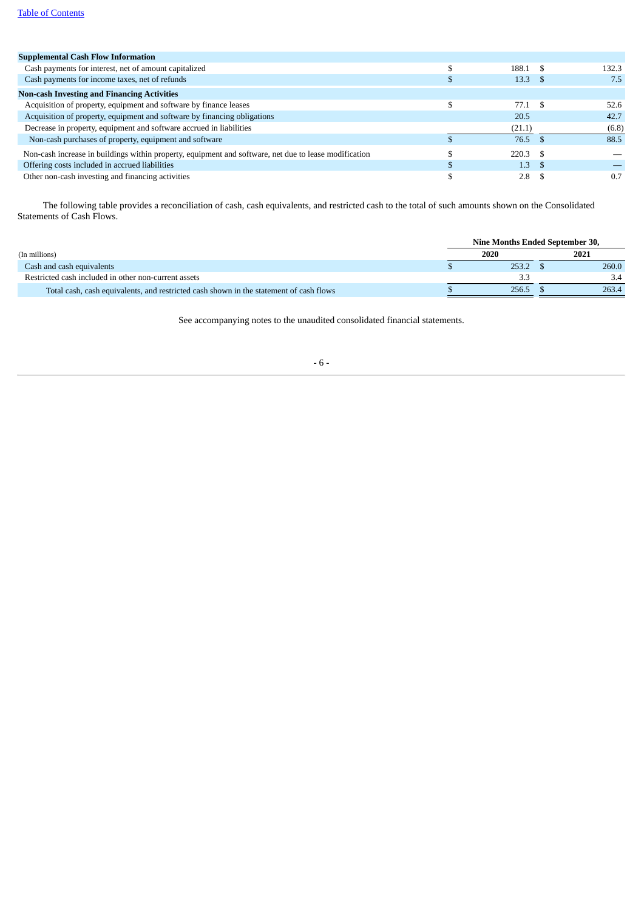| Supplemental Cash Flow Information | | |
|---|---|---|
| Cash payments for interest, net of amount capitalized | $ 188.1 | $ 132.3 |
| Cash payments for income taxes, net of refunds | $ 13.3 | $ 7.5 |
| **Non-cash Investing and Financing Activities** | | |
| Acquisition of property, equipment and software by finance leases | $ 77.1 | $ 52.6 |
| Acquisition of property, equipment and software by financing obligations | 20.5 | 42.7 |
| Decrease in property, equipment and software accrued in liabilities | (21.1) | (6.8) |
| Non-cash purchases of property, equipment and software | $ 76.5 | $ 88.5 |
| Non-cash increase in buildings within property, equipment and software, net due to lease modification | $ 220.3 | $ — |
| Offering costs included in accrued liabilities | $ 1.3 | $ — |
| Other non-cash investing and financing activities | $ 2.8 | $ 0.7 |

The following table provides a reconciliation of cash, cash equivalents, and restricted cash to the total of such amounts shown on the Consolidated Statements of Cash Flows.

| | Nine Months Ended September 30, | |
|---|---|---|
| (In millions) | 2020 | 2021 |
| Cash and cash equivalents | $ 253.2 | $ 260.0 |
| Restricted cash included in other non-current assets | 3.3 | 3.4 |
| Total cash, cash equivalents, and restricted cash shown in the statement of cash flows | $ 256.5 | $ 263.4 |

See accompanying notes to the unaudited consolidated financial statements.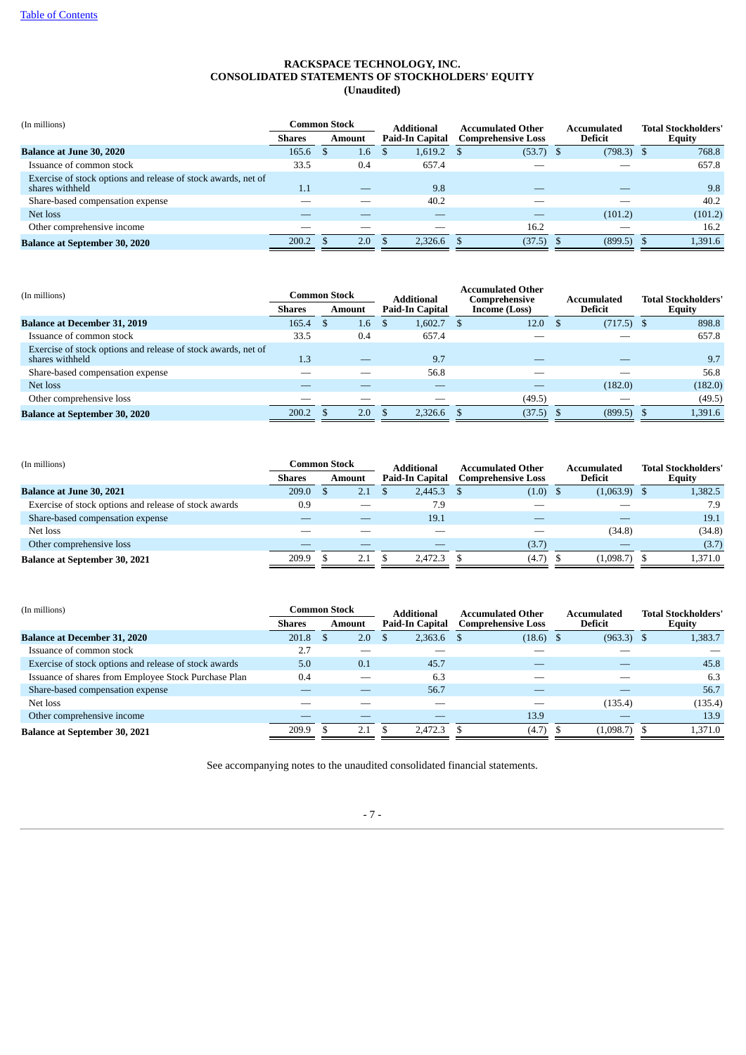[Table of Contents](#)

**RACKSPACE TECHNOLOGY, INC.**
**CONSOLIDATED STATEMENTS OF STOCKHOLDERS' EQUITY**
**(Unaudited)**

| (In millions) | Common Stock | | Additional Paid-In Capital | Accumulated Other Comprehensive Loss | Accumulated Deficit | Total Stockholders' Equity |
|---|---|---|---|---|---|---|
| | Shares | Amount | | | | |
| **Balance at June 30, 2020** | 165.6 | $ 1.6 | $ 1,619.2 | $ (53.7) | $ (798.3) | $ 768.8 |
| Issuance of common stock | 33.5 | 0.4 | 657.4 | — | — | 657.8 |
| Exercise of stock options and release of stock awards, net of shares withheld | 1.1 | — | 9.8 | — | — | 9.8 |
| Share-based compensation expense | — | — | 40.2 | — | — | 40.2 |
| Net loss | — | — | — | — | (101.2) | (101.2) |
| Other comprehensive income | — | — | — | 16.2 | — | 16.2 |
| **Balance at September 30, 2020** | 200.2 | $ 2.0 | $ 2,326.6 | $ (37.5) | $ (899.5) | $ 1,391.6 |

| (In millions) | Common Stock | | Additional Paid-In Capital | Accumulated Other Comprehensive Income (Loss) | Accumulated Deficit | Total Stockholders' Equity |
|---|---|---|---|---|---|---|
| | Shares | Amount | | | | |
| **Balance at December 31, 2019** | 165.4 | $ 1.6 | $ 1,602.7 | $ 12.0 | $ (717.5) | $ 898.8 |
| Issuance of common stock | 33.5 | 0.4 | 657.4 | — | — | 657.8 |
| Exercise of stock options and release of stock awards, net of shares withheld | 1.3 | — | 9.7 | — | — | 9.7 |
| Share-based compensation expense | — | — | 56.8 | — | — | 56.8 |
| Net loss | — | — | — | — | (182.0) | (182.0) |
| Other comprehensive loss | — | — | — | (49.5) | — | (49.5) |
| **Balance at September 30, 2020** | 200.2 | $ 2.0 | $ 2,326.6 | $ (37.5) | $ (899.5) | $ 1,391.6 |

| (In millions) | Common Stock | | Additional Paid-In Capital | Accumulated Other Comprehensive Loss | Accumulated Deficit | Total Stockholders' Equity |
|---|---|---|---|---|---|---|
| | Shares | Amount | | | | |
| **Balance at June 30, 2021** | 209.0 | $ 2.1 | $ 2,445.3 | $ (1.0) | $ (1,063.9) | $ 1,382.5 |
| Exercise of stock options and release of stock awards | 0.9 | — | 7.9 | — | — | 7.9 |
| Share-based compensation expense | — | — | 19.1 | — | — | 19.1 |
| Net loss | — | — | — | — | (34.8) | (34.8) |
| Other comprehensive loss | — | — | — | (3.7) | — | (3.7) |
| **Balance at September 30, 2021** | 209.9 | $ 2.1 | $ 2,472.3 | $ (4.7) | $ (1,098.7) | $ 1,371.0 |

| (In millions) | Common Stock | | Additional Paid-In Capital | Accumulated Other Comprehensive Loss | Accumulated Deficit | Total Stockholders' Equity |
|---|---|---|---|---|---|---|
| | Shares | Amount | | | | |
| **Balance at December 31, 2020** | 201.8 | $ 2.0 | $ 2,363.6 | $ (18.6) | $ (963.3) | $ 1,383.7 |
| Issuance of common stock | 2.7 | — | — | — | — | — |
| Exercise of stock options and release of stock awards | 5.0 | 0.1 | 45.7 | — | — | 45.8 |
| Issuance of shares from Employee Stock Purchase Plan | 0.4 | — | 6.3 | — | — | 6.3 |
| Share-based compensation expense | — | — | 56.7 | — | — | 56.7 |
| Net loss | — | — | — | — | (135.4) | (135.4) |
| Other comprehensive income | — | — | — | 13.9 | — | 13.9 |
| **Balance at September 30, 2021** | 209.9 | $ 2.1 | $ 2,472.3 | $ (4.7) | $ (1,098.7) | $ 1,371.0 |

See accompanying notes to the unaudited consolidated financial statements.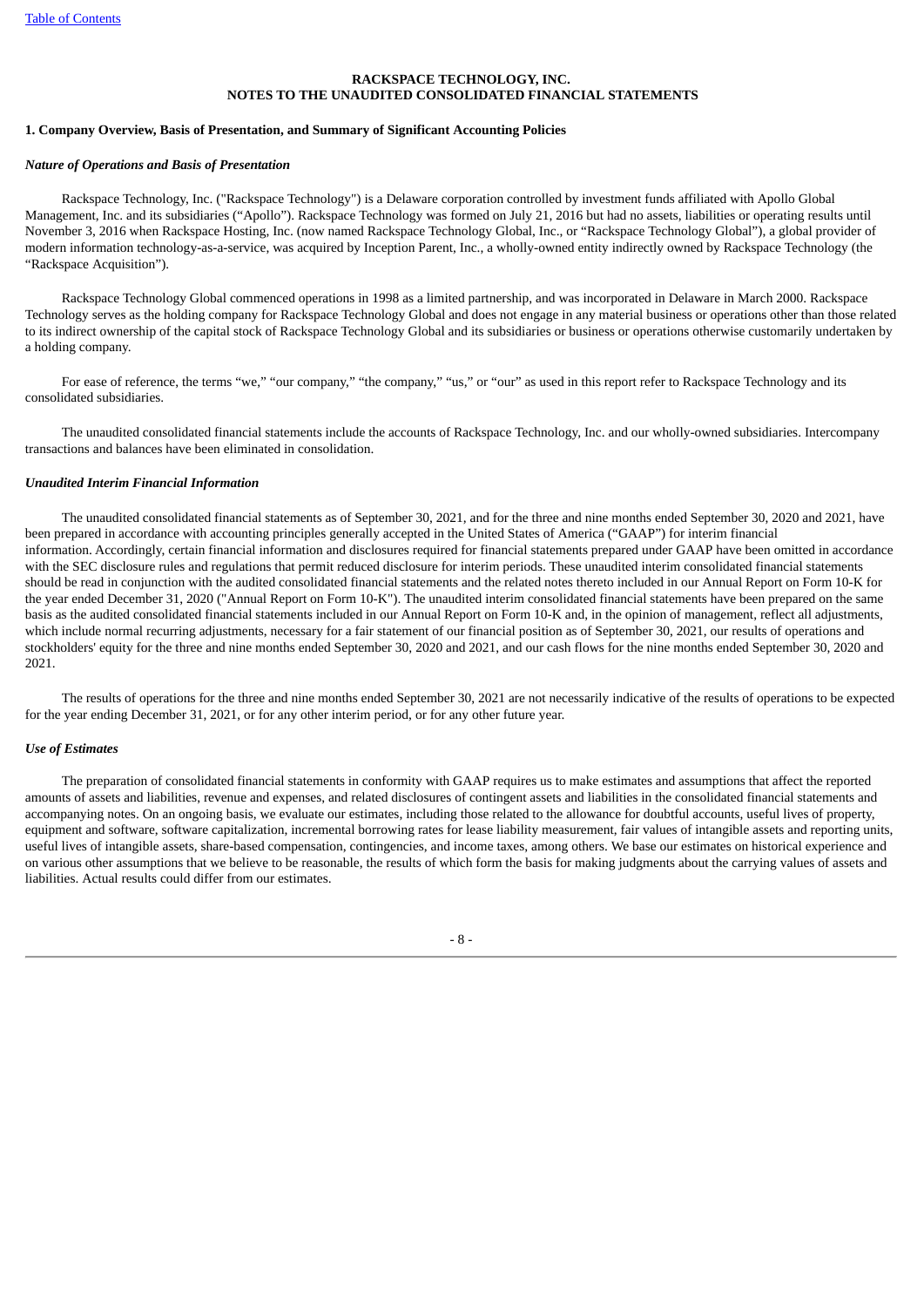**RACKSPACE TECHNOLOGY, INC.**
**NOTES TO THE UNAUDITED CONSOLIDATED FINANCIAL STATEMENTS**

## 1. Company Overview, Basis of Presentation, and Summary of Significant Accounting Policies

### *Nature of Operations and Basis of Presentation*

Rackspace Technology, Inc. ("Rackspace Technology") is a Delaware corporation controlled by investment funds affiliated with Apollo Global Management, Inc. and its subsidiaries ("Apollo"). Rackspace Technology was formed on July 21, 2016 but had no assets, liabilities or operating results until November 3, 2016 when Rackspace Hosting, Inc. (now named Rackspace Technology Global, Inc., or "Rackspace Technology Global"), a global provider of modern information technology-as-a-service, was acquired by Inception Parent, Inc., a wholly-owned entity indirectly owned by Rackspace Technology (the "Rackspace Acquisition").

Rackspace Technology Global commenced operations in 1998 as a limited partnership, and was incorporated in Delaware in March 2000. Rackspace Technology serves as the holding company for Rackspace Technology Global and does not engage in any material business or operations other than those related to its indirect ownership of the capital stock of Rackspace Technology Global and its subsidiaries or business or operations otherwise customarily undertaken by a holding company.

For ease of reference, the terms "we," "our company," "the company," "us," or "our" as used in this report refer to Rackspace Technology and its consolidated subsidiaries.

The unaudited consolidated financial statements include the accounts of Rackspace Technology, Inc. and our wholly-owned subsidiaries. Intercompany transactions and balances have been eliminated in consolidation.

### *Unaudited Interim Financial Information*

The unaudited consolidated financial statements as of September 30, 2021, and for the three and nine months ended September 30, 2020 and 2021, have been prepared in accordance with accounting principles generally accepted in the United States of America ("GAAP") for interim financial information. Accordingly, certain financial information and disclosures required for financial statements prepared under GAAP have been omitted in accordance with the SEC disclosure rules and regulations that permit reduced disclosure for interim periods. These unaudited interim consolidated financial statements should be read in conjunction with the audited consolidated financial statements and the related notes thereto included in our Annual Report on Form 10-K for the year ended December 31, 2020 ("Annual Report on Form 10-K"). The unaudited interim consolidated financial statements have been prepared on the same basis as the audited consolidated financial statements included in our Annual Report on Form 10-K and, in the opinion of management, reflect all adjustments, which include normal recurring adjustments, necessary for a fair statement of our financial position as of September 30, 2021, our results of operations and stockholders' equity for the three and nine months ended September 30, 2020 and 2021, and our cash flows for the nine months ended September 30, 2020 and 2021.

The results of operations for the three and nine months ended September 30, 2021 are not necessarily indicative of the results of operations to be expected for the year ending December 31, 2021, or for any other interim period, or for any other future year.

### *Use of Estimates*

The preparation of consolidated financial statements in conformity with GAAP requires us to make estimates and assumptions that affect the reported amounts of assets and liabilities, revenue and expenses, and related disclosures of contingent assets and liabilities in the consolidated financial statements and accompanying notes. On an ongoing basis, we evaluate our estimates, including those related to the allowance for doubtful accounts, useful lives of property, equipment and software, software capitalization, incremental borrowing rates for lease liability measurement, fair values of intangible assets and reporting units, useful lives of intangible assets, share-based compensation, contingencies, and income taxes, among others. We base our estimates on historical experience and on various other assumptions that we believe to be reasonable, the results of which form the basis for making judgments about the carrying values of assets and liabilities. Actual results could differ from our estimates.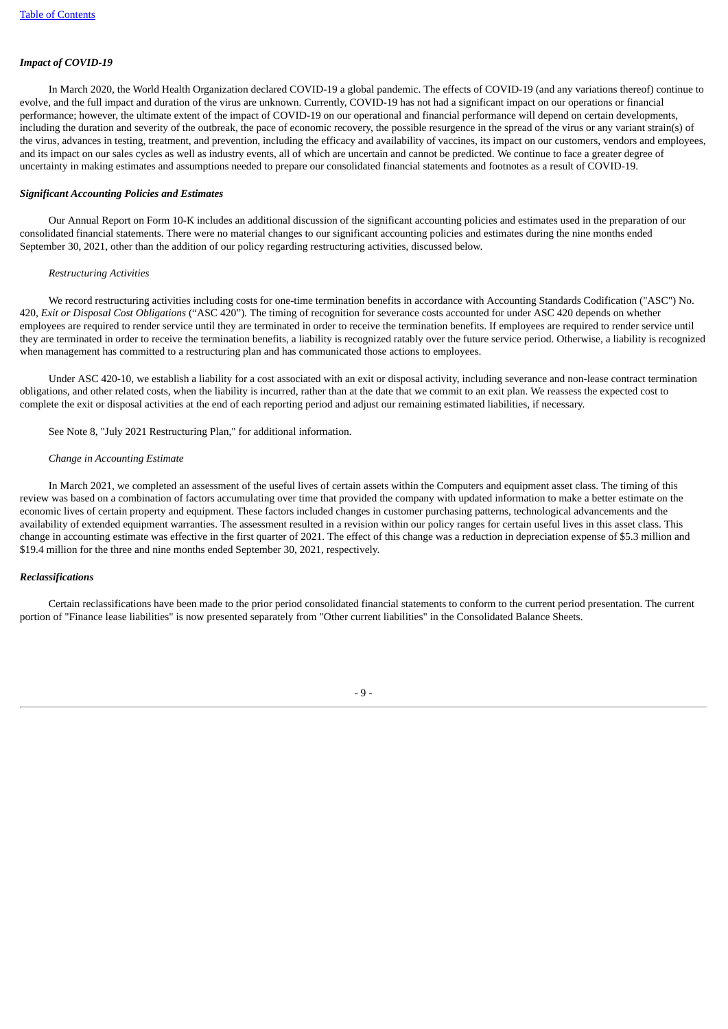***Impact of COVID-19***

In March 2020, the World Health Organization declared COVID-19 a global pandemic. The effects of COVID-19 (and any variations thereof) continue to evolve, and the full impact and duration of the virus are unknown. Currently, COVID-19 has not had a significant impact on our operations or financial performance; however, the ultimate extent of the impact of COVID-19 on our operational and financial performance will depend on certain developments, including the duration and severity of the outbreak, the pace of economic recovery, the possible resurgence in the spread of the virus or any variant strain(s) of the virus, advances in testing, treatment, and prevention, including the efficacy and availability of vaccines, its impact on our customers, vendors and employees, and its impact on our sales cycles as well as industry events, all of which are uncertain and cannot be predicted. We continue to face a greater degree of uncertainty in making estimates and assumptions needed to prepare our consolidated financial statements and footnotes as a result of COVID-19.

***Significant Accounting Policies and Estimates***

Our Annual Report on Form 10-K includes an additional discussion of the significant accounting policies and estimates used in the preparation of our consolidated financial statements. There were no material changes to our significant accounting policies and estimates during the nine months ended September 30, 2021, other than the addition of our policy regarding restructuring activities, discussed below.

*Restructuring Activities*

We record restructuring activities including costs for one-time termination benefits in accordance with Accounting Standards Codification ("ASC") No. 420, *Exit or Disposal Cost Obligations* ("ASC 420"). The timing of recognition for severance costs accounted for under ASC 420 depends on whether employees are required to render service until they are terminated in order to receive the termination benefits. If employees are required to render service until they are terminated in order to receive the termination benefits, a liability is recognized ratably over the future service period. Otherwise, a liability is recognized when management has committed to a restructuring plan and has communicated those actions to employees.

Under ASC 420-10, we establish a liability for a cost associated with an exit or disposal activity, including severance and non-lease contract termination obligations, and other related costs, when the liability is incurred, rather than at the date that we commit to an exit plan. We reassess the expected cost to complete the exit or disposal activities at the end of each reporting period and adjust our remaining estimated liabilities, if necessary.

See Note 8, "July 2021 Restructuring Plan," for additional information.

*Change in Accounting Estimate*

In March 2021, we completed an assessment of the useful lives of certain assets within the Computers and equipment asset class. The timing of this review was based on a combination of factors accumulating over time that provided the company with updated information to make a better estimate on the economic lives of certain property and equipment. These factors included changes in customer purchasing patterns, technological advancements and the availability of extended equipment warranties. The assessment resulted in a revision within our policy ranges for certain useful lives in this asset class. This change in accounting estimate was effective in the first quarter of 2021. The effect of this change was a reduction in depreciation expense of $5.3 million and $19.4 million for the three and nine months ended September 30, 2021, respectively.

***Reclassifications***

Certain reclassifications have been made to the prior period consolidated financial statements to conform to the current period presentation. The current portion of "Finance lease liabilities" is now presented separately from "Other current liabilities" in the Consolidated Balance Sheets.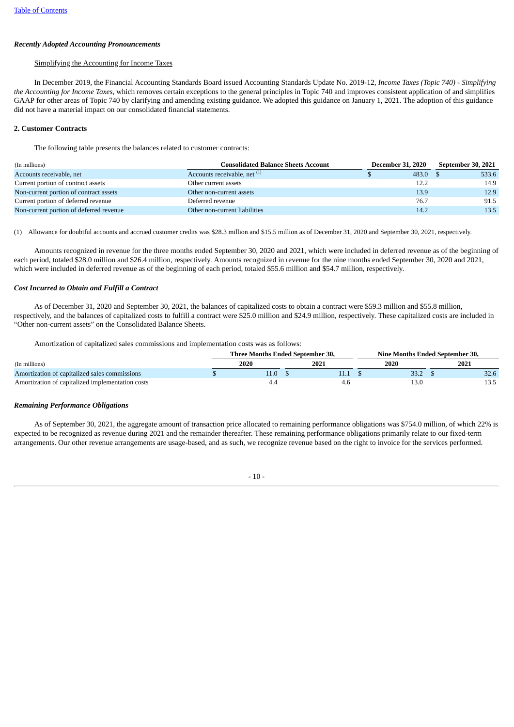### *Recently Adopted Accounting Pronouncements*

Simplifying the Accounting for Income Taxes

In December 2019, the Financial Accounting Standards Board issued Accounting Standards Update No. 2019-12, *Income Taxes (Topic 740) - Simplifying the Accounting for Income Taxes*, which removes certain exceptions to the general principles in Topic 740 and improves consistent application of and simplifies GAAP for other areas of Topic 740 by clarifying and amending existing guidance. We adopted this guidance on January 1, 2021. The adoption of this guidance did not have a material impact on our consolidated financial statements.

## 2. Customer Contracts

The following table presents the balances related to customer contracts:

| (In millions) | Consolidated Balance Sheets Account | December 31, 2020 | September 30, 2021 |
|---|---|---|---|
| Accounts receivable, net | Accounts receivable, net [(1)] | $ 483.0 | $ 533.6 |
| Current portion of contract assets | Other current assets | 12.2 | 14.9 |
| Non-current portion of contract assets | Other non-current assets | 13.9 | 12.9 |
| Current portion of deferred revenue | Deferred revenue | 76.7 | 91.5 |
| Non-current portion of deferred revenue | Other non-current liabilities | 14.2 | 13.5 |

(1) Allowance for doubtful accounts and accrued customer credits was $28.3 million and $15.5 million as of December 31, 2020 and September 30, 2021, respectively.

Amounts recognized in revenue for the three months ended September 30, 2020 and 2021, which were included in deferred revenue as of the beginning of each period, totaled $28.0 million and $26.4 million, respectively. Amounts recognized in revenue for the nine months ended September 30, 2020 and 2021, which were included in deferred revenue as of the beginning of each period, totaled $55.6 million and $54.7 million, respectively.

### *Cost Incurred to Obtain and Fulfill a Contract*

As of December 31, 2020 and September 30, 2021, the balances of capitalized costs to obtain a contract were $59.3 million and $55.8 million, respectively, and the balances of capitalized costs to fulfill a contract were $25.0 million and $24.9 million, respectively. These capitalized costs are included in "Other non-current assets" on the Consolidated Balance Sheets.

Amortization of capitalized sales commissions and implementation costs was as follows:

| | Three Months Ended September 30, | | Nine Months Ended September 30, | |
|---|---|---|---|---|
| (In millions) | 2020 | 2021 | 2020 | 2021 |
| Amortization of capitalized sales commissions | $ 11.0 | $ 11.1 | $ 33.2 | $ 32.6 |
| Amortization of capitalized implementation costs | 4.4 | 4.6 | 13.0 | 13.5 |

### *Remaining Performance Obligations*

As of September 30, 2021, the aggregate amount of transaction price allocated to remaining performance obligations was $754.0 million, of which 22% is expected to be recognized as revenue during 2021 and the remainder thereafter. These remaining performance obligations primarily relate to our fixed-term arrangements. Our other revenue arrangements are usage-based, and as such, we recognize revenue based on the right to invoice for the services performed.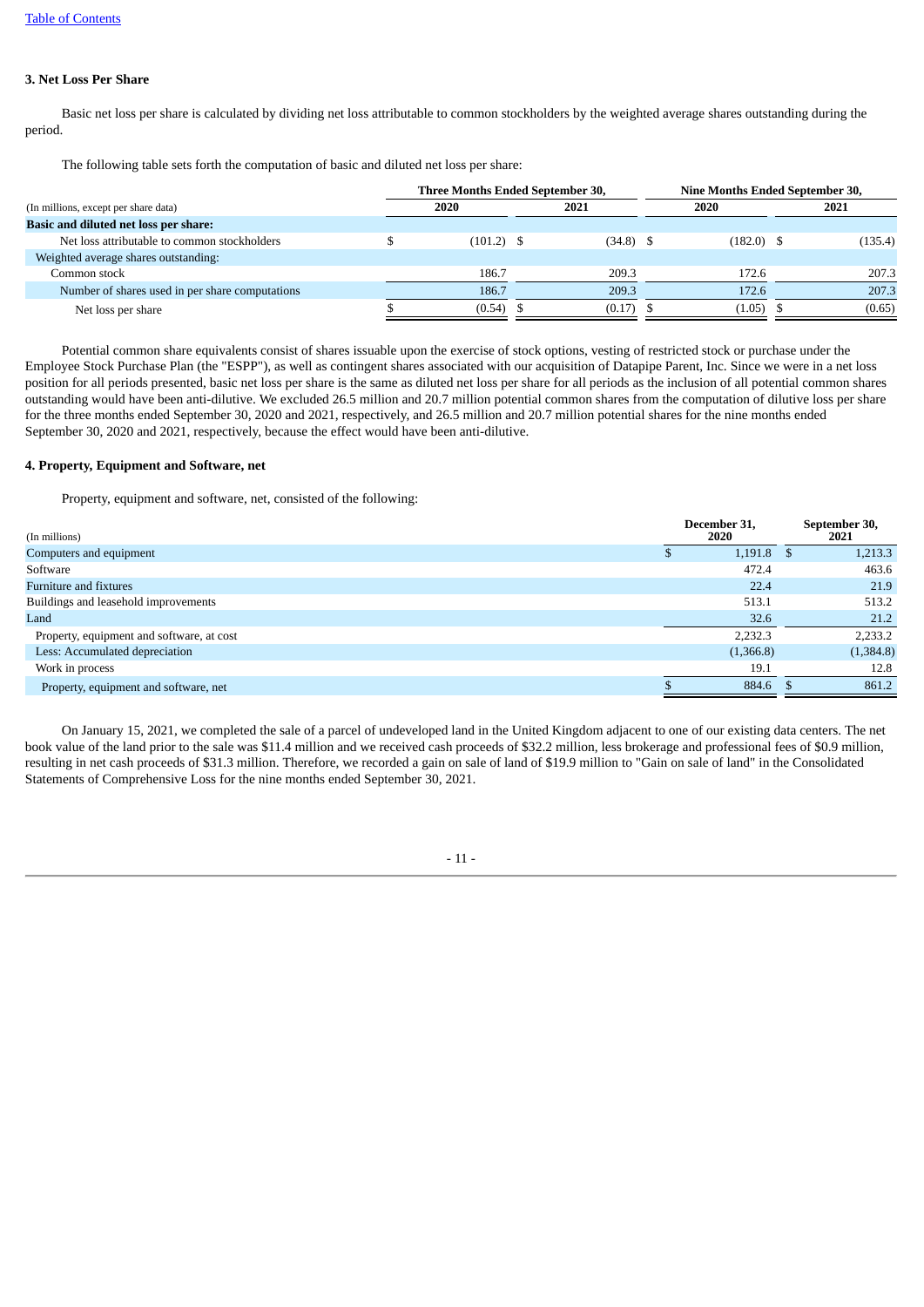### 3. Net Loss Per Share

Basic net loss per share is calculated by dividing net loss attributable to common stockholders by the weighted average shares outstanding during the period.

The following table sets forth the computation of basic and diluted net loss per share:

| (In millions, except per share data) | Three Months Ended September 30, 2020 | Three Months Ended September 30, 2021 | Nine Months Ended September 30, 2020 | Nine Months Ended September 30, 2021 |
|---|---|---|---|---|
| **Basic and diluted net loss per share:** | | | | |
| Net loss attributable to common stockholders | $ (101.2) | $ (34.8) | $ (182.0) | $ (135.4) |
| Weighted average shares outstanding: | | | | |
| Common stock | 186.7 | 209.3 | 172.6 | 207.3 |
| Number of shares used in per share computations | 186.7 | 209.3 | 172.6 | 207.3 |
| Net loss per share | $ (0.54) | $ (0.17) | $ (1.05) | $ (0.65) |

Potential common share equivalents consist of shares issuable upon the exercise of stock options, vesting of restricted stock or purchase under the Employee Stock Purchase Plan (the "ESPP"), as well as contingent shares associated with our acquisition of Datapipe Parent, Inc. Since we were in a net loss position for all periods presented, basic net loss per share is the same as diluted net loss per share for all periods as the inclusion of all potential common shares outstanding would have been anti-dilutive. We excluded 26.5 million and 20.7 million potential common shares from the computation of dilutive loss per share for the three months ended September 30, 2020 and 2021, respectively, and 26.5 million and 20.7 million potential shares for the nine months ended September 30, 2020 and 2021, respectively, because the effect would have been anti-dilutive.

### 4. Property, Equipment and Software, net

Property, equipment and software, net, consisted of the following:

| (In millions) | December 31, 2020 | September 30, 2021 |
|---|---|---|
| Computers and equipment | $ 1,191.8 | $ 1,213.3 |
| Software | 472.4 | 463.6 |
| Furniture and fixtures | 22.4 | 21.9 |
| Buildings and leasehold improvements | 513.1 | 513.2 |
| Land | 32.6 | 21.2 |
| Property, equipment and software, at cost | 2,232.3 | 2,233.2 |
| Less: Accumulated depreciation | (1,366.8) | (1,384.8) |
| Work in process | 19.1 | 12.8 |
| Property, equipment and software, net | $ 884.6 | $ 861.2 |

On January 15, 2021, we completed the sale of a parcel of undeveloped land in the United Kingdom adjacent to one of our existing data centers. The net book value of the land prior to the sale was $11.4 million and we received cash proceeds of $32.2 million, less brokerage and professional fees of $0.9 million, resulting in net cash proceeds of $31.3 million. Therefore, we recorded a gain on sale of land of $19.9 million to "Gain on sale of land" in the Consolidated Statements of Comprehensive Loss for the nine months ended September 30, 2021.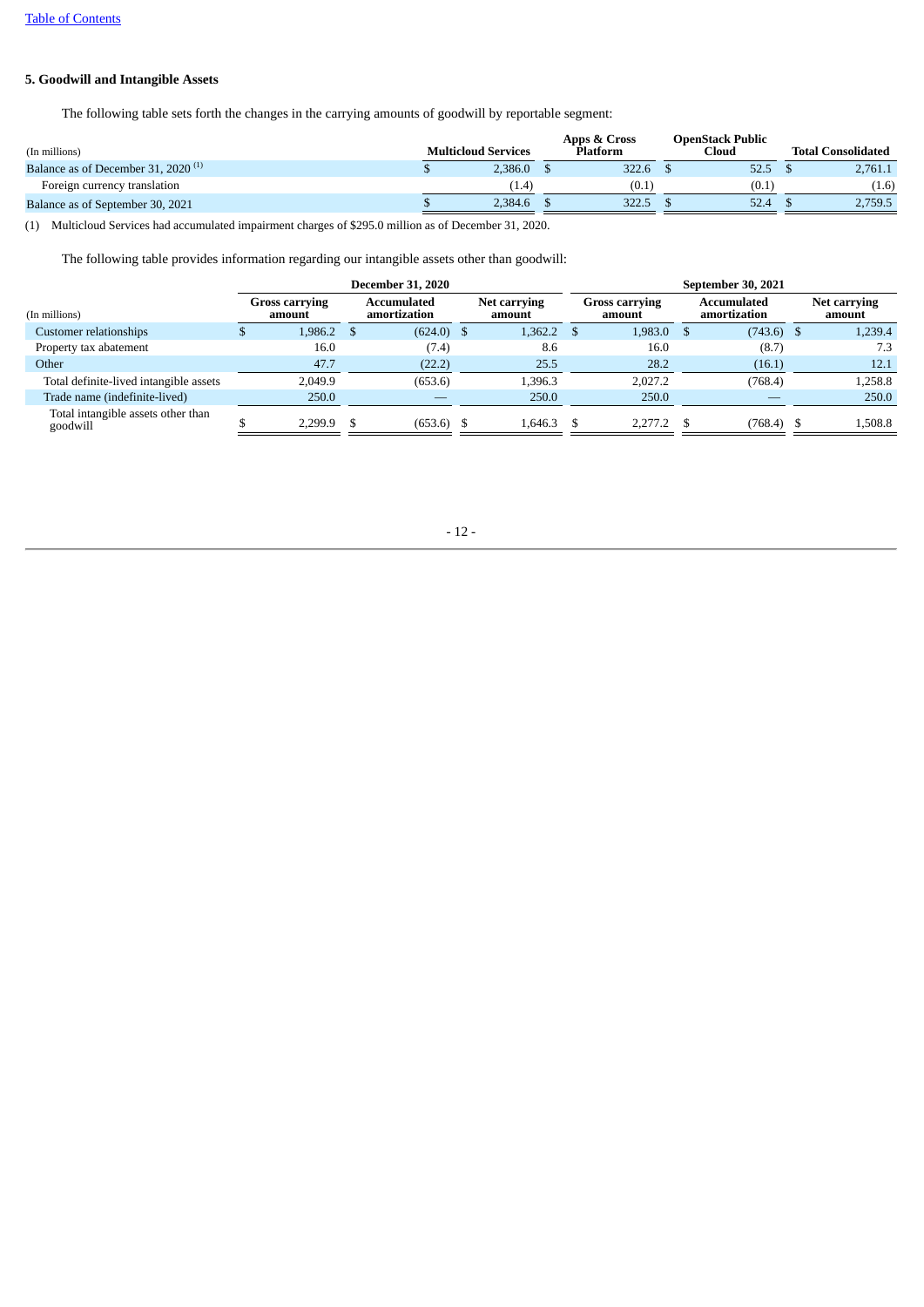### 5. Goodwill and Intangible Assets

The following table sets forth the changes in the carrying amounts of goodwill by reportable segment:

| (In millions) | Multicloud Services | Apps & Cross Platform | OpenStack Public Cloud | Total Consolidated |
|---|---|---|---|---|
| Balance as of December 31, 2020 [(1)] | $ 2,386.0 | $ 322.6 | $ 52.5 | $ 2,761.1 |
| Foreign currency translation | (1.4) | (0.1) | (0.1) | (1.6) |
| Balance as of September 30, 2021 | $ 2,384.6 | $ 322.5 | $ 52.4 | $ 2,759.5 |

(1) Multicloud Services had accumulated impairment charges of $295.0 million as of December 31, 2020.

The following table provides information regarding our intangible assets other than goodwill:

| | December 31, 2020 | | | September 30, 2021 | | |
|---|---|---|---|---|---|---|
| (In millions) | Gross carrying amount | Accumulated amortization | Net carrying amount | Gross carrying amount | Accumulated amortization | Net carrying amount |
| Customer relationships | $ 1,986.2 | $ (624.0) | $ 1,362.2 | $ 1,983.0 | $ (743.6) | $ 1,239.4 |
| Property tax abatement | 16.0 | (7.4) | 8.6 | 16.0 | (8.7) | 7.3 |
| Other | 47.7 | (22.2) | 25.5 | 28.2 | (16.1) | 12.1 |
| Total definite-lived intangible assets | 2,049.9 | (653.6) | 1,396.3 | 2,027.2 | (768.4) | 1,258.8 |
| Trade name (indefinite-lived) | 250.0 | — | 250.0 | 250.0 | — | 250.0 |
| Total intangible assets other than goodwill | $ 2,299.9 | $ (653.6) | $ 1,646.3 | $ 2,277.2 | $ (768.4) | $ 1,508.8 |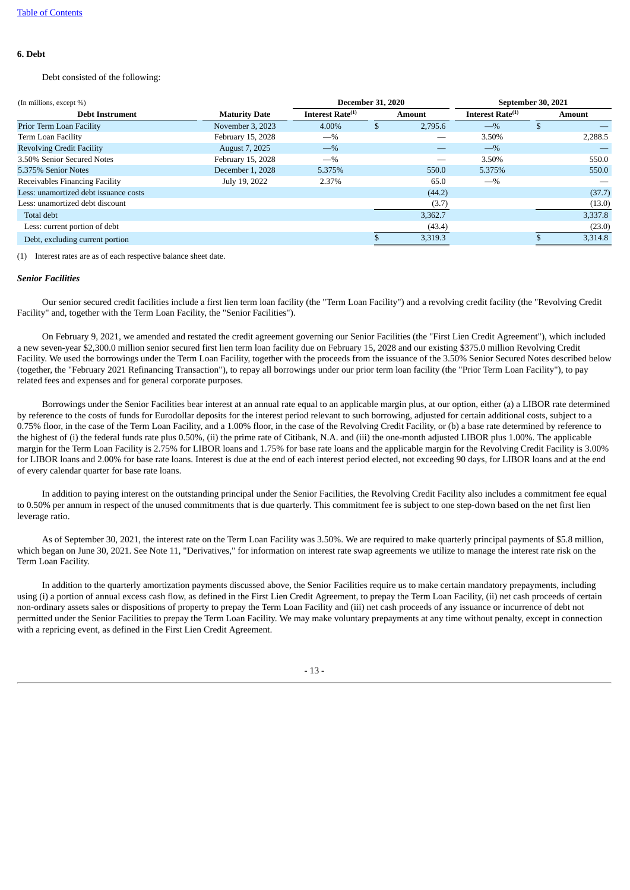## 6. Debt

Debt consisted of the following:

| (In millions, except %) | | December 31, 2020 | | September 30, 2021 | |
|---|---|---|---|---|---|
| **Debt Instrument** | **Maturity Date** | **Interest Rate(1)** | **Amount** | **Interest Rate(1)** | **Amount** |
| Prior Term Loan Facility | November 3, 2023 | 4.00% | $ 2,795.6 | —% | $ — |
| Term Loan Facility | February 15, 2028 | —% | — | 3.50% | 2,288.5 |
| Revolving Credit Facility | August 7, 2025 | —% | — | —% | — |
| 3.50% Senior Secured Notes | February 15, 2028 | —% | — | 3.50% | 550.0 |
| 5.375% Senior Notes | December 1, 2028 | 5.375% | 550.0 | 5.375% | 550.0 |
| Receivables Financing Facility | July 19, 2022 | 2.37% | 65.0 | —% | — |
| Less: unamortized debt issuance costs | | | (44.2) | | (37.7) |
| Less: unamortized debt discount | | | (3.7) | | (13.0) |
| Total debt | | | 3,362.7 | | 3,337.8 |
| Less: current portion of debt | | | (43.4) | | (23.0) |
| Debt, excluding current portion | | | $ 3,319.3 | | $ 3,314.8 |

(1) Interest rates are as of each respective balance sheet date.

### *Senior Facilities*

Our senior secured credit facilities include a first lien term loan facility (the "Term Loan Facility") and a revolving credit facility (the "Revolving Credit Facility" and, together with the Term Loan Facility, the "Senior Facilities").

On February 9, 2021, we amended and restated the credit agreement governing our Senior Facilities (the "First Lien Credit Agreement"), which included a new seven-year $2,300.0 million senior secured first lien term loan facility due on February 15, 2028 and our existing $375.0 million Revolving Credit Facility. We used the borrowings under the Term Loan Facility, together with the proceeds from the issuance of the 3.50% Senior Secured Notes described below (together, the "February 2021 Refinancing Transaction"), to repay all borrowings under our prior term loan facility (the "Prior Term Loan Facility"), to pay related fees and expenses and for general corporate purposes.

Borrowings under the Senior Facilities bear interest at an annual rate equal to an applicable margin plus, at our option, either (a) a LIBOR rate determined by reference to the costs of funds for Eurodollar deposits for the interest period relevant to such borrowing, adjusted for certain additional costs, subject to a 0.75% floor, in the case of the Term Loan Facility, and a 1.00% floor, in the case of the Revolving Credit Facility, or (b) a base rate determined by reference to the highest of (i) the federal funds rate plus 0.50%, (ii) the prime rate of Citibank, N.A. and (iii) the one-month adjusted LIBOR plus 1.00%. The applicable margin for the Term Loan Facility is 2.75% for LIBOR loans and 1.75% for base rate loans and the applicable margin for the Revolving Credit Facility is 3.00% for LIBOR loans and 2.00% for base rate loans. Interest is due at the end of each interest period elected, not exceeding 90 days, for LIBOR loans and at the end of every calendar quarter for base rate loans.

In addition to paying interest on the outstanding principal under the Senior Facilities, the Revolving Credit Facility also includes a commitment fee equal to 0.50% per annum in respect of the unused commitments that is due quarterly. This commitment fee is subject to one step-down based on the net first lien leverage ratio.

As of September 30, 2021, the interest rate on the Term Loan Facility was 3.50%. We are required to make quarterly principal payments of $5.8 million, which began on June 30, 2021. See Note 11, "Derivatives," for information on interest rate swap agreements we utilize to manage the interest rate risk on the Term Loan Facility.

In addition to the quarterly amortization payments discussed above, the Senior Facilities require us to make certain mandatory prepayments, including using (i) a portion of annual excess cash flow, as defined in the First Lien Credit Agreement, to prepay the Term Loan Facility, (ii) net cash proceeds of certain non-ordinary assets sales or dispositions of property to prepay the Term Loan Facility and (iii) net cash proceeds of any issuance or incurrence of debt not permitted under the Senior Facilities to prepay the Term Loan Facility. We may make voluntary prepayments at any time without penalty, except in connection with a repricing event, as defined in the First Lien Credit Agreement.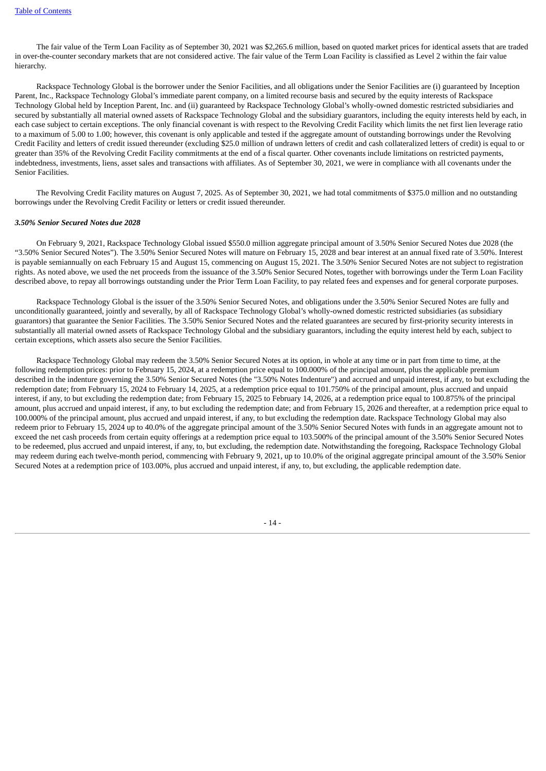The fair value of the Term Loan Facility as of September 30, 2021 was $2,265.6 million, based on quoted market prices for identical assets that are traded in over-the-counter secondary markets that are not considered active. The fair value of the Term Loan Facility is classified as Level 2 within the fair value hierarchy.

Rackspace Technology Global is the borrower under the Senior Facilities, and all obligations under the Senior Facilities are (i) guaranteed by Inception Parent, Inc., Rackspace Technology Global's immediate parent company, on a limited recourse basis and secured by the equity interests of Rackspace Technology Global held by Inception Parent, Inc. and (ii) guaranteed by Rackspace Technology Global's wholly-owned domestic restricted subsidiaries and secured by substantially all material owned assets of Rackspace Technology Global and the subsidiary guarantors, including the equity interests held by each, in each case subject to certain exceptions. The only financial covenant is with respect to the Revolving Credit Facility which limits the net first lien leverage ratio to a maximum of 5.00 to 1.00; however, this covenant is only applicable and tested if the aggregate amount of outstanding borrowings under the Revolving Credit Facility and letters of credit issued thereunder (excluding $25.0 million of undrawn letters of credit and cash collateralized letters of credit) is equal to or greater than 35% of the Revolving Credit Facility commitments at the end of a fiscal quarter. Other covenants include limitations on restricted payments, indebtedness, investments, liens, asset sales and transactions with affiliates. As of September 30, 2021, we were in compliance with all covenants under the Senior Facilities.

The Revolving Credit Facility matures on August 7, 2025. As of September 30, 2021, we had total commitments of $375.0 million and no outstanding borrowings under the Revolving Credit Facility or letters or credit issued thereunder.

***3.50% Senior Secured Notes due 2028***

On February 9, 2021, Rackspace Technology Global issued $550.0 million aggregate principal amount of 3.50% Senior Secured Notes due 2028 (the "3.50% Senior Secured Notes"). The 3.50% Senior Secured Notes will mature on February 15, 2028 and bear interest at an annual fixed rate of 3.50%. Interest is payable semiannually on each February 15 and August 15, commencing on August 15, 2021. The 3.50% Senior Secured Notes are not subject to registration rights. As noted above, we used the net proceeds from the issuance of the 3.50% Senior Secured Notes, together with borrowings under the Term Loan Facility described above, to repay all borrowings outstanding under the Prior Term Loan Facility, to pay related fees and expenses and for general corporate purposes.

Rackspace Technology Global is the issuer of the 3.50% Senior Secured Notes, and obligations under the 3.50% Senior Secured Notes are fully and unconditionally guaranteed, jointly and severally, by all of Rackspace Technology Global's wholly-owned domestic restricted subsidiaries (as subsidiary guarantors) that guarantee the Senior Facilities. The 3.50% Senior Secured Notes and the related guarantees are secured by first-priority security interests in substantially all material owned assets of Rackspace Technology Global and the subsidiary guarantors, including the equity interest held by each, subject to certain exceptions, which assets also secure the Senior Facilities.

Rackspace Technology Global may redeem the 3.50% Senior Secured Notes at its option, in whole at any time or in part from time to time, at the following redemption prices: prior to February 15, 2024, at a redemption price equal to 100.000% of the principal amount, plus the applicable premium described in the indenture governing the 3.50% Senior Secured Notes (the "3.50% Notes Indenture") and accrued and unpaid interest, if any, to but excluding the redemption date; from February 15, 2024 to February 14, 2025, at a redemption price equal to 101.750% of the principal amount, plus accrued and unpaid interest, if any, to but excluding the redemption date; from February 15, 2025 to February 14, 2026, at a redemption price equal to 100.875% of the principal amount, plus accrued and unpaid interest, if any, to but excluding the redemption date; and from February 15, 2026 and thereafter, at a redemption price equal to 100.000% of the principal amount, plus accrued and unpaid interest, if any, to but excluding the redemption date. Rackspace Technology Global may also redeem prior to February 15, 2024 up to 40.0% of the aggregate principal amount of the 3.50% Senior Secured Notes with funds in an aggregate amount not to exceed the net cash proceeds from certain equity offerings at a redemption price equal to 103.500% of the principal amount of the 3.50% Senior Secured Notes to be redeemed, plus accrued and unpaid interest, if any, to, but excluding, the redemption date. Notwithstanding the foregoing, Rackspace Technology Global may redeem during each twelve-month period, commencing with February 9, 2021, up to 10.0% of the original aggregate principal amount of the 3.50% Senior Secured Notes at a redemption price of 103.00%, plus accrued and unpaid interest, if any, to, but excluding, the applicable redemption date.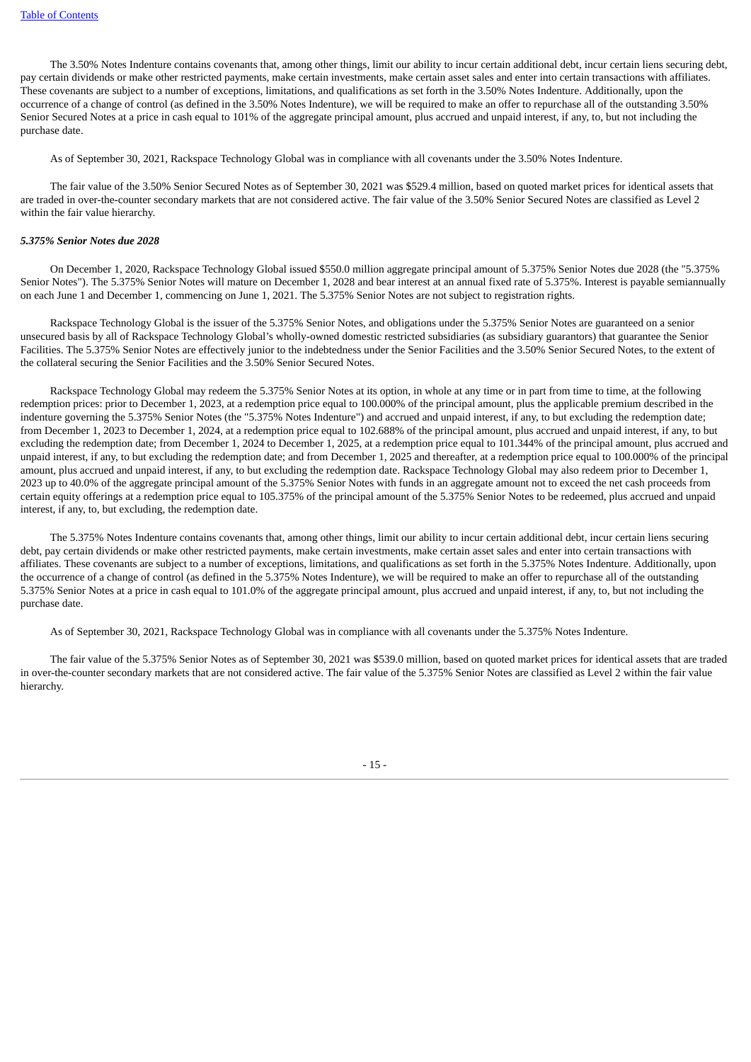The 3.50% Notes Indenture contains covenants that, among other things, limit our ability to incur certain additional debt, incur certain liens securing debt, pay certain dividends or make other restricted payments, make certain investments, make certain asset sales and enter into certain transactions with affiliates. These covenants are subject to a number of exceptions, limitations, and qualifications as set forth in the 3.50% Notes Indenture. Additionally, upon the occurrence of a change of control (as defined in the 3.50% Notes Indenture), we will be required to make an offer to repurchase all of the outstanding 3.50% Senior Secured Notes at a price in cash equal to 101% of the aggregate principal amount, plus accrued and unpaid interest, if any, to, but not including the purchase date.

As of September 30, 2021, Rackspace Technology Global was in compliance with all covenants under the 3.50% Notes Indenture.

The fair value of the 3.50% Senior Secured Notes as of September 30, 2021 was $529.4 million, based on quoted market prices for identical assets that are traded in over-the-counter secondary markets that are not considered active. The fair value of the 3.50% Senior Secured Notes are classified as Level 2 within the fair value hierarchy.

***5.375% Senior Notes due 2028***

On December 1, 2020, Rackspace Technology Global issued $550.0 million aggregate principal amount of 5.375% Senior Notes due 2028 (the "5.375% Senior Notes"). The 5.375% Senior Notes will mature on December 1, 2028 and bear interest at an annual fixed rate of 5.375%. Interest is payable semiannually on each June 1 and December 1, commencing on June 1, 2021. The 5.375% Senior Notes are not subject to registration rights.

Rackspace Technology Global is the issuer of the 5.375% Senior Notes, and obligations under the 5.375% Senior Notes are guaranteed on a senior unsecured basis by all of Rackspace Technology Global's wholly-owned domestic restricted subsidiaries (as subsidiary guarantors) that guarantee the Senior Facilities. The 5.375% Senior Notes are effectively junior to the indebtedness under the Senior Facilities and the 3.50% Senior Secured Notes, to the extent of the collateral securing the Senior Facilities and the 3.50% Senior Secured Notes.

Rackspace Technology Global may redeem the 5.375% Senior Notes at its option, in whole at any time or in part from time to time, at the following redemption prices: prior to December 1, 2023, at a redemption price equal to 100.000% of the principal amount, plus the applicable premium described in the indenture governing the 5.375% Senior Notes (the "5.375% Notes Indenture") and accrued and unpaid interest, if any, to but excluding the redemption date; from December 1, 2023 to December 1, 2024, at a redemption price equal to 102.688% of the principal amount, plus accrued and unpaid interest, if any, to but excluding the redemption date; from December 1, 2024 to December 1, 2025, at a redemption price equal to 101.344% of the principal amount, plus accrued and unpaid interest, if any, to but excluding the redemption date; and from December 1, 2025 and thereafter, at a redemption price equal to 100.000% of the principal amount, plus accrued and unpaid interest, if any, to but excluding the redemption date. Rackspace Technology Global may also redeem prior to December 1, 2023 up to 40.0% of the aggregate principal amount of the 5.375% Senior Notes with funds in an aggregate amount not to exceed the net cash proceeds from certain equity offerings at a redemption price equal to 105.375% of the principal amount of the 5.375% Senior Notes to be redeemed, plus accrued and unpaid interest, if any, to, but excluding, the redemption date.

The 5.375% Notes Indenture contains covenants that, among other things, limit our ability to incur certain additional debt, incur certain liens securing debt, pay certain dividends or make other restricted payments, make certain investments, make certain asset sales and enter into certain transactions with affiliates. These covenants are subject to a number of exceptions, limitations, and qualifications as set forth in the 5.375% Notes Indenture. Additionally, upon the occurrence of a change of control (as defined in the 5.375% Notes Indenture), we will be required to make an offer to repurchase all of the outstanding 5.375% Senior Notes at a price in cash equal to 101.0% of the aggregate principal amount, plus accrued and unpaid interest, if any, to, but not including the purchase date.

As of September 30, 2021, Rackspace Technology Global was in compliance with all covenants under the 5.375% Notes Indenture.

The fair value of the 5.375% Senior Notes as of September 30, 2021 was $539.0 million, based on quoted market prices for identical assets that are traded in over-the-counter secondary markets that are not considered active. The fair value of the 5.375% Senior Notes are classified as Level 2 within the fair value hierarchy.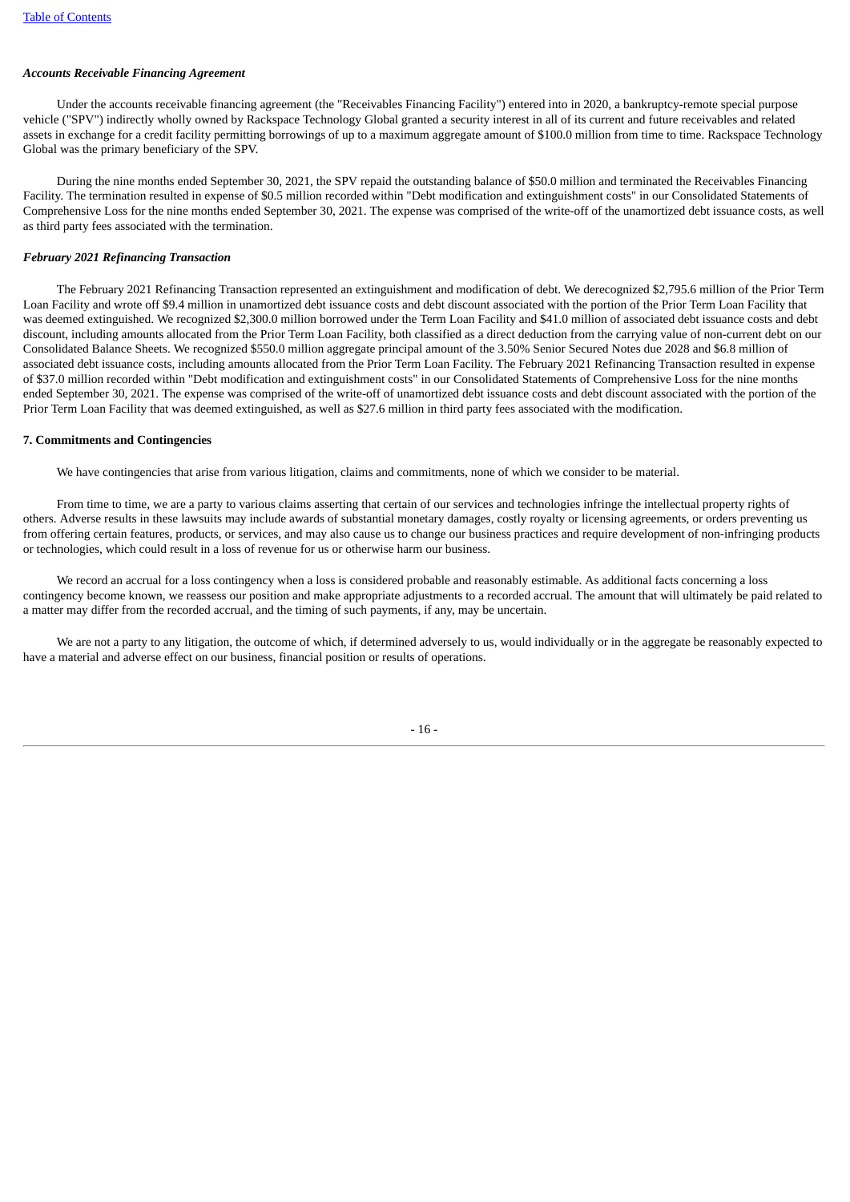***Accounts Receivable Financing Agreement***

Under the accounts receivable financing agreement (the "Receivables Financing Facility") entered into in 2020, a bankruptcy-remote special purpose vehicle ("SPV") indirectly wholly owned by Rackspace Technology Global granted a security interest in all of its current and future receivables and related assets in exchange for a credit facility permitting borrowings of up to a maximum aggregate amount of $100.0 million from time to time. Rackspace Technology Global was the primary beneficiary of the SPV.

During the nine months ended September 30, 2021, the SPV repaid the outstanding balance of $50.0 million and terminated the Receivables Financing Facility. The termination resulted in expense of $0.5 million recorded within "Debt modification and extinguishment costs" in our Consolidated Statements of Comprehensive Loss for the nine months ended September 30, 2021. The expense was comprised of the write-off of the unamortized debt issuance costs, as well as third party fees associated with the termination.

***February 2021 Refinancing Transaction***

The February 2021 Refinancing Transaction represented an extinguishment and modification of debt. We derecognized $2,795.6 million of the Prior Term Loan Facility and wrote off $9.4 million in unamortized debt issuance costs and debt discount associated with the portion of the Prior Term Loan Facility that was deemed extinguished. We recognized $2,300.0 million borrowed under the Term Loan Facility and $41.0 million of associated debt issuance costs and debt discount, including amounts allocated from the Prior Term Loan Facility, both classified as a direct deduction from the carrying value of non-current debt on our Consolidated Balance Sheets. We recognized $550.0 million aggregate principal amount of the 3.50% Senior Secured Notes due 2028 and $6.8 million of associated debt issuance costs, including amounts allocated from the Prior Term Loan Facility. The February 2021 Refinancing Transaction resulted in expense of $37.0 million recorded within "Debt modification and extinguishment costs" in our Consolidated Statements of Comprehensive Loss for the nine months ended September 30, 2021. The expense was comprised of the write-off of unamortized debt issuance costs and debt discount associated with the portion of the Prior Term Loan Facility that was deemed extinguished, as well as $27.6 million in third party fees associated with the modification.

**7. Commitments and Contingencies**

We have contingencies that arise from various litigation, claims and commitments, none of which we consider to be material.

From time to time, we are a party to various claims asserting that certain of our services and technologies infringe the intellectual property rights of others. Adverse results in these lawsuits may include awards of substantial monetary damages, costly royalty or licensing agreements, or orders preventing us from offering certain features, products, or services, and may also cause us to change our business practices and require development of non-infringing products or technologies, which could result in a loss of revenue for us or otherwise harm our business.

We record an accrual for a loss contingency when a loss is considered probable and reasonably estimable. As additional facts concerning a loss contingency become known, we reassess our position and make appropriate adjustments to a recorded accrual. The amount that will ultimately be paid related to a matter may differ from the recorded accrual, and the timing of such payments, if any, may be uncertain.

We are not a party to any litigation, the outcome of which, if determined adversely to us, would individually or in the aggregate be reasonably expected to have a material and adverse effect on our business, financial position or results of operations.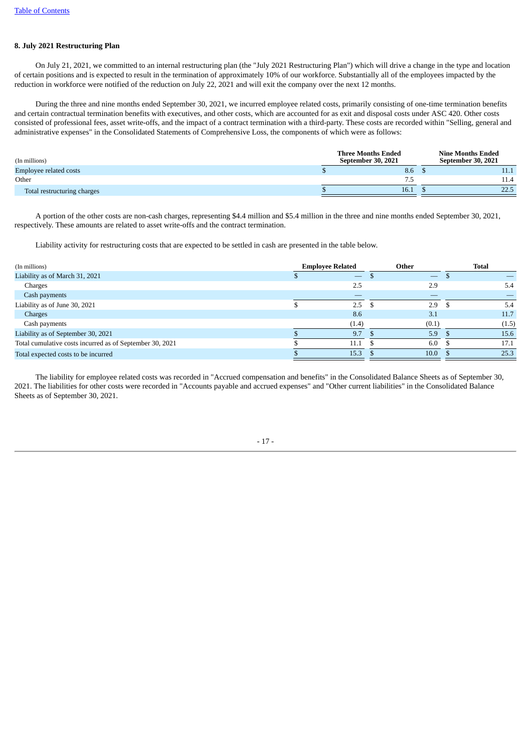## 8. July 2021 Restructuring Plan

On July 21, 2021, we committed to an internal restructuring plan (the "July 2021 Restructuring Plan") which will drive a change in the type and location of certain positions and is expected to result in the termination of approximately 10% of our workforce. Substantially all of the employees impacted by the reduction in workforce were notified of the reduction on July 22, 2021 and will exit the company over the next 12 months.

During the three and nine months ended September 30, 2021, we incurred employee related costs, primarily consisting of one-time termination benefits and certain contractual termination benefits with executives, and other costs, which are accounted for as exit and disposal costs under ASC 420. Other costs consisted of professional fees, asset write-offs, and the impact of a contract termination with a third-party. These costs are recorded within "Selling, general and administrative expenses" in the Consolidated Statements of Comprehensive Loss, the components of which were as follows:

| (In millions) | Three Months Ended September 30, 2021 | Nine Months Ended September 30, 2021 |
|---|---|---|
| Employee related costs | $ 8.6 | $ 11.1 |
| Other | 7.5 | 11.4 |
| Total restructuring charges | $ 16.1 | $ 22.5 |

A portion of the other costs are non-cash charges, representing $4.4 million and $5.4 million in the three and nine months ended September 30, 2021, respectively. These amounts are related to asset write-offs and the contract termination.

Liability activity for restructuring costs that are expected to be settled in cash are presented in the table below.

| (In millions) | Employee Related | Other | Total |
|---|---|---|---|
| Liability as of March 31, 2021 | $ — | $ — | $ — |
| Charges | 2.5 | 2.9 | 5.4 |
| Cash payments | — | — | — |
| Liability as of June 30, 2021 | $ 2.5 | $ 2.9 | $ 5.4 |
| Charges | 8.6 | 3.1 | 11.7 |
| Cash payments | (1.4) | (0.1) | (1.5) |
| Liability as of September 30, 2021 | $ 9.7 | $ 5.9 | $ 15.6 |
| Total cumulative costs incurred as of September 30, 2021 | $ 11.1 | $ 6.0 | $ 17.1 |
| Total expected costs to be incurred | $ 15.3 | $ 10.0 | $ 25.3 |

The liability for employee related costs was recorded in "Accrued compensation and benefits" in the Consolidated Balance Sheets as of September 30, 2021. The liabilities for other costs were recorded in "Accounts payable and accrued expenses" and "Other current liabilities" in the Consolidated Balance Sheets as of September 30, 2021.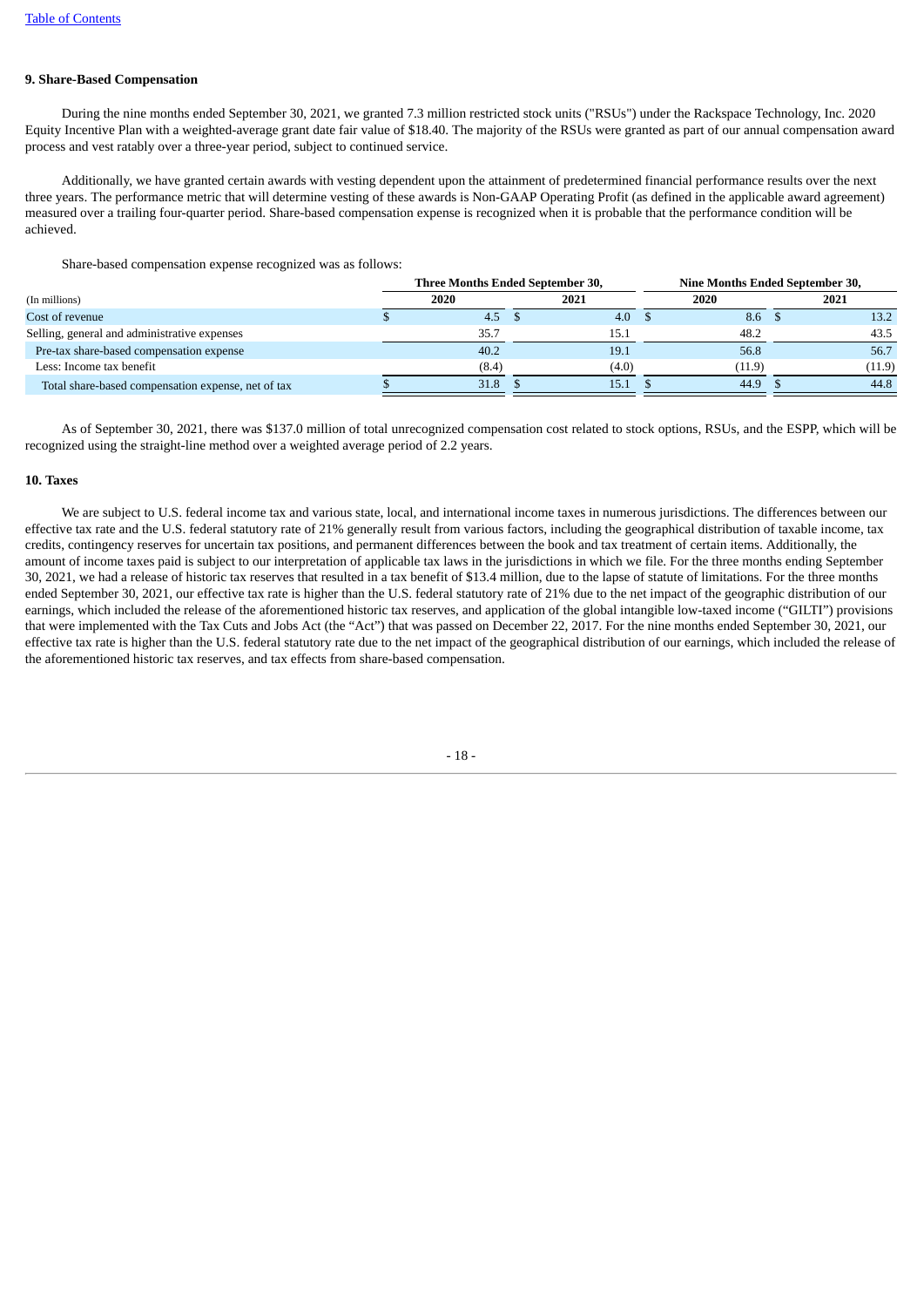### 9. Share-Based Compensation

During the nine months ended September 30, 2021, we granted 7.3 million restricted stock units ("RSUs") under the Rackspace Technology, Inc. 2020 Equity Incentive Plan with a weighted-average grant date fair value of $18.40. The majority of the RSUs were granted as part of our annual compensation award process and vest ratably over a three-year period, subject to continued service.

Additionally, we have granted certain awards with vesting dependent upon the attainment of predetermined financial performance results over the next three years. The performance metric that will determine vesting of these awards is Non-GAAP Operating Profit (as defined in the applicable award agreement) measured over a trailing four-quarter period. Share-based compensation expense is recognized when it is probable that the performance condition will be achieved.

Share-based compensation expense recognized was as follows:

| | Three Months Ended September 30, | | Nine Months Ended September 30, | |
|---|---|---|---|---|
| (In millions) | 2020 | 2021 | 2020 | 2021 |
| Cost of revenue | $ 4.5 | $ 4.0 | $ 8.6 | $ 13.2 |
| Selling, general and administrative expenses | 35.7 | 15.1 | 48.2 | 43.5 |
| Pre-tax share-based compensation expense | 40.2 | 19.1 | 56.8 | 56.7 |
| Less: Income tax benefit | (8.4) | (4.0) | (11.9) | (11.9) |
| Total share-based compensation expense, net of tax | $ 31.8 | $ 15.1 | $ 44.9 | $ 44.8 |

As of September 30, 2021, there was $137.0 million of total unrecognized compensation cost related to stock options, RSUs, and the ESPP, which will be recognized using the straight-line method over a weighted average period of 2.2 years.

### 10. Taxes

We are subject to U.S. federal income tax and various state, local, and international income taxes in numerous jurisdictions. The differences between our effective tax rate and the U.S. federal statutory rate of 21% generally result from various factors, including the geographical distribution of taxable income, tax credits, contingency reserves for uncertain tax positions, and permanent differences between the book and tax treatment of certain items. Additionally, the amount of income taxes paid is subject to our interpretation of applicable tax laws in the jurisdictions in which we file. For the three months ending September 30, 2021, we had a release of historic tax reserves that resulted in a tax benefit of $13.4 million, due to the lapse of statute of limitations. For the three months ended September 30, 2021, our effective tax rate is higher than the U.S. federal statutory rate of 21% due to the net impact of the geographic distribution of our earnings, which included the release of the aforementioned historic tax reserves, and application of the global intangible low-taxed income ("GILTI") provisions that were implemented with the Tax Cuts and Jobs Act (the "Act") that was passed on December 22, 2017. For the nine months ended September 30, 2021, our effective tax rate is higher than the U.S. federal statutory rate due to the net impact of the geographical distribution of our earnings, which included the release of the aforementioned historic tax reserves, and tax effects from share-based compensation.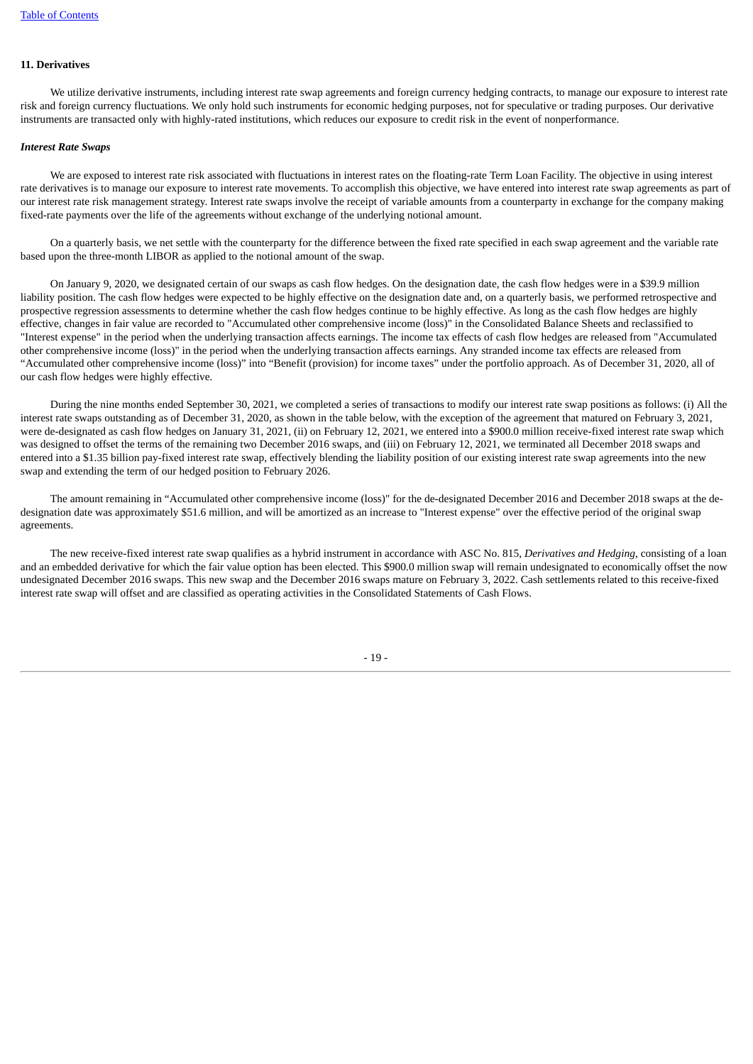## 11. Derivatives

We utilize derivative instruments, including interest rate swap agreements and foreign currency hedging contracts, to manage our exposure to interest rate risk and foreign currency fluctuations. We only hold such instruments for economic hedging purposes, not for speculative or trading purposes. Our derivative instruments are transacted only with highly-rated institutions, which reduces our exposure to credit risk in the event of nonperformance.

### *Interest Rate Swaps*

We are exposed to interest rate risk associated with fluctuations in interest rates on the floating-rate Term Loan Facility. The objective in using interest rate derivatives is to manage our exposure to interest rate movements. To accomplish this objective, we have entered into interest rate swap agreements as part of our interest rate risk management strategy. Interest rate swaps involve the receipt of variable amounts from a counterparty in exchange for the company making fixed-rate payments over the life of the agreements without exchange of the underlying notional amount.

On a quarterly basis, we net settle with the counterparty for the difference between the fixed rate specified in each swap agreement and the variable rate based upon the three-month LIBOR as applied to the notional amount of the swap.

On January 9, 2020, we designated certain of our swaps as cash flow hedges. On the designation date, the cash flow hedges were in a $39.9 million liability position. The cash flow hedges were expected to be highly effective on the designation date and, on a quarterly basis, we performed retrospective and prospective regression assessments to determine whether the cash flow hedges continue to be highly effective. As long as the cash flow hedges are highly effective, changes in fair value are recorded to "Accumulated other comprehensive income (loss)" in the Consolidated Balance Sheets and reclassified to "Interest expense" in the period when the underlying transaction affects earnings. The income tax effects of cash flow hedges are released from "Accumulated other comprehensive income (loss)" in the period when the underlying transaction affects earnings. Any stranded income tax effects are released from "Accumulated other comprehensive income (loss)" into "Benefit (provision) for income taxes" under the portfolio approach. As of December 31, 2020, all of our cash flow hedges were highly effective.

During the nine months ended September 30, 2021, we completed a series of transactions to modify our interest rate swap positions as follows: (i) All the interest rate swaps outstanding as of December 31, 2020, as shown in the table below, with the exception of the agreement that matured on February 3, 2021, were de-designated as cash flow hedges on January 31, 2021, (ii) on February 12, 2021, we entered into a $900.0 million receive-fixed interest rate swap which was designed to offset the terms of the remaining two December 2016 swaps, and (iii) on February 12, 2021, we terminated all December 2018 swaps and entered into a $1.35 billion pay-fixed interest rate swap, effectively blending the liability position of our existing interest rate swap agreements into the new swap and extending the term of our hedged position to February 2026.

The amount remaining in "Accumulated other comprehensive income (loss)" for the de-designated December 2016 and December 2018 swaps at the de-designation date was approximately $51.6 million, and will be amortized as an increase to "Interest expense" over the effective period of the original swap agreements.

The new receive-fixed interest rate swap qualifies as a hybrid instrument in accordance with ASC No. 815, *Derivatives and Hedging*, consisting of a loan and an embedded derivative for which the fair value option has been elected. This $900.0 million swap will remain undesignated to economically offset the now undesignated December 2016 swaps. This new swap and the December 2016 swaps mature on February 3, 2022. Cash settlements related to this receive-fixed interest rate swap will offset and are classified as operating activities in the Consolidated Statements of Cash Flows.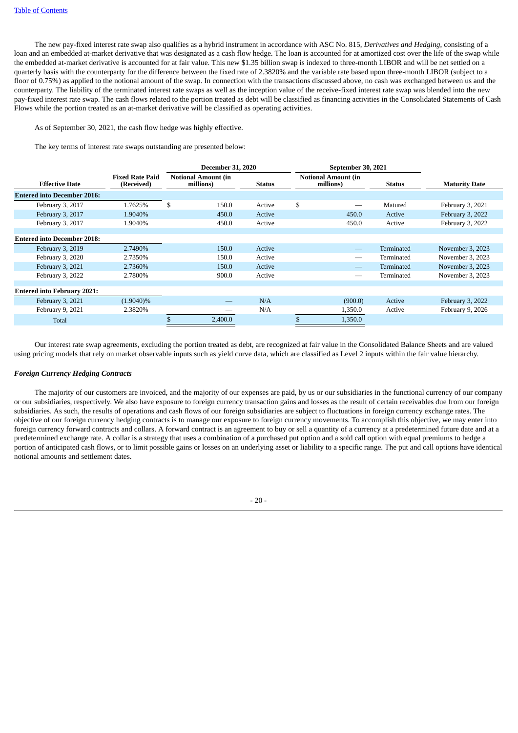The new pay-fixed interest rate swap also qualifies as a hybrid instrument in accordance with ASC No. 815, *Derivatives and Hedging*, consisting of a loan and an embedded at-market derivative that was designated as a cash flow hedge. The loan is accounted for at amortized cost over the life of the swap while the embedded at-market derivative is accounted for at fair value. This new $1.35 billion swap is indexed to three-month LIBOR and will be net settled on a quarterly basis with the counterparty for the difference between the fixed rate of 2.3820% and the variable rate based upon three-month LIBOR (subject to a floor of 0.75%) as applied to the notional amount of the swap. In connection with the transactions discussed above, no cash was exchanged between us and the counterparty. The liability of the terminated interest rate swaps as well as the inception value of the receive-fixed interest rate swap was blended into the new pay-fixed interest rate swap. The cash flows related to the portion treated as debt will be classified as financing activities in the Consolidated Statements of Cash Flows while the portion treated as an at-market derivative will be classified as operating activities.

As of September 30, 2021, the cash flow hedge was highly effective.

The key terms of interest rate swaps outstanding are presented below:

| | | December 31, 2020 | | September 30, 2021 | | |
|---|---|---|---|---|---|---|
| **Effective Date** | **Fixed Rate Paid (Received)** | **Notional Amount (in millions)** | **Status** | **Notional Amount (in millions)** | **Status** | **Maturity Date** |
| **Entered into December 2016:** | | | | | | |
| February 3, 2017 | 1.7625% | $ 150.0 | Active | $ — | Matured | February 3, 2021 |
| February 3, 2017 | 1.9040% | 450.0 | Active | 450.0 | Active | February 3, 2022 |
| February 3, 2017 | 1.9040% | 450.0 | Active | 450.0 | Active | February 3, 2022 |
| **Entered into December 2018:** | | | | | | |
| February 3, 2019 | 2.7490% | 150.0 | Active | — | Terminated | November 3, 2023 |
| February 3, 2020 | 2.7350% | 150.0 | Active | — | Terminated | November 3, 2023 |
| February 3, 2021 | 2.7360% | 150.0 | Active | — | Terminated | November 3, 2023 |
| February 3, 2022 | 2.7800% | 900.0 | Active | — | Terminated | November 3, 2023 |
| **Entered into February 2021:** | | | | | | |
| February 3, 2021 | (1.9040)% | — | N/A | (900.0) | Active | February 3, 2022 |
| February 9, 2021 | 2.3820% | — | N/A | 1,350.0 | Active | February 9, 2026 |
| Total | | $ 2,400.0 | | $ 1,350.0 | | |

Our interest rate swap agreements, excluding the portion treated as debt, are recognized at fair value in the Consolidated Balance Sheets and are valued using pricing models that rely on market observable inputs such as yield curve data, which are classified as Level 2 inputs within the fair value hierarchy.

### *Foreign Currency Hedging Contracts*

The majority of our customers are invoiced, and the majority of our expenses are paid, by us or our subsidiaries in the functional currency of our company or our subsidiaries, respectively. We also have exposure to foreign currency transaction gains and losses as the result of certain receivables due from our foreign subsidiaries. As such, the results of operations and cash flows of our foreign subsidiaries are subject to fluctuations in foreign currency exchange rates. The objective of our foreign currency hedging contracts is to manage our exposure to foreign currency movements. To accomplish this objective, we may enter into foreign currency forward contracts and collars. A forward contract is an agreement to buy or sell a quantity of a currency at a predetermined future date and at a predetermined exchange rate. A collar is a strategy that uses a combination of a purchased put option and a sold call option with equal premiums to hedge a portion of anticipated cash flows, or to limit possible gains or losses on an underlying asset or liability to a specific range. The put and call options have identical notional amounts and settlement dates.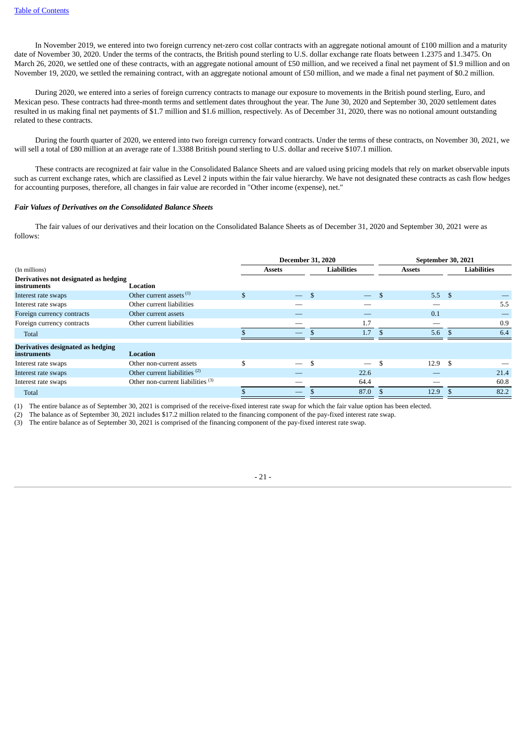In November 2019, we entered into two foreign currency net-zero cost collar contracts with an aggregate notional amount of £100 million and a maturity date of November 30, 2020. Under the terms of the contracts, the British pound sterling to U.S. dollar exchange rate floats between 1.2375 and 1.3475. On March 26, 2020, we settled one of these contracts, with an aggregate notional amount of £50 million, and we received a final net payment of $1.9 million and on November 19, 2020, we settled the remaining contract, with an aggregate notional amount of £50 million, and we made a final net payment of $0.2 million.

During 2020, we entered into a series of foreign currency contracts to manage our exposure to movements in the British pound sterling, Euro, and Mexican peso. These contracts had three-month terms and settlement dates throughout the year. The June 30, 2020 and September 30, 2020 settlement dates resulted in us making final net payments of $1.7 million and $1.6 million, respectively. As of December 31, 2020, there was no notional amount outstanding related to these contracts.

During the fourth quarter of 2020, we entered into two foreign currency forward contracts. Under the terms of these contracts, on November 30, 2021, we will sell a total of £80 million at an average rate of 1.3388 British pound sterling to U.S. dollar and receive $107.1 million.

These contracts are recognized at fair value in the Consolidated Balance Sheets and are valued using pricing models that rely on market observable inputs such as current exchange rates, which are classified as Level 2 inputs within the fair value hierarchy. We have not designated these contracts as cash flow hedges for accounting purposes, therefore, all changes in fair value are recorded in "Other income (expense), net."

***Fair Values of Derivatives on the Consolidated Balance Sheets***

The fair values of our derivatives and their location on the Consolidated Balance Sheets as of December 31, 2020 and September 30, 2021 were as follows:

| | | December 31, 2020 | | September 30, 2021 | |
|---|---|---|---|---|---|
| (In millions) | | Assets | Liabilities | Assets | Liabilities |
| **Derivatives not designated as hedging instruments** | **Location** | | | | |
| Interest rate swaps | Other current assets [(1)] | $ — | $ — | $ 5.5 | $ — |
| Interest rate swaps | Other current liabilities | — | — | — | 5.5 |
| Foreign currency contracts | Other current assets | — | — | 0.1 | — |
| Foreign currency contracts | Other current liabilities | — | 1.7 | — | 0.9 |
| Total | | $ — | $ 1.7 | $ 5.6 | $ 6.4 |
| **Derivatives designated as hedging instruments** | **Location** | | | | |
| Interest rate swaps | Other non-current assets | $ — | $ — | $ 12.9 | $ — |
| Interest rate swaps | Other current liabilities [(2)] | — | 22.6 | — | 21.4 |
| Interest rate swaps | Other non-current liabilities [(3)] | — | 64.4 | — | 60.8 |
| Total | | $ — | $ 87.0 | $ 12.9 | $ 82.2 |

(1) The entire balance as of September 30, 2021 is comprised of the receive-fixed interest rate swap for which the fair value option has been elected.

(2) The balance as of September 30, 2021 includes $17.2 million related to the financing component of the pay-fixed interest rate swap.

(3) The entire balance as of September 30, 2021 is comprised of the financing component of the pay-fixed interest rate swap.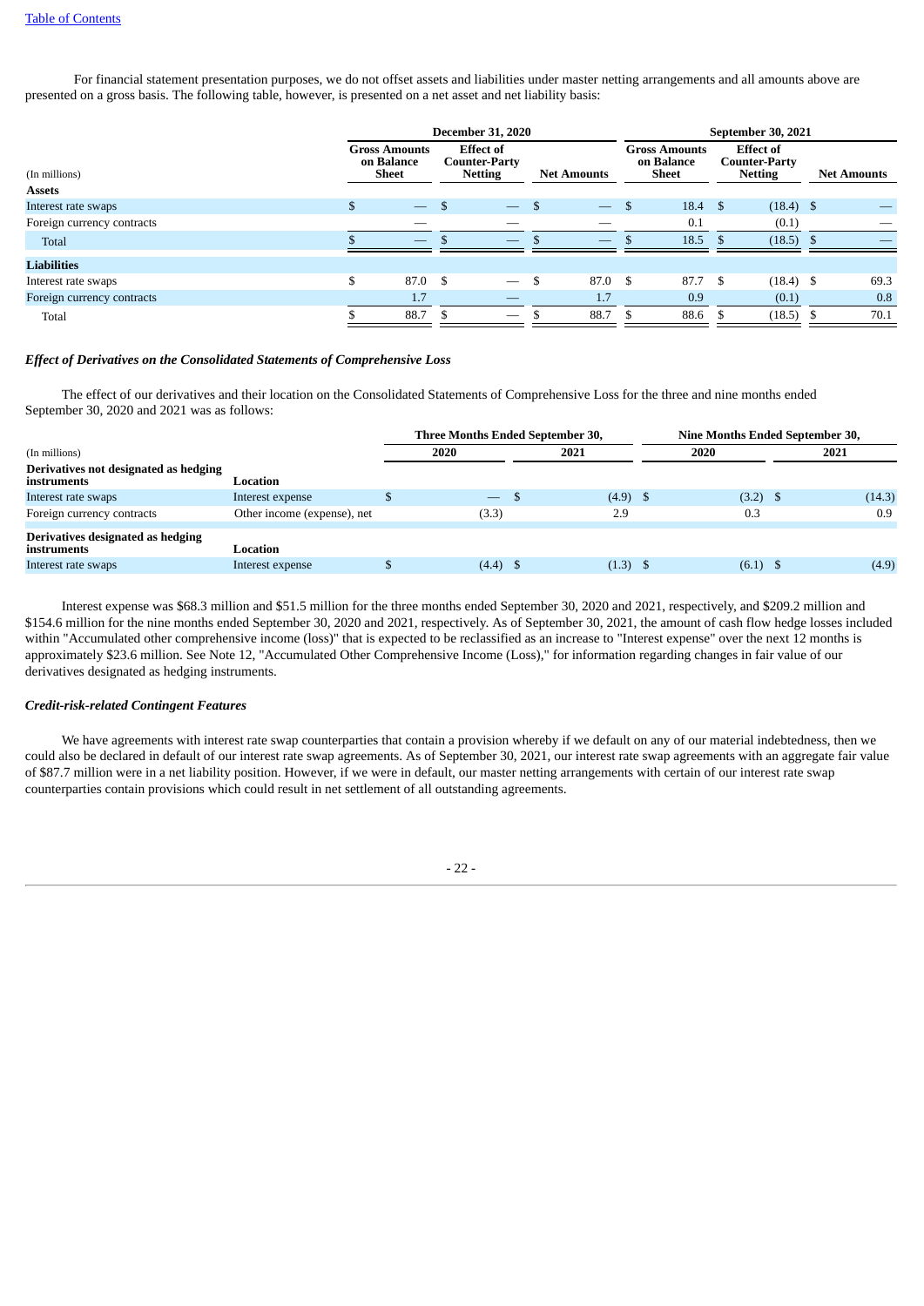For financial statement presentation purposes, we do not offset assets and liabilities under master netting arrangements and all amounts above are presented on a gross basis. The following table, however, is presented on a net asset and net liability basis:

| (In millions) | December 31, 2020 | | | September 30, 2021 | | |
|---|---|---|---|---|---|---|
| | Gross Amounts on Balance Sheet | Effect of Counter-Party Netting | Net Amounts | Gross Amounts on Balance Sheet | Effect of Counter-Party Netting | Net Amounts |
| **Assets** | | | | | | |
| Interest rate swaps | $ — | $ — | $ — | $ 18.4 | $ (18.4) | $ — |
| Foreign currency contracts | — | — | — | 0.1 | (0.1) | — |
| Total | $ — | $ — | $ — | $ 18.5 | $ (18.5) | $ — |
| **Liabilities** | | | | | | |
| Interest rate swaps | $ 87.0 | $ — | $ 87.0 | $ 87.7 | $ (18.4) | $ 69.3 |
| Foreign currency contracts | 1.7 | — | 1.7 | 0.9 | (0.1) | 0.8 |
| Total | $ 88.7 | $ — | $ 88.7 | $ 88.6 | $ (18.5) | $ 70.1 |

### *Effect of Derivatives on the Consolidated Statements of Comprehensive Loss*

The effect of our derivatives and their location on the Consolidated Statements of Comprehensive Loss for the three and nine months ended September 30, 2020 and 2021 was as follows:

| (In millions) | | Three Months Ended September 30, | | Nine Months Ended September 30, | |
|---|---|---|---|---|---|
| | | 2020 | 2021 | 2020 | 2021 |
| **Derivatives not designated as hedging instruments** | **Location** | | | | |
| Interest rate swaps | Interest expense | $ — | $ (4.9) | $ (3.2) | $ (14.3) |
| Foreign currency contracts | Other income (expense), net | (3.3) | 2.9 | 0.3 | 0.9 |
| **Derivatives designated as hedging instruments** | **Location** | | | | |
| Interest rate swaps | Interest expense | $ (4.4) | $ (1.3) | $ (6.1) | $ (4.9) |

Interest expense was $68.3 million and $51.5 million for the three months ended September 30, 2020 and 2021, respectively, and $209.2 million and $154.6 million for the nine months ended September 30, 2020 and 2021, respectively. As of September 30, 2021, the amount of cash flow hedge losses included within "Accumulated other comprehensive income (loss)" that is expected to be reclassified as an increase to "Interest expense" over the next 12 months is approximately $23.6 million. See Note 12, "Accumulated Other Comprehensive Income (Loss)," for information regarding changes in fair value of our derivatives designated as hedging instruments.

### *Credit-risk-related Contingent Features*

We have agreements with interest rate swap counterparties that contain a provision whereby if we default on any of our material indebtedness, then we could also be declared in default of our interest rate swap agreements. As of September 30, 2021, our interest rate swap agreements with an aggregate fair value of $87.7 million were in a net liability position. However, if we were in default, our master netting arrangements with certain of our interest rate swap counterparties contain provisions which could result in net settlement of all outstanding agreements.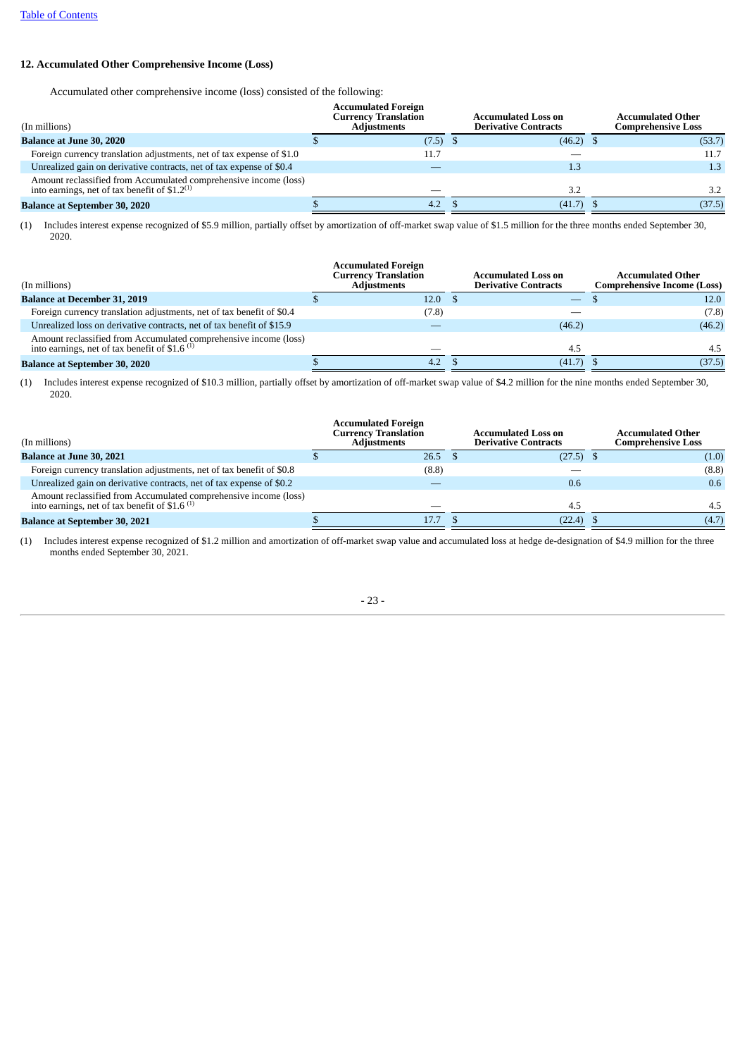## 12. Accumulated Other Comprehensive Income (Loss)

Accumulated other comprehensive income (loss) consisted of the following:

| (In millions) | Accumulated Foreign Currency Translation Adjustments | Accumulated Loss on Derivative Contracts | Accumulated Other Comprehensive Loss |
|---|---|---|---|
| **Balance at June 30, 2020** | $ (7.5) | $ (46.2) | $ (53.7) |
| Foreign currency translation adjustments, net of tax expense of $1.0 | 11.7 | — | 11.7 |
| Unrealized gain on derivative contracts, net of tax expense of $0.4 | — | 1.3 | 1.3 |
| Amount reclassified from Accumulated comprehensive income (loss) into earnings, net of tax benefit of $1.2 (1) | — | 3.2 | 3.2 |
| **Balance at September 30, 2020** | $ 4.2 | $ (41.7) | $ (37.5) |

(1) Includes interest expense recognized of $5.9 million, partially offset by amortization of off-market swap value of $1.5 million for the three months ended September 30, 2020.

| (In millions) | Accumulated Foreign Currency Translation Adjustments | Accumulated Loss on Derivative Contracts | Accumulated Other Comprehensive Income (Loss) |
|---|---|---|---|
| **Balance at December 31, 2019** | $ 12.0 | $ — | $ 12.0 |
| Foreign currency translation adjustments, net of tax benefit of $0.4 | (7.8) | — | (7.8) |
| Unrealized loss on derivative contracts, net of tax benefit of $15.9 | — | (46.2) | (46.2) |
| Amount reclassified from Accumulated comprehensive income (loss) into earnings, net of tax benefit of $1.6 (1) | — | 4.5 | 4.5 |
| **Balance at September 30, 2020** | $ 4.2 | $ (41.7) | $ (37.5) |

(1) Includes interest expense recognized of $10.3 million, partially offset by amortization of off-market swap value of $4.2 million for the nine months ended September 30, 2020.

| (In millions) | Accumulated Foreign Currency Translation Adjustments | Accumulated Loss on Derivative Contracts | Accumulated Other Comprehensive Loss |
|---|---|---|---|
| **Balance at June 30, 2021** | $ 26.5 | $ (27.5) | $ (1.0) |
| Foreign currency translation adjustments, net of tax benefit of $0.8 | (8.8) | — | (8.8) |
| Unrealized gain on derivative contracts, net of tax expense of $0.2 | — | 0.6 | 0.6 |
| Amount reclassified from Accumulated comprehensive income (loss) into earnings, net of tax benefit of $1.6 (1) | — | 4.5 | 4.5 |
| **Balance at September 30, 2021** | $ 17.7 | $ (22.4) | $ (4.7) |

(1) Includes interest expense recognized of $1.2 million and amortization of off-market swap value and accumulated loss at hedge de-designation of $4.9 million for the three months ended September 30, 2021.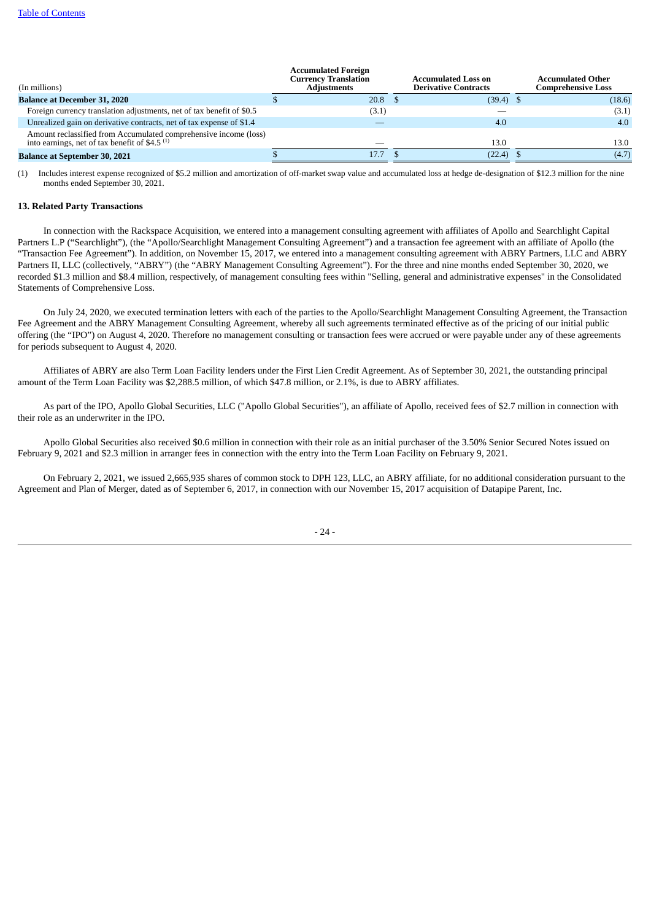| (In millions) | Accumulated Foreign Currency Translation Adjustments | Accumulated Loss on Derivative Contracts | Accumulated Other Comprehensive Loss |
|---|---|---|---|
| **Balance at December 31, 2020** | $ 20.8 | $ (39.4) | $ (18.6) |
| Foreign currency translation adjustments, net of tax benefit of $0.5 | (3.1) | — | (3.1) |
| Unrealized gain on derivative contracts, net of tax expense of $1.4 | — | 4.0 | 4.0 |
| Amount reclassified from Accumulated comprehensive income (loss) into earnings, net of tax benefit of $4.5 (1) | — | 13.0 | 13.0 |
| **Balance at September 30, 2021** | $ 17.7 | $ (22.4) | $ (4.7) |

(1) Includes interest expense recognized of $5.2 million and amortization of off-market swap value and accumulated loss at hedge de-designation of $12.3 million for the nine months ended September 30, 2021.

## 13. Related Party Transactions

In connection with the Rackspace Acquisition, we entered into a management consulting agreement with affiliates of Apollo and Searchlight Capital Partners L.P ("Searchlight"), (the "Apollo/Searchlight Management Consulting Agreement") and a transaction fee agreement with an affiliate of Apollo (the "Transaction Fee Agreement"). In addition, on November 15, 2017, we entered into a management consulting agreement with ABRY Partners, LLC and ABRY Partners II, LLC (collectively, "ABRY") (the "ABRY Management Consulting Agreement"). For the three and nine months ended September 30, 2020, we recorded $1.3 million and $8.4 million, respectively, of management consulting fees within "Selling, general and administrative expenses" in the Consolidated Statements of Comprehensive Loss.

On July 24, 2020, we executed termination letters with each of the parties to the Apollo/Searchlight Management Consulting Agreement, the Transaction Fee Agreement and the ABRY Management Consulting Agreement, whereby all such agreements terminated effective as of the pricing of our initial public offering (the "IPO") on August 4, 2020. Therefore no management consulting or transaction fees were accrued or were payable under any of these agreements for periods subsequent to August 4, 2020.

Affiliates of ABRY are also Term Loan Facility lenders under the First Lien Credit Agreement. As of September 30, 2021, the outstanding principal amount of the Term Loan Facility was $2,288.5 million, of which $47.8 million, or 2.1%, is due to ABRY affiliates.

As part of the IPO, Apollo Global Securities, LLC ("Apollo Global Securities"), an affiliate of Apollo, received fees of $2.7 million in connection with their role as an underwriter in the IPO.

Apollo Global Securities also received $0.6 million in connection with their role as an initial purchaser of the 3.50% Senior Secured Notes issued on February 9, 2021 and $2.3 million in arranger fees in connection with the entry into the Term Loan Facility on February 9, 2021.

On February 2, 2021, we issued 2,665,935 shares of common stock to DPH 123, LLC, an ABRY affiliate, for no additional consideration pursuant to the Agreement and Plan of Merger, dated as of September 6, 2017, in connection with our November 15, 2017 acquisition of Datapipe Parent, Inc.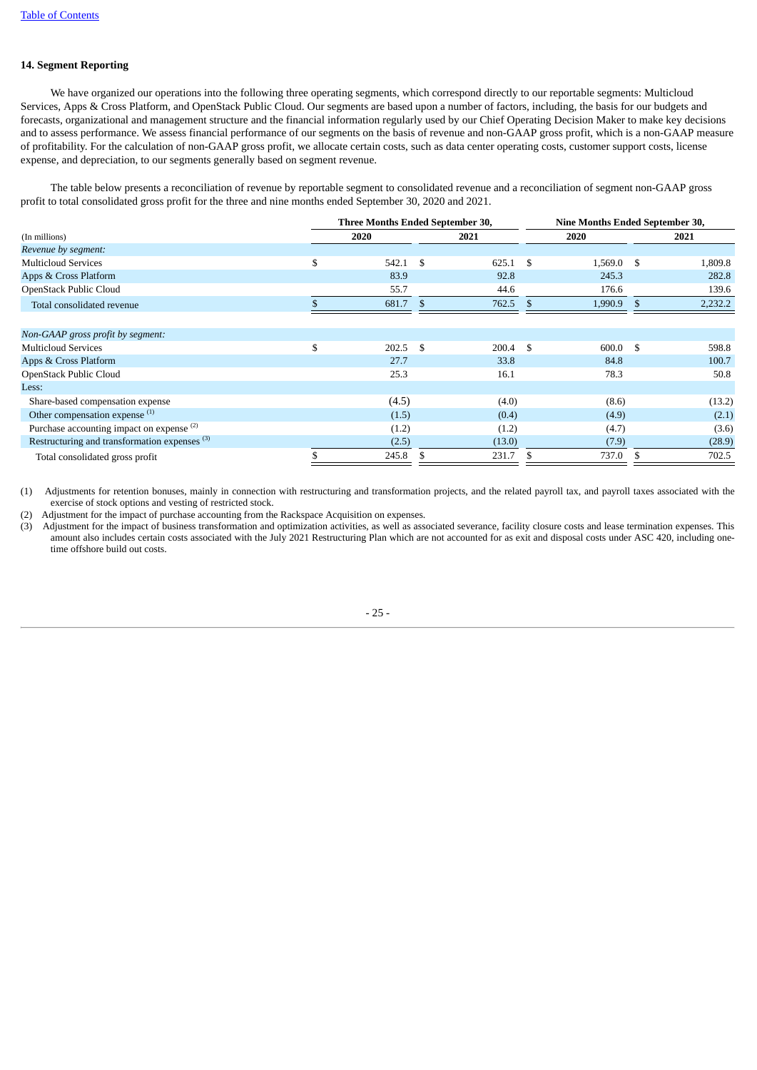### 14. Segment Reporting

We have organized our operations into the following three operating segments, which correspond directly to our reportable segments: Multicloud Services, Apps & Cross Platform, and OpenStack Public Cloud. Our segments are based upon a number of factors, including, the basis for our budgets and forecasts, organizational and management structure and the financial information regularly used by our Chief Operating Decision Maker to make key decisions and to assess performance. We assess financial performance of our segments on the basis of revenue and non-GAAP gross profit, which is a non-GAAP measure of profitability. For the calculation of non-GAAP gross profit, we allocate certain costs, such as data center operating costs, customer support costs, license expense, and depreciation, to our segments generally based on segment revenue.

The table below presents a reconciliation of revenue by reportable segment to consolidated revenue and a reconciliation of segment non-GAAP gross profit to total consolidated gross profit for the three and nine months ended September 30, 2020 and 2021.

| | Three Months Ended September 30, | | Nine Months Ended September 30, | |
|---|---|---|---|---|
| (In millions) | 2020 | 2021 | 2020 | 2021 |
| *Revenue by segment:* | | | | |
| Multicloud Services | $ 542.1 | $ 625.1 | $ 1,569.0 | $ 1,809.8 |
| Apps & Cross Platform | 83.9 | 92.8 | 245.3 | 282.8 |
| OpenStack Public Cloud | 55.7 | 44.6 | 176.6 | 139.6 |
| Total consolidated revenue | $ 681.7 | $ 762.5 | $ 1,990.9 | $ 2,232.2 |
| | | | | |
| *Non-GAAP gross profit by segment:* | | | | |
| Multicloud Services | $ 202.5 | $ 200.4 | $ 600.0 | $ 598.8 |
| Apps & Cross Platform | 27.7 | 33.8 | 84.8 | 100.7 |
| OpenStack Public Cloud | 25.3 | 16.1 | 78.3 | 50.8 |
| Less: | | | | |
| Share-based compensation expense | (4.5) | (4.0) | (8.6) | (13.2) |
| Other compensation expense [(1)] | (1.5) | (0.4) | (4.9) | (2.1) |
| Purchase accounting impact on expense [(2)] | (1.2) | (1.2) | (4.7) | (3.6) |
| Restructuring and transformation expenses [(3)] | (2.5) | (13.0) | (7.9) | (28.9) |
| Total consolidated gross profit | $ 245.8 | $ 231.7 | $ 737.0 | $ 702.5 |

(1) Adjustments for retention bonuses, mainly in connection with restructuring and transformation projects, and the related payroll tax, and payroll taxes associated with the exercise of stock options and vesting of restricted stock.

(2) Adjustment for the impact of purchase accounting from the Rackspace Acquisition on expenses.

(3) Adjustment for the impact of business transformation and optimization activities, as well as associated severance, facility closure costs and lease termination expenses. This amount also includes certain costs associated with the July 2021 Restructuring Plan which are not accounted for as exit and disposal costs under ASC 420, including one-time offshore build out costs.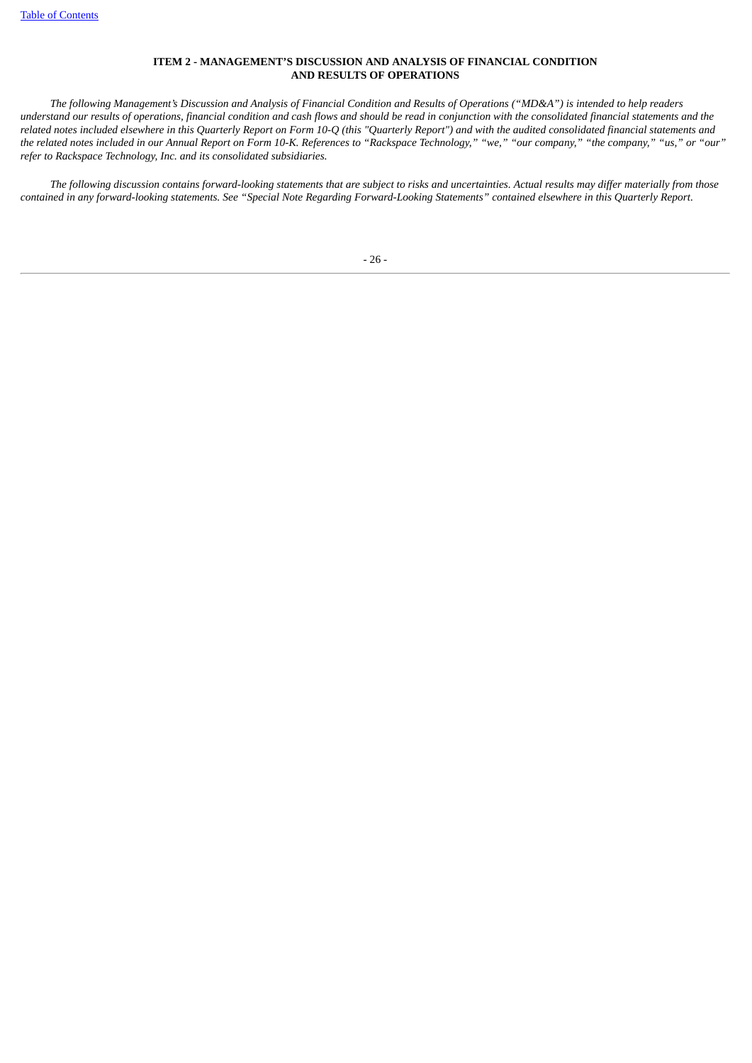# ITEM 2 - MANAGEMENT'S DISCUSSION AND ANALYSIS OF FINANCIAL CONDITION AND RESULTS OF OPERATIONS

*The following Management's Discussion and Analysis of Financial Condition and Results of Operations ("MD&A") is intended to help readers understand our results of operations, financial condition and cash flows and should be read in conjunction with the consolidated financial statements and the related notes included elsewhere in this Quarterly Report on Form 10-Q (this "Quarterly Report") and with the audited consolidated financial statements and the related notes included in our Annual Report on Form 10-K. References to "Rackspace Technology," "we," "our company," "the company," "us," or "our" refer to Rackspace Technology, Inc. and its consolidated subsidiaries.*

*The following discussion contains forward-looking statements that are subject to risks and uncertainties. Actual results may differ materially from those contained in any forward-looking statements. See "Special Note Regarding Forward-Looking Statements" contained elsewhere in this Quarterly Report.*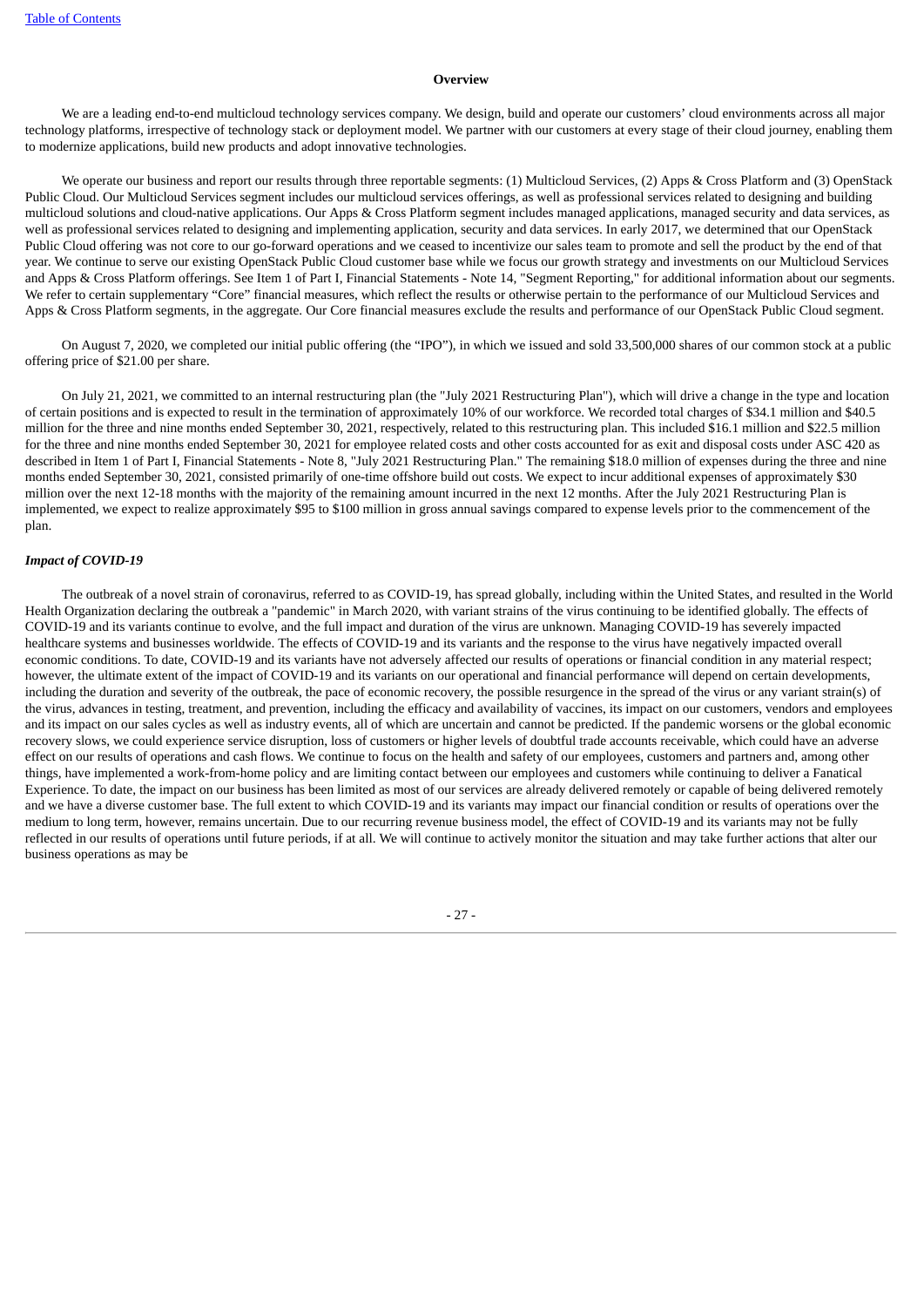## Overview

We are a leading end-to-end multicloud technology services company. We design, build and operate our customers' cloud environments across all major technology platforms, irrespective of technology stack or deployment model. We partner with our customers at every stage of their cloud journey, enabling them to modernize applications, build new products and adopt innovative technologies.

We operate our business and report our results through three reportable segments: (1) Multicloud Services, (2) Apps & Cross Platform and (3) OpenStack Public Cloud. Our Multicloud Services segment includes our multicloud services offerings, as well as professional services related to designing and building multicloud solutions and cloud-native applications. Our Apps & Cross Platform segment includes managed applications, managed security and data services, as well as professional services related to designing and implementing application, security and data services. In early 2017, we determined that our OpenStack Public Cloud offering was not core to our go-forward operations and we ceased to incentivize our sales team to promote and sell the product by the end of that year. We continue to serve our existing OpenStack Public Cloud customer base while we focus our growth strategy and investments on our Multicloud Services and Apps & Cross Platform offerings. See Item 1 of Part I, Financial Statements - Note 14, "Segment Reporting," for additional information about our segments. We refer to certain supplementary "Core" financial measures, which reflect the results or otherwise pertain to the performance of our Multicloud Services and Apps & Cross Platform segments, in the aggregate. Our Core financial measures exclude the results and performance of our OpenStack Public Cloud segment.

On August 7, 2020, we completed our initial public offering (the "IPO"), in which we issued and sold 33,500,000 shares of our common stock at a public offering price of $21.00 per share.

On July 21, 2021, we committed to an internal restructuring plan (the "July 2021 Restructuring Plan"), which will drive a change in the type and location of certain positions and is expected to result in the termination of approximately 10% of our workforce. We recorded total charges of $34.1 million and $40.5 million for the three and nine months ended September 30, 2021, respectively, related to this restructuring plan. This included $16.1 million and $22.5 million for the three and nine months ended September 30, 2021 for employee related costs and other costs accounted for as exit and disposal costs under ASC 420 as described in Item 1 of Part I, Financial Statements - Note 8, "July 2021 Restructuring Plan." The remaining $18.0 million of expenses during the three and nine months ended September 30, 2021, consisted primarily of one-time offshore build out costs. We expect to incur additional expenses of approximately $30 million over the next 12-18 months with the majority of the remaining amount incurred in the next 12 months. After the July 2021 Restructuring Plan is implemented, we expect to realize approximately $95 to $100 million in gross annual savings compared to expense levels prior to the commencement of the plan.

### *Impact of COVID-19*

The outbreak of a novel strain of coronavirus, referred to as COVID-19, has spread globally, including within the United States, and resulted in the World Health Organization declaring the outbreak a "pandemic" in March 2020, with variant strains of the virus continuing to be identified globally. The effects of COVID-19 and its variants continue to evolve, and the full impact and duration of the virus are unknown. Managing COVID-19 has severely impacted healthcare systems and businesses worldwide. The effects of COVID-19 and its variants and the response to the virus have negatively impacted overall economic conditions. To date, COVID-19 and its variants have not adversely affected our results of operations or financial condition in any material respect; however, the ultimate extent of the impact of COVID-19 and its variants on our operational and financial performance will depend on certain developments, including the duration and severity of the outbreak, the pace of economic recovery, the possible resurgence in the spread of the virus or any variant strain(s) of the virus, advances in testing, treatment, and prevention, including the efficacy and availability of vaccines, its impact on our customers, vendors and employees and its impact on our sales cycles as well as industry events, all of which are uncertain and cannot be predicted. If the pandemic worsens or the global economic recovery slows, we could experience service disruption, loss of customers or higher levels of doubtful trade accounts receivable, which could have an adverse effect on our results of operations and cash flows. We continue to focus on the health and safety of our employees, customers and partners and, among other things, have implemented a work-from-home policy and are limiting contact between our employees and customers while continuing to deliver a Fanatical Experience. To date, the impact on our business has been limited as most of our services are already delivered remotely or capable of being delivered remotely and we have a diverse customer base. The full extent to which COVID-19 and its variants may impact our financial condition or results of operations over the medium to long term, however, remains uncertain. Due to our recurring revenue business model, the effect of COVID-19 and its variants may not be fully reflected in our results of operations until future periods, if at all. We will continue to actively monitor the situation and may take further actions that alter our business operations as may be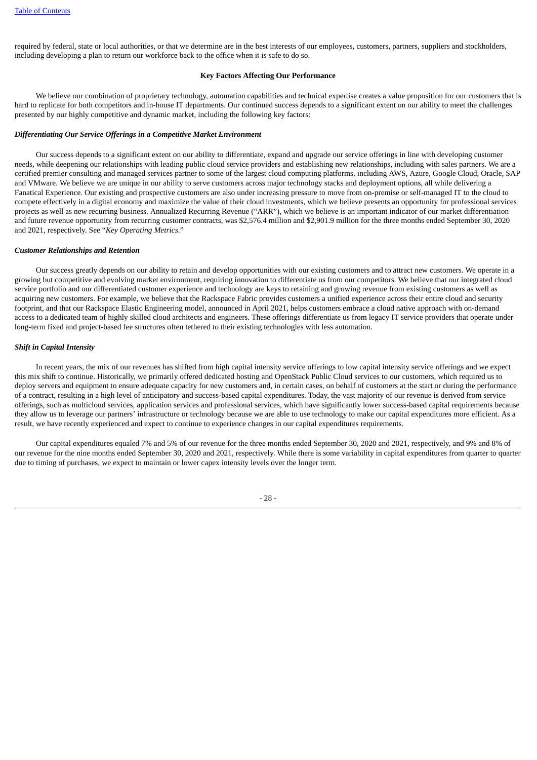required by federal, state or local authorities, or that we determine are in the best interests of our employees, customers, partners, suppliers and stockholders, including developing a plan to return our workforce back to the office when it is safe to do so.

## Key Factors Affecting Our Performance

We believe our combination of proprietary technology, automation capabilities and technical expertise creates a value proposition for our customers that is hard to replicate for both competitors and in-house IT departments. Our continued success depends to a significant extent on our ability to meet the challenges presented by our highly competitive and dynamic market, including the following key factors:

### *Differentiating Our Service Offerings in a Competitive Market Environment*

Our success depends to a significant extent on our ability to differentiate, expand and upgrade our service offerings in line with developing customer needs, while deepening our relationships with leading public cloud service providers and establishing new relationships, including with sales partners. We are a certified premier consulting and managed services partner to some of the largest cloud computing platforms, including AWS, Azure, Google Cloud, Oracle, SAP and VMware. We believe we are unique in our ability to serve customers across major technology stacks and deployment options, all while delivering a Fanatical Experience. Our existing and prospective customers are also under increasing pressure to move from on-premise or self-managed IT to the cloud to compete effectively in a digital economy and maximize the value of their cloud investments, which we believe presents an opportunity for professional services projects as well as new recurring business. Annualized Recurring Revenue ("ARR"), which we believe is an important indicator of our market differentiation and future revenue opportunity from recurring customer contracts, was $2,576.4 million and $2,901.9 million for the three months ended September 30, 2020 and 2021, respectively. See "*Key Operating Metrics*."

### *Customer Relationships and Retention*

Our success greatly depends on our ability to retain and develop opportunities with our existing customers and to attract new customers. We operate in a growing but competitive and evolving market environment, requiring innovation to differentiate us from our competitors. We believe that our integrated cloud service portfolio and our differentiated customer experience and technology are keys to retaining and growing revenue from existing customers as well as acquiring new customers. For example, we believe that the Rackspace Fabric provides customers a unified experience across their entire cloud and security footprint, and that our Rackspace Elastic Engineering model, announced in April 2021, helps customers embrace a cloud native approach with on-demand access to a dedicated team of highly skilled cloud architects and engineers. These offerings differentiate us from legacy IT service providers that operate under long-term fixed and project-based fee structures often tethered to their existing technologies with less automation.

### *Shift in Capital Intensity*

In recent years, the mix of our revenues has shifted from high capital intensity service offerings to low capital intensity service offerings and we expect this mix shift to continue. Historically, we primarily offered dedicated hosting and OpenStack Public Cloud services to our customers, which required us to deploy servers and equipment to ensure adequate capacity for new customers and, in certain cases, on behalf of customers at the start or during the performance of a contract, resulting in a high level of anticipatory and success-based capital expenditures. Today, the vast majority of our revenue is derived from service offerings, such as multicloud services, application services and professional services, which have significantly lower success-based capital requirements because they allow us to leverage our partners' infrastructure or technology because we are able to use technology to make our capital expenditures more efficient. As a result, we have recently experienced and expect to continue to experience changes in our capital expenditures requirements.

Our capital expenditures equaled 7% and 5% of our revenue for the three months ended September 30, 2020 and 2021, respectively, and 9% and 8% of our revenue for the nine months ended September 30, 2020 and 2021, respectively. While there is some variability in capital expenditures from quarter to quarter due to timing of purchases, we expect to maintain or lower capex intensity levels over the longer term.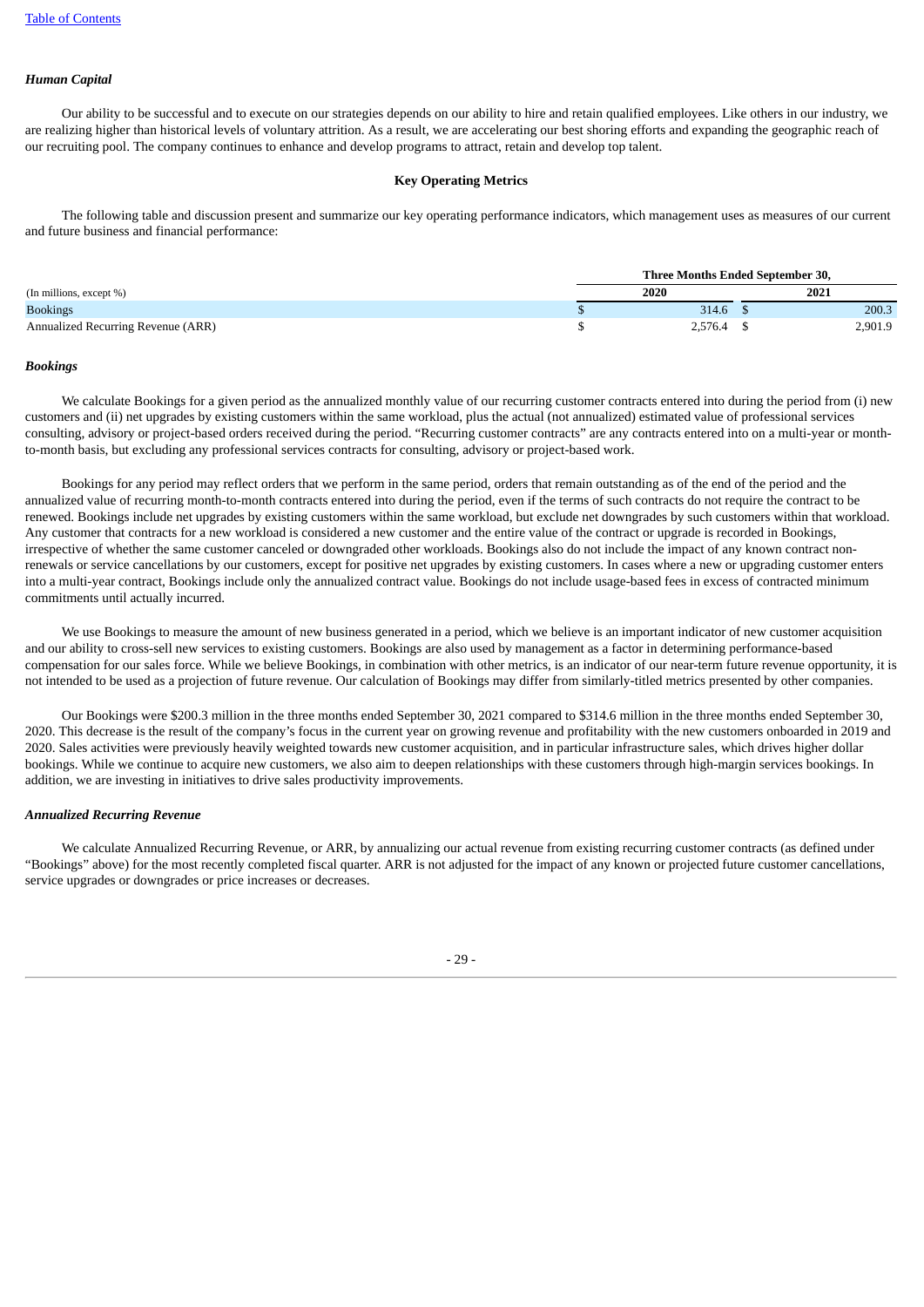*Human Capital*

Our ability to be successful and to execute on our strategies depends on our ability to hire and retain qualified employees. Like others in our industry, we are realizing higher than historical levels of voluntary attrition. As a result, we are accelerating our best shoring efforts and expanding the geographic reach of our recruiting pool. The company continues to enhance and develop programs to attract, retain and develop top talent.

**Key Operating Metrics**

The following table and discussion present and summarize our key operating performance indicators, which management uses as measures of our current and future business and financial performance:

| (In millions, except %) | Three Months Ended September 30, 2020 | Three Months Ended September 30, 2021 |
|---|---|---|
| Bookings | $ 314.6 | $ 200.3 |
| Annualized Recurring Revenue (ARR) | $ 2,576.4 | $ 2,901.9 |

*Bookings*

We calculate Bookings for a given period as the annualized monthly value of our recurring customer contracts entered into during the period from (i) new customers and (ii) net upgrades by existing customers within the same workload, plus the actual (not annualized) estimated value of professional services consulting, advisory or project-based orders received during the period. "Recurring customer contracts" are any contracts entered into on a multi-year or month-to-month basis, but excluding any professional services contracts for consulting, advisory or project-based work.

Bookings for any period may reflect orders that we perform in the same period, orders that remain outstanding as of the end of the period and the annualized value of recurring month-to-month contracts entered into during the period, even if the terms of such contracts do not require the contract to be renewed. Bookings include net upgrades by existing customers within the same workload, but exclude net downgrades by such customers within that workload. Any customer that contracts for a new workload is considered a new customer and the entire value of the contract or upgrade is recorded in Bookings, irrespective of whether the same customer canceled or downgraded other workloads. Bookings also do not include the impact of any known contract non-renewals or service cancellations by our customers, except for positive net upgrades by existing customers. In cases where a new or upgrading customer enters into a multi-year contract, Bookings include only the annualized contract value. Bookings do not include usage-based fees in excess of contracted minimum commitments until actually incurred.

We use Bookings to measure the amount of new business generated in a period, which we believe is an important indicator of new customer acquisition and our ability to cross-sell new services to existing customers. Bookings are also used by management as a factor in determining performance-based compensation for our sales force. While we believe Bookings, in combination with other metrics, is an indicator of our near-term future revenue opportunity, it is not intended to be used as a projection of future revenue. Our calculation of Bookings may differ from similarly-titled metrics presented by other companies.

Our Bookings were $200.3 million in the three months ended September 30, 2021 compared to $314.6 million in the three months ended September 30, 2020. This decrease is the result of the company's focus in the current year on growing revenue and profitability with the new customers onboarded in 2019 and 2020. Sales activities were previously heavily weighted towards new customer acquisition, and in particular infrastructure sales, which drives higher dollar bookings. While we continue to acquire new customers, we also aim to deepen relationships with these customers through high-margin services bookings. In addition, we are investing in initiatives to drive sales productivity improvements.

*Annualized Recurring Revenue*

We calculate Annualized Recurring Revenue, or ARR, by annualizing our actual revenue from existing recurring customer contracts (as defined under "Bookings" above) for the most recently completed fiscal quarter. ARR is not adjusted for the impact of any known or projected future customer cancellations, service upgrades or downgrades or price increases or decreases.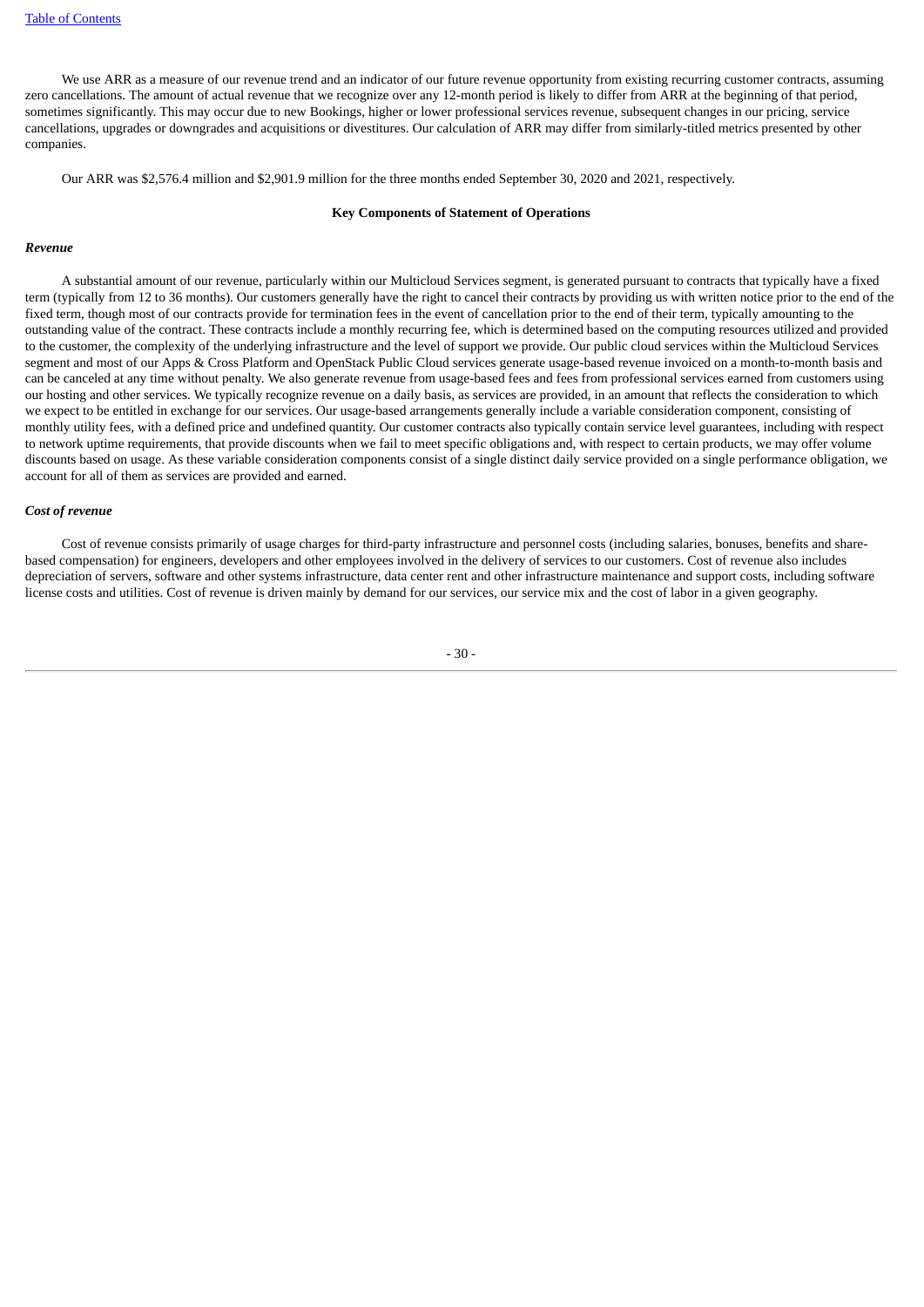We use ARR as a measure of our revenue trend and an indicator of our future revenue opportunity from existing recurring customer contracts, assuming zero cancellations. The amount of actual revenue that we recognize over any 12-month period is likely to differ from ARR at the beginning of that period, sometimes significantly. This may occur due to new Bookings, higher or lower professional services revenue, subsequent changes in our pricing, service cancellations, upgrades or downgrades and acquisitions or divestitures. Our calculation of ARR may differ from similarly-titled metrics presented by other companies.

Our ARR was $2,576.4 million and $2,901.9 million for the three months ended September 30, 2020 and 2021, respectively.

## Key Components of Statement of Operations

### *Revenue*

A substantial amount of our revenue, particularly within our Multicloud Services segment, is generated pursuant to contracts that typically have a fixed term (typically from 12 to 36 months). Our customers generally have the right to cancel their contracts by providing us with written notice prior to the end of the fixed term, though most of our contracts provide for termination fees in the event of cancellation prior to the end of their term, typically amounting to the outstanding value of the contract. These contracts include a monthly recurring fee, which is determined based on the computing resources utilized and provided to the customer, the complexity of the underlying infrastructure and the level of support we provide. Our public cloud services within the Multicloud Services segment and most of our Apps & Cross Platform and OpenStack Public Cloud services generate usage-based revenue invoiced on a month-to-month basis and can be canceled at any time without penalty. We also generate revenue from usage-based fees and fees from professional services earned from customers using our hosting and other services. We typically recognize revenue on a daily basis, as services are provided, in an amount that reflects the consideration to which we expect to be entitled in exchange for our services. Our usage-based arrangements generally include a variable consideration component, consisting of monthly utility fees, with a defined price and undefined quantity. Our customer contracts also typically contain service level guarantees, including with respect to network uptime requirements, that provide discounts when we fail to meet specific obligations and, with respect to certain products, we may offer volume discounts based on usage. As these variable consideration components consist of a single distinct daily service provided on a single performance obligation, we account for all of them as services are provided and earned.

### *Cost of revenue*

Cost of revenue consists primarily of usage charges for third-party infrastructure and personnel costs (including salaries, bonuses, benefits and share-based compensation) for engineers, developers and other employees involved in the delivery of services to our customers. Cost of revenue also includes depreciation of servers, software and other systems infrastructure, data center rent and other infrastructure maintenance and support costs, including software license costs and utilities. Cost of revenue is driven mainly by demand for our services, our service mix and the cost of labor in a given geography.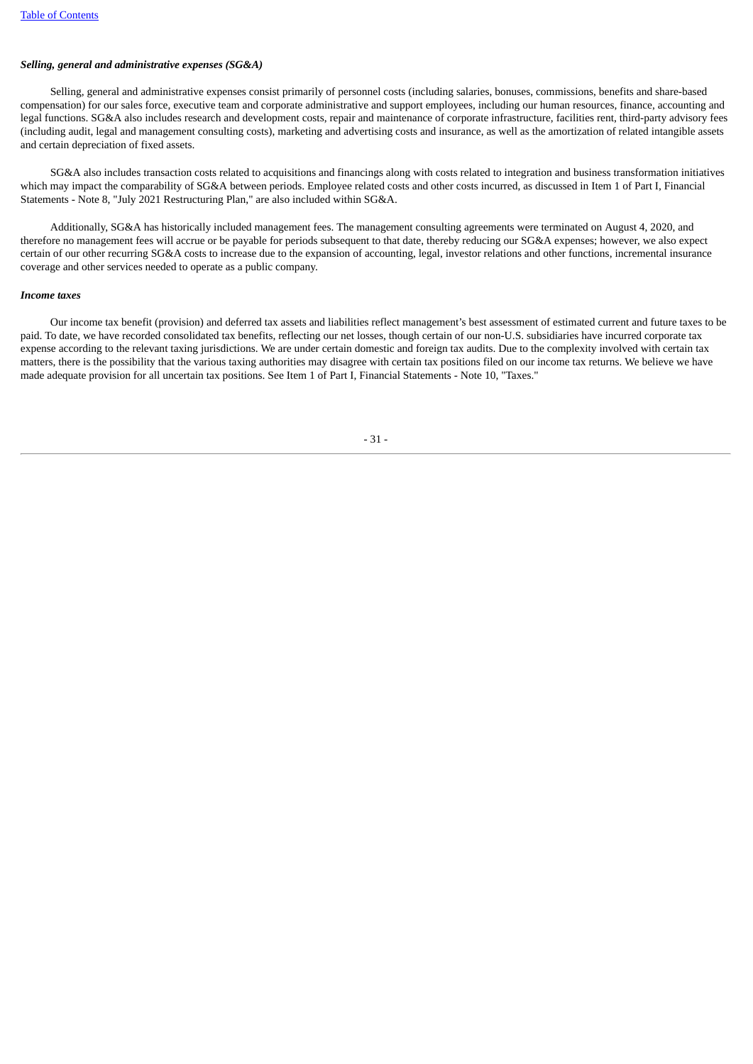***Selling, general and administrative expenses (SG&A)***

Selling, general and administrative expenses consist primarily of personnel costs (including salaries, bonuses, commissions, benefits and share-based compensation) for our sales force, executive team and corporate administrative and support employees, including our human resources, finance, accounting and legal functions. SG&A also includes research and development costs, repair and maintenance of corporate infrastructure, facilities rent, third-party advisory fees (including audit, legal and management consulting costs), marketing and advertising costs and insurance, as well as the amortization of related intangible assets and certain depreciation of fixed assets.

SG&A also includes transaction costs related to acquisitions and financings along with costs related to integration and business transformation initiatives which may impact the comparability of SG&A between periods. Employee related costs and other costs incurred, as discussed in Item 1 of Part I, Financial Statements - Note 8, "July 2021 Restructuring Plan," are also included within SG&A.

Additionally, SG&A has historically included management fees. The management consulting agreements were terminated on August 4, 2020, and therefore no management fees will accrue or be payable for periods subsequent to that date, thereby reducing our SG&A expenses; however, we also expect certain of our other recurring SG&A costs to increase due to the expansion of accounting, legal, investor relations and other functions, incremental insurance coverage and other services needed to operate as a public company.

***Income taxes***

Our income tax benefit (provision) and deferred tax assets and liabilities reflect management's best assessment of estimated current and future taxes to be paid. To date, we have recorded consolidated tax benefits, reflecting our net losses, though certain of our non-U.S. subsidiaries have incurred corporate tax expense according to the relevant taxing jurisdictions. We are under certain domestic and foreign tax audits. Due to the complexity involved with certain tax matters, there is the possibility that the various taxing authorities may disagree with certain tax positions filed on our income tax returns. We believe we have made adequate provision for all uncertain tax positions. See Item 1 of Part I, Financial Statements - Note 10, "Taxes."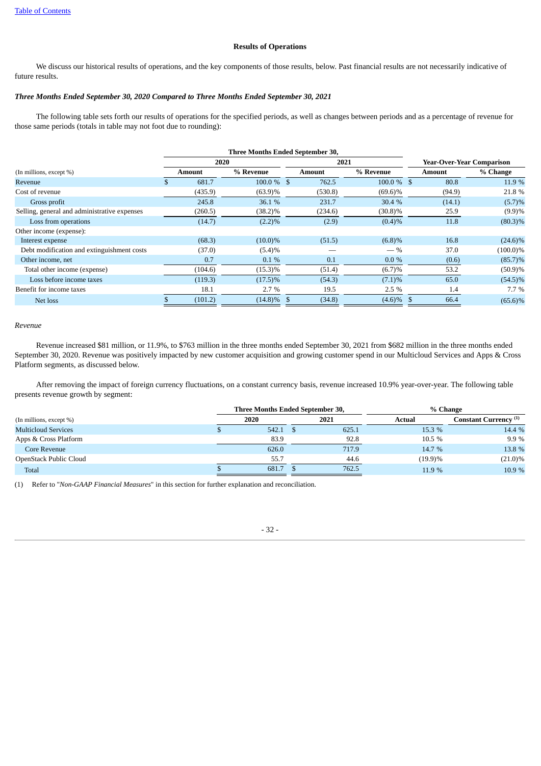[Table of Contents](#)

### Results of Operations

We discuss our historical results of operations, and the key components of those results, below. Past financial results are not necessarily indicative of future results.

***Three Months Ended September 30, 2020 Compared to Three Months Ended September 30, 2021***

The following table sets forth our results of operations for the specified periods, as well as changes between periods and as a percentage of revenue for those same periods (totals in table may not foot due to rounding):

| | Three Months Ended September 30, | | | | Year-Over-Year Comparison | |
|---|---|---|---|---|---|---|
| | 2020 | | 2021 | | | |
| (In millions, except %) | Amount | % Revenue | Amount | % Revenue | Amount | % Change |
| Revenue | $ 681.7 | 100.0 % | $ 762.5 | 100.0 % | $ 80.8 | 11.9 % |
| Cost of revenue | (435.9) | (63.9)% | (530.8) | (69.6)% | (94.9) | 21.8 % |
| Gross profit | 245.8 | 36.1 % | 231.7 | 30.4 % | (14.1) | (5.7)% |
| Selling, general and administrative expenses | (260.5) | (38.2)% | (234.6) | (30.8)% | 25.9 | (9.9)% |
| Loss from operations | (14.7) | (2.2)% | (2.9) | (0.4)% | 11.8 | (80.3)% |
| Other income (expense): | | | | | | |
| Interest expense | (68.3) | (10.0)% | (51.5) | (6.8)% | 16.8 | (24.6)% |
| Debt modification and extinguishment costs | (37.0) | (5.4)% | — | — % | 37.0 | (100.0)% |
| Other income, net | 0.7 | 0.1 % | 0.1 | 0.0 % | (0.6) | (85.7)% |
| Total other income (expense) | (104.6) | (15.3)% | (51.4) | (6.7)% | 53.2 | (50.9)% |
| Loss before income taxes | (119.3) | (17.5)% | (54.3) | (7.1)% | 65.0 | (54.5)% |
| Benefit for income taxes | 18.1 | 2.7 % | 19.5 | 2.5 % | 1.4 | 7.7 % |
| Net loss | $ (101.2) | (14.8)% | $ (34.8) | (4.6)% | $ 66.4 | (65.6)% |

*Revenue*

Revenue increased $81 million, or 11.9%, to $763 million in the three months ended September 30, 2021 from $682 million in the three months ended September 30, 2020. Revenue was positively impacted by new customer acquisition and growing customer spend in our Multicloud Services and Apps & Cross Platform segments, as discussed below.

After removing the impact of foreign currency fluctuations, on a constant currency basis, revenue increased 10.9% year-over-year. The following table presents revenue growth by segment:

| | Three Months Ended September 30, | | % Change | |
|---|---|---|---|---|
| (In millions, except %) | 2020 | 2021 | Actual | Constant Currency [(1)] |
| Multicloud Services | $ 542.1 | $ 625.1 | 15.3 % | 14.4 % |
| Apps & Cross Platform | 83.9 | 92.8 | 10.5 % | 9.9 % |
| Core Revenue | 626.0 | 717.9 | 14.7 % | 13.8 % |
| OpenStack Public Cloud | 55.7 | 44.6 | (19.9)% | (21.0)% |
| Total | $ 681.7 | $ 762.5 | 11.9 % | 10.9 % |

(1) Refer to "*Non-GAAP Financial Measures*" in this section for further explanation and reconciliation.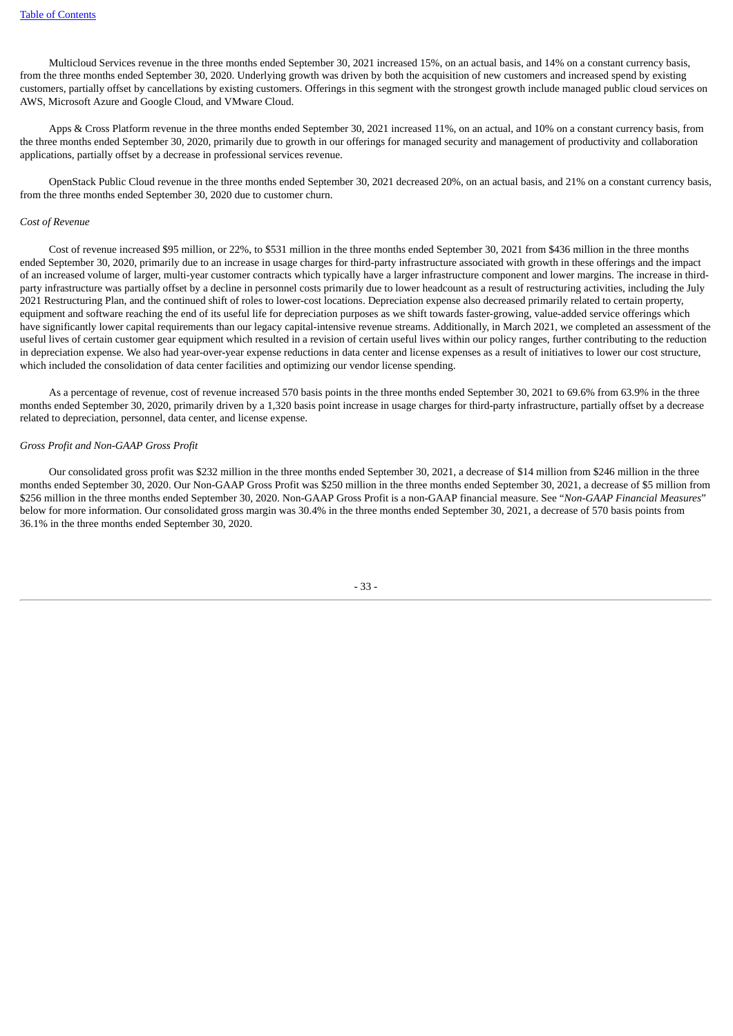Multicloud Services revenue in the three months ended September 30, 2021 increased 15%, on an actual basis, and 14% on a constant currency basis, from the three months ended September 30, 2020. Underlying growth was driven by both the acquisition of new customers and increased spend by existing customers, partially offset by cancellations by existing customers. Offerings in this segment with the strongest growth include managed public cloud services on AWS, Microsoft Azure and Google Cloud, and VMware Cloud.

Apps & Cross Platform revenue in the three months ended September 30, 2021 increased 11%, on an actual, and 10% on a constant currency basis, from the three months ended September 30, 2020, primarily due to growth in our offerings for managed security and management of productivity and collaboration applications, partially offset by a decrease in professional services revenue.

OpenStack Public Cloud revenue in the three months ended September 30, 2021 decreased 20%, on an actual basis, and 21% on a constant currency basis, from the three months ended September 30, 2020 due to customer churn.

*Cost of Revenue*

Cost of revenue increased $95 million, or 22%, to $531 million in the three months ended September 30, 2021 from $436 million in the three months ended September 30, 2020, primarily due to an increase in usage charges for third-party infrastructure associated with growth in these offerings and the impact of an increased volume of larger, multi-year customer contracts which typically have a larger infrastructure component and lower margins. The increase in third-party infrastructure was partially offset by a decline in personnel costs primarily due to lower headcount as a result of restructuring activities, including the July 2021 Restructuring Plan, and the continued shift of roles to lower-cost locations. Depreciation expense also decreased primarily related to certain property, equipment and software reaching the end of its useful life for depreciation purposes as we shift towards faster-growing, value-added service offerings which have significantly lower capital requirements than our legacy capital-intensive revenue streams. Additionally, in March 2021, we completed an assessment of the useful lives of certain customer gear equipment which resulted in a revision of certain useful lives within our policy ranges, further contributing to the reduction in depreciation expense. We also had year-over-year expense reductions in data center and license expenses as a result of initiatives to lower our cost structure, which included the consolidation of data center facilities and optimizing our vendor license spending.

As a percentage of revenue, cost of revenue increased 570 basis points in the three months ended September 30, 2021 to 69.6% from 63.9% in the three months ended September 30, 2020, primarily driven by a 1,320 basis point increase in usage charges for third-party infrastructure, partially offset by a decrease related to depreciation, personnel, data center, and license expense.

*Gross Profit and Non-GAAP Gross Profit*

Our consolidated gross profit was $232 million in the three months ended September 30, 2021, a decrease of $14 million from $246 million in the three months ended September 30, 2020. Our Non-GAAP Gross Profit was $250 million in the three months ended September 30, 2021, a decrease of $5 million from $256 million in the three months ended September 30, 2020. Non-GAAP Gross Profit is a non-GAAP financial measure. See "*Non-GAAP Financial Measures*" below for more information. Our consolidated gross margin was 30.4% in the three months ended September 30, 2021, a decrease of 570 basis points from 36.1% in the three months ended September 30, 2020.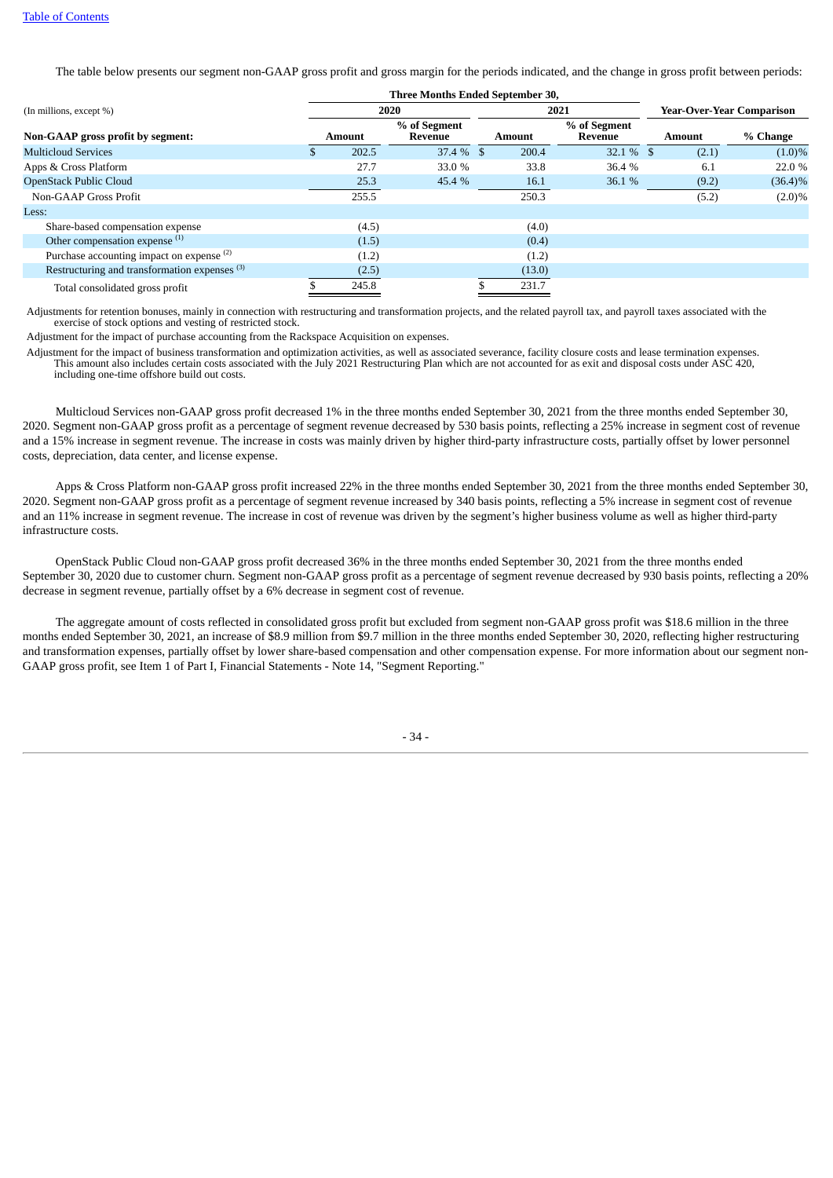The table below presents our segment non-GAAP gross profit and gross margin for the periods indicated, and the change in gross profit between periods:

| (In millions, except %) | Three Months Ended September 30, | | | | Year-Over-Year Comparison | |
|---|---|---|---|---|---|---|
| | 2020 | | 2021 | | | |
| **Non-GAAP gross profit by segment:** | **Amount** | **% of Segment Revenue** | **Amount** | **% of Segment Revenue** | **Amount** | **% Change** |
| Multicloud Services | $ 202.5 | 37.4 % | $ 200.4 | 32.1 % | $ (2.1) | (1.0)% |
| Apps & Cross Platform | 27.7 | 33.0 % | 33.8 | 36.4 % | 6.1 | 22.0 % |
| OpenStack Public Cloud | 25.3 | 45.4 % | 16.1 | 36.1 % | (9.2) | (36.4)% |
| Non-GAAP Gross Profit | 255.5 | | 250.3 | | (5.2) | (2.0)% |
| Less: | | | | | | |
| Share-based compensation expense | (4.5) | | (4.0) | | | |
| Other compensation expense [(1)] | (1.5) | | (0.4) | | | |
| Purchase accounting impact on expense [(2)] | (1.2) | | (1.2) | | | |
| Restructuring and transformation expenses [(3)] | (2.5) | | (13.0) | | | |
| Total consolidated gross profit | $ 245.8 | | $ 231.7 | | | |

Adjustments for retention bonuses, mainly in connection with restructuring and transformation projects, and the related payroll tax, and payroll taxes associated with the exercise of stock options and vesting of restricted stock.

Adjustment for the impact of purchase accounting from the Rackspace Acquisition on expenses.

Adjustment for the impact of business transformation and optimization activities, as well as associated severance, facility closure costs and lease termination expenses. This amount also includes certain costs associated with the July 2021 Restructuring Plan which are not accounted for as exit and disposal costs under ASC 420, including one-time offshore build out costs.

Multicloud Services non-GAAP gross profit decreased 1% in the three months ended September 30, 2021 from the three months ended September 30, 2020. Segment non-GAAP gross profit as a percentage of segment revenue decreased by 530 basis points, reflecting a 25% increase in segment cost of revenue and a 15% increase in segment revenue. The increase in costs was mainly driven by higher third-party infrastructure costs, partially offset by lower personnel costs, depreciation, data center, and license expense.

Apps & Cross Platform non-GAAP gross profit increased 22% in the three months ended September 30, 2021 from the three months ended September 30, 2020. Segment non-GAAP gross profit as a percentage of segment revenue increased by 340 basis points, reflecting a 5% increase in segment cost of revenue and an 11% increase in segment revenue. The increase in cost of revenue was driven by the segment's higher business volume as well as higher third-party infrastructure costs.

OpenStack Public Cloud non-GAAP gross profit decreased 36% in the three months ended September 30, 2021 from the three months ended September 30, 2020 due to customer churn. Segment non-GAAP gross profit as a percentage of segment revenue decreased by 930 basis points, reflecting a 20% decrease in segment revenue, partially offset by a 6% decrease in segment cost of revenue.

The aggregate amount of costs reflected in consolidated gross profit but excluded from segment non-GAAP gross profit was $18.6 million in the three months ended September 30, 2021, an increase of $8.9 million from $9.7 million in the three months ended September 30, 2020, reflecting higher restructuring and transformation expenses, partially offset by lower share-based compensation and other compensation expense. For more information about our segment non-GAAP gross profit, see Item 1 of Part I, Financial Statements - Note 14, "Segment Reporting."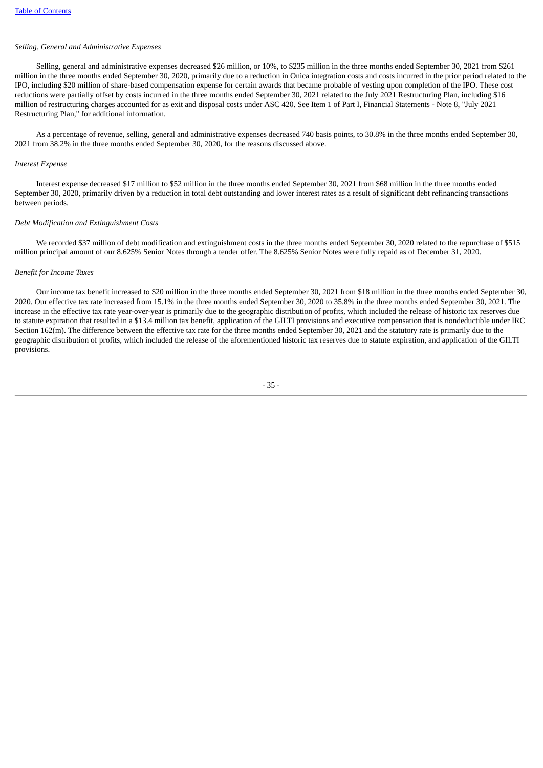*Selling, General and Administrative Expenses*

Selling, general and administrative expenses decreased $26 million, or 10%, to $235 million in the three months ended September 30, 2021 from $261 million in the three months ended September 30, 2020, primarily due to a reduction in Onica integration costs and costs incurred in the prior period related to the IPO, including $20 million of share-based compensation expense for certain awards that became probable of vesting upon completion of the IPO. These cost reductions were partially offset by costs incurred in the three months ended September 30, 2021 related to the July 2021 Restructuring Plan, including $16 million of restructuring charges accounted for as exit and disposal costs under ASC 420. See Item 1 of Part I, Financial Statements - Note 8, "July 2021 Restructuring Plan," for additional information.

As a percentage of revenue, selling, general and administrative expenses decreased 740 basis points, to 30.8% in the three months ended September 30, 2021 from 38.2% in the three months ended September 30, 2020, for the reasons discussed above.

*Interest Expense*

Interest expense decreased $17 million to $52 million in the three months ended September 30, 2021 from $68 million in the three months ended September 30, 2020, primarily driven by a reduction in total debt outstanding and lower interest rates as a result of significant debt refinancing transactions between periods.

*Debt Modification and Extinguishment Costs*

We recorded $37 million of debt modification and extinguishment costs in the three months ended September 30, 2020 related to the repurchase of $515 million principal amount of our 8.625% Senior Notes through a tender offer. The 8.625% Senior Notes were fully repaid as of December 31, 2020.

*Benefit for Income Taxes*

Our income tax benefit increased to $20 million in the three months ended September 30, 2021 from $18 million in the three months ended September 30, 2020. Our effective tax rate increased from 15.1% in the three months ended September 30, 2020 to 35.8% in the three months ended September 30, 2021. The increase in the effective tax rate year-over-year is primarily due to the geographic distribution of profits, which included the release of historic tax reserves due to statute expiration that resulted in a $13.4 million tax benefit, application of the GILTI provisions and executive compensation that is nondeductible under IRC Section 162(m). The difference between the effective tax rate for the three months ended September 30, 2021 and the statutory rate is primarily due to the geographic distribution of profits, which included the release of the aforementioned historic tax reserves due to statute expiration, and application of the GILTI provisions.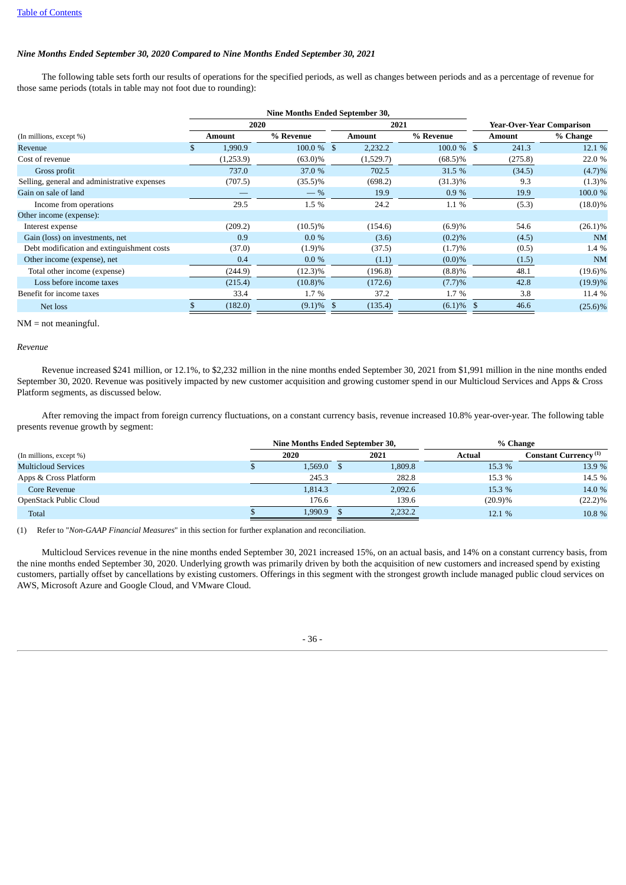[Table of Contents](#)

***Nine Months Ended September 30, 2020 Compared to Nine Months Ended September 30, 2021***

The following table sets forth our results of operations for the specified periods, as well as changes between periods and as a percentage of revenue for those same periods (totals in table may not foot due to rounding):

| | Nine Months Ended September 30, | | | | Year-Over-Year Comparison | |
|---|---|---|---|---|---|---|
| | 2020 | | 2021 | | | |
| (In millions, except %) | Amount | % Revenue | Amount | % Revenue | Amount | % Change |
| Revenue | $ 1,990.9 | 100.0 % | $ 2,232.2 | 100.0 % | $ 241.3 | 12.1 % |
| Cost of revenue | (1,253.9) | (63.0)% | (1,529.7) | (68.5)% | (275.8) | 22.0 % |
| Gross profit | 737.0 | 37.0 % | 702.5 | 31.5 % | (34.5) | (4.7)% |
| Selling, general and administrative expenses | (707.5) | (35.5)% | (698.2) | (31.3)% | 9.3 | (1.3)% |
| Gain on sale of land | — | — % | 19.9 | 0.9 % | 19.9 | 100.0 % |
| Income from operations | 29.5 | 1.5 % | 24.2 | 1.1 % | (5.3) | (18.0)% |
| Other income (expense): | | | | | | |
| Interest expense | (209.2) | (10.5)% | (154.6) | (6.9)% | 54.6 | (26.1)% |
| Gain (loss) on investments, net | 0.9 | 0.0 % | (3.6) | (0.2)% | (4.5) | NM |
| Debt modification and extinguishment costs | (37.0) | (1.9)% | (37.5) | (1.7)% | (0.5) | 1.4 % |
| Other income (expense), net | 0.4 | 0.0 % | (1.1) | (0.0)% | (1.5) | NM |
| Total other income (expense) | (244.9) | (12.3)% | (196.8) | (8.8)% | 48.1 | (19.6)% |
| Loss before income taxes | (215.4) | (10.8)% | (172.6) | (7.7)% | 42.8 | (19.9)% |
| Benefit for income taxes | 33.4 | 1.7 % | 37.2 | 1.7 % | 3.8 | 11.4 % |
| Net loss | $ (182.0) | (9.1)% | $ (135.4) | (6.1)% | $ 46.6 | (25.6)% |

NM = not meaningful.

*Revenue*

Revenue increased $241 million, or 12.1%, to $2,232 million in the nine months ended September 30, 2021 from $1,991 million in the nine months ended September 30, 2020. Revenue was positively impacted by new customer acquisition and growing customer spend in our Multicloud Services and Apps & Cross Platform segments, as discussed below.

After removing the impact from foreign currency fluctuations, on a constant currency basis, revenue increased 10.8% year-over-year. The following table presents revenue growth by segment:

| | Nine Months Ended September 30, | | % Change | |
|---|---|---|---|---|
| (In millions, except %) | 2020 | 2021 | Actual | Constant Currency (1) |
| Multicloud Services | $ 1,569.0 | $ 1,809.8 | 15.3 % | 13.9 % |
| Apps & Cross Platform | 245.3 | 282.8 | 15.3 % | 14.5 % |
| Core Revenue | 1,814.3 | 2,092.6 | 15.3 % | 14.0 % |
| OpenStack Public Cloud | 176.6 | 139.6 | (20.9)% | (22.2)% |
| Total | $ 1,990.9 | $ 2,232.2 | 12.1 % | 10.8 % |

(1) Refer to "*Non-GAAP Financial Measures*" in this section for further explanation and reconciliation.

Multicloud Services revenue in the nine months ended September 30, 2021 increased 15%, on an actual basis, and 14% on a constant currency basis, from the nine months ended September 30, 2020. Underlying growth was primarily driven by both the acquisition of new customers and increased spend by existing customers, partially offset by cancellations by existing customers. Offerings in this segment with the strongest growth include managed public cloud services on AWS, Microsoft Azure and Google Cloud, and VMware Cloud.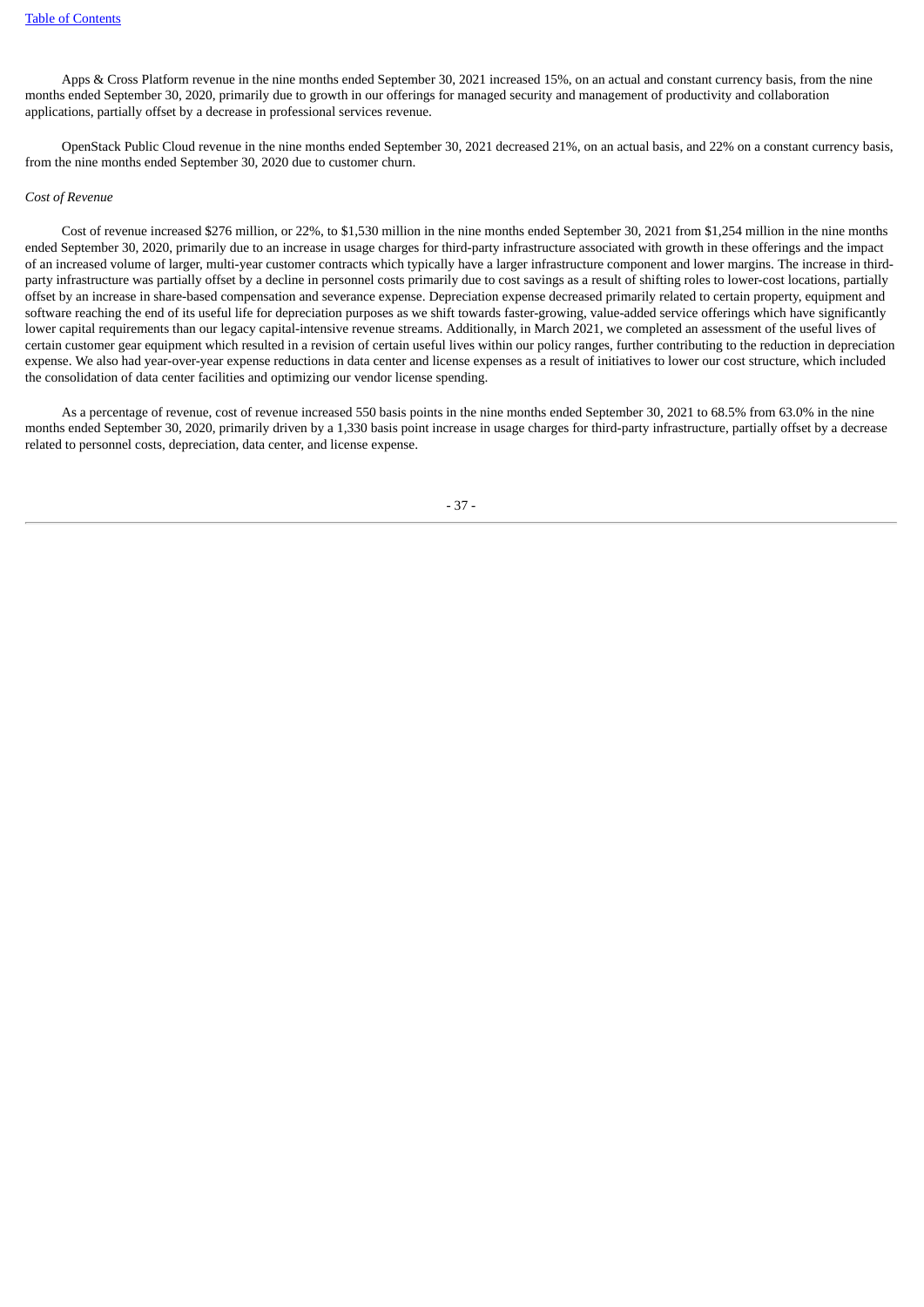Apps & Cross Platform revenue in the nine months ended September 30, 2021 increased 15%, on an actual and constant currency basis, from the nine months ended September 30, 2020, primarily due to growth in our offerings for managed security and management of productivity and collaboration applications, partially offset by a decrease in professional services revenue.

OpenStack Public Cloud revenue in the nine months ended September 30, 2021 decreased 21%, on an actual basis, and 22% on a constant currency basis, from the nine months ended September 30, 2020 due to customer churn.

*Cost of Revenue*

Cost of revenue increased $276 million, or 22%, to $1,530 million in the nine months ended September 30, 2021 from $1,254 million in the nine months ended September 30, 2020, primarily due to an increase in usage charges for third-party infrastructure associated with growth in these offerings and the impact of an increased volume of larger, multi-year customer contracts which typically have a larger infrastructure component and lower margins. The increase in third-party infrastructure was partially offset by a decline in personnel costs primarily due to cost savings as a result of shifting roles to lower-cost locations, partially offset by an increase in share-based compensation and severance expense. Depreciation expense decreased primarily related to certain property, equipment and software reaching the end of its useful life for depreciation purposes as we shift towards faster-growing, value-added service offerings which have significantly lower capital requirements than our legacy capital-intensive revenue streams. Additionally, in March 2021, we completed an assessment of the useful lives of certain customer gear equipment which resulted in a revision of certain useful lives within our policy ranges, further contributing to the reduction in depreciation expense. We also had year-over-year expense reductions in data center and license expenses as a result of initiatives to lower our cost structure, which included the consolidation of data center facilities and optimizing our vendor license spending.

As a percentage of revenue, cost of revenue increased 550 basis points in the nine months ended September 30, 2021 to 68.5% from 63.0% in the nine months ended September 30, 2020, primarily driven by a 1,330 basis point increase in usage charges for third-party infrastructure, partially offset by a decrease related to personnel costs, depreciation, data center, and license expense.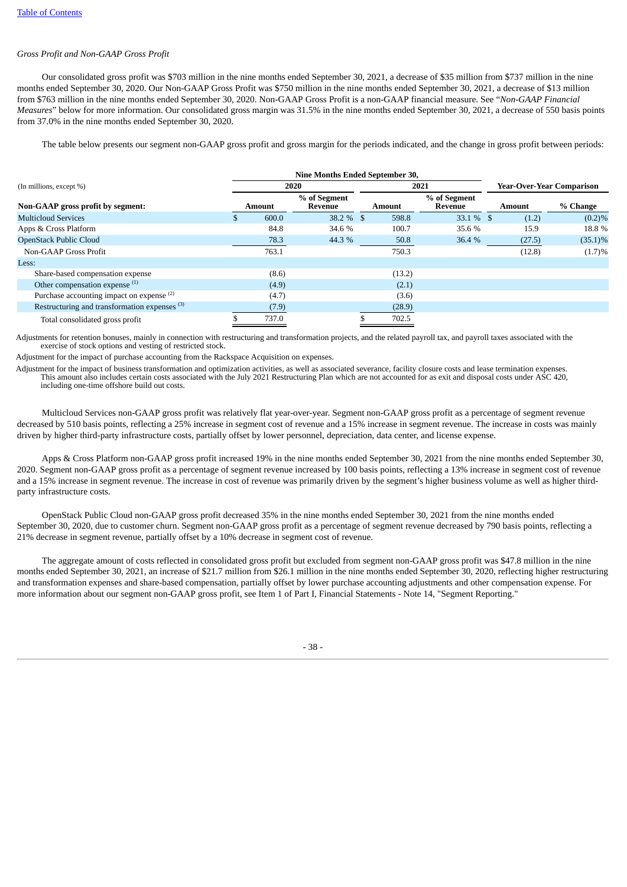*Gross Profit and Non-GAAP Gross Profit*

Our consolidated gross profit was $703 million in the nine months ended September 30, 2021, a decrease of $35 million from $737 million in the nine months ended September 30, 2020. Our Non-GAAP Gross Profit was $750 million in the nine months ended September 30, 2021, a decrease of $13 million from $763 million in the nine months ended September 30, 2020. Non-GAAP Gross Profit is a non-GAAP financial measure. See "*Non-GAAP Financial Measures*" below for more information. Our consolidated gross margin was 31.5% in the nine months ended September 30, 2021, a decrease of 550 basis points from 37.0% in the nine months ended September 30, 2020.

The table below presents our segment non-GAAP gross profit and gross margin for the periods indicated, and the change in gross profit between periods:

| (In millions, except %) | Nine Months Ended September 30, | | | | Year-Over-Year Comparison | |
|---|---|---|---|---|---|---|
| | 2020 | | 2021 | | | |
| **Non-GAAP gross profit by segment:** | **Amount** | **% of Segment Revenue** | **Amount** | **% of Segment Revenue** | **Amount** | **% Change** |
| Multicloud Services | $ 600.0 | 38.2 % | $ 598.8 | 33.1 % | $ (1.2) | (0.2)% |
| Apps & Cross Platform | 84.8 | 34.6 % | 100.7 | 35.6 % | 15.9 | 18.8 % |
| OpenStack Public Cloud | 78.3 | 44.3 % | 50.8 | 36.4 % | (27.5) | (35.1)% |
| Non-GAAP Gross Profit | 763.1 | | 750.3 | | (12.8) | (1.7)% |
| Less: | | | | | | |
| Share-based compensation expense | (8.6) | | (13.2) | | | |
| Other compensation expense [1] | (4.9) | | (2.1) | | | |
| Purchase accounting impact on expense [2] | (4.7) | | (3.6) | | | |
| Restructuring and transformation expenses [3] | (7.9) | | (28.9) | | | |
| Total consolidated gross profit | $ 737.0 | | $ 702.5 | | | |

Adjustments for retention bonuses, mainly in connection with restructuring and transformation projects, and the related payroll tax, and payroll taxes associated with the exercise of stock options and vesting of restricted stock.

Adjustment for the impact of purchase accounting from the Rackspace Acquisition on expenses.

Adjustment for the impact of business transformation and optimization activities, as well as associated severance, facility closure costs and lease termination expenses. This amount also includes certain costs associated with the July 2021 Restructuring Plan which are not accounted for as exit and disposal costs under ASC 420, including one-time offshore build out costs.

Multicloud Services non-GAAP gross profit was relatively flat year-over-year. Segment non-GAAP gross profit as a percentage of segment revenue decreased by 510 basis points, reflecting a 25% increase in segment cost of revenue and a 15% increase in segment revenue. The increase in costs was mainly driven by higher third-party infrastructure costs, partially offset by lower personnel, depreciation, data center, and license expense.

Apps & Cross Platform non-GAAP gross profit increased 19% in the nine months ended September 30, 2021 from the nine months ended September 30, 2020. Segment non-GAAP gross profit as a percentage of segment revenue increased by 100 basis points, reflecting a 13% increase in segment cost of revenue and a 15% increase in segment revenue. The increase in cost of revenue was primarily driven by the segment's higher business volume as well as higher third-party infrastructure costs.

OpenStack Public Cloud non-GAAP gross profit decreased 35% in the nine months ended September 30, 2021 from the nine months ended September 30, 2020, due to customer churn. Segment non-GAAP gross profit as a percentage of segment revenue decreased by 790 basis points, reflecting a 21% decrease in segment revenue, partially offset by a 10% decrease in segment cost of revenue.

The aggregate amount of costs reflected in consolidated gross profit but excluded from segment non-GAAP gross profit was $47.8 million in the nine months ended September 30, 2021, an increase of $21.7 million from $26.1 million in the nine months ended September 30, 2020, reflecting higher restructuring and transformation expenses and share-based compensation, partially offset by lower purchase accounting adjustments and other compensation expense. For more information about our segment non-GAAP gross profit, see Item 1 of Part I, Financial Statements - Note 14, "Segment Reporting."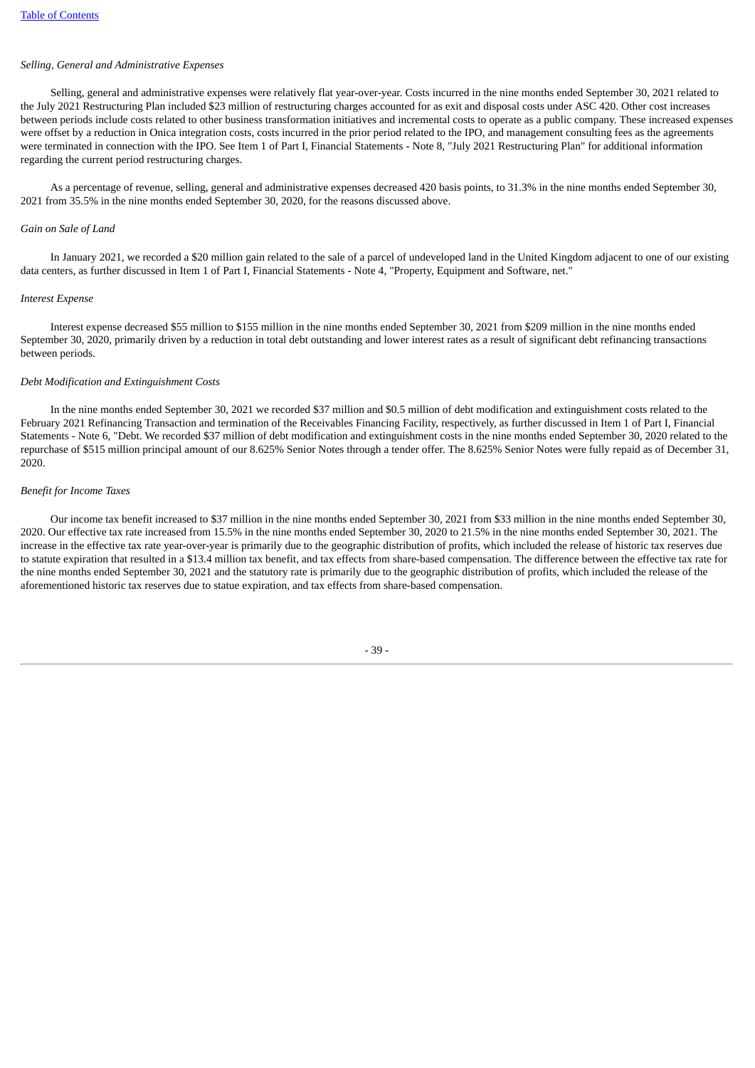*Selling, General and Administrative Expenses*

Selling, general and administrative expenses were relatively flat year-over-year. Costs incurred in the nine months ended September 30, 2021 related to the July 2021 Restructuring Plan included $23 million of restructuring charges accounted for as exit and disposal costs under ASC 420. Other cost increases between periods include costs related to other business transformation initiatives and incremental costs to operate as a public company. These increased expenses were offset by a reduction in Onica integration costs, costs incurred in the prior period related to the IPO, and management consulting fees as the agreements were terminated in connection with the IPO. See Item 1 of Part I, Financial Statements - Note 8, "July 2021 Restructuring Plan" for additional information regarding the current period restructuring charges.

As a percentage of revenue, selling, general and administrative expenses decreased 420 basis points, to 31.3% in the nine months ended September 30, 2021 from 35.5% in the nine months ended September 30, 2020, for the reasons discussed above.

*Gain on Sale of Land*

In January 2021, we recorded a $20 million gain related to the sale of a parcel of undeveloped land in the United Kingdom adjacent to one of our existing data centers, as further discussed in Item 1 of Part I, Financial Statements - Note 4, "Property, Equipment and Software, net."

*Interest Expense*

Interest expense decreased $55 million to $155 million in the nine months ended September 30, 2021 from $209 million in the nine months ended September 30, 2020, primarily driven by a reduction in total debt outstanding and lower interest rates as a result of significant debt refinancing transactions between periods.

*Debt Modification and Extinguishment Costs*

In the nine months ended September 30, 2021 we recorded $37 million and $0.5 million of debt modification and extinguishment costs related to the February 2021 Refinancing Transaction and termination of the Receivables Financing Facility, respectively, as further discussed in Item 1 of Part I, Financial Statements - Note 6, "Debt. We recorded $37 million of debt modification and extinguishment costs in the nine months ended September 30, 2020 related to the repurchase of $515 million principal amount of our 8.625% Senior Notes through a tender offer. The 8.625% Senior Notes were fully repaid as of December 31, 2020.

*Benefit for Income Taxes*

Our income tax benefit increased to $37 million in the nine months ended September 30, 2021 from $33 million in the nine months ended September 30, 2020. Our effective tax rate increased from 15.5% in the nine months ended September 30, 2020 to 21.5% in the nine months ended September 30, 2021. The increase in the effective tax rate year-over-year is primarily due to the geographic distribution of profits, which included the release of historic tax reserves due to statute expiration that resulted in a $13.4 million tax benefit, and tax effects from share-based compensation. The difference between the effective tax rate for the nine months ended September 30, 2021 and the statutory rate is primarily due to the geographic distribution of profits, which included the release of the aforementioned historic tax reserves due to statue expiration, and tax effects from share-based compensation.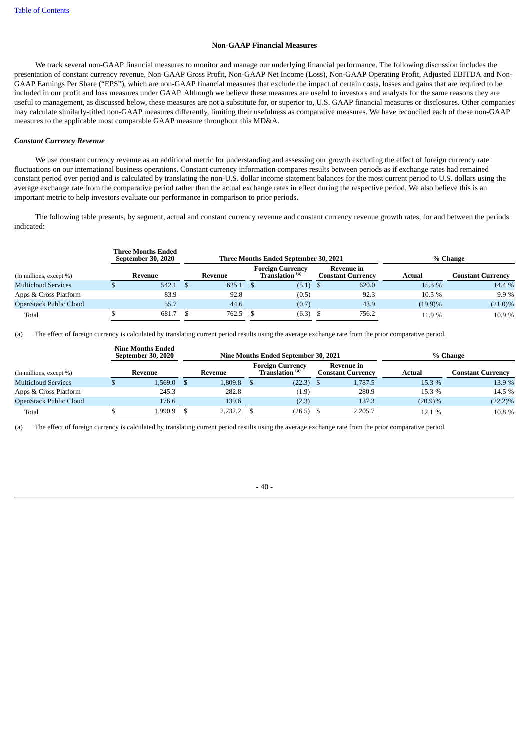[Table of Contents](#)

## Non-GAAP Financial Measures

We track several non-GAAP financial measures to monitor and manage our underlying financial performance. The following discussion includes the presentation of constant currency revenue, Non-GAAP Gross Profit, Non-GAAP Net Income (Loss), Non-GAAP Operating Profit, Adjusted EBITDA and Non-GAAP Earnings Per Share ("EPS"), which are non-GAAP financial measures that exclude the impact of certain costs, losses and gains that are required to be included in our profit and loss measures under GAAP. Although we believe these measures are useful to investors and analysts for the same reasons they are useful to management, as discussed below, these measures are not a substitute for, or superior to, U.S. GAAP financial measures or disclosures. Other companies may calculate similarly-titled non-GAAP measures differently, limiting their usefulness as comparative measures. We have reconciled each of these non-GAAP measures to the applicable most comparable GAAP measure throughout this MD&A.

### *Constant Currency Revenue*

We use constant currency revenue as an additional metric for understanding and assessing our growth excluding the effect of foreign currency rate fluctuations on our international business operations. Constant currency information compares results between periods as if exchange rates had remained constant period over period and is calculated by translating the non-U.S. dollar income statement balances for the most current period to U.S. dollars using the average exchange rate from the comparative period rather than the actual exchange rates in effect during the respective period. We also believe this is an important metric to help investors evaluate our performance in comparison to prior periods.

The following table presents, by segment, actual and constant currency revenue and constant currency revenue growth rates, for and between the periods indicated:

| | Three Months Ended September 30, 2020 | Three Months Ended September 30, 2021 | | | % Change | |
|---|---|---|---|---|---|---|
| (In millions, except %) | Revenue | Revenue | Foreign Currency Translation [(a)] | Revenue in Constant Currency | Actual | Constant Currency |
| Multicloud Services | $ 542.1 | $ 625.1 | $ (5.1) | $ 620.0 | 15.3 % | 14.4 % |
| Apps & Cross Platform | 83.9 | 92.8 | (0.5) | 92.3 | 10.5 % | 9.9 % |
| OpenStack Public Cloud | 55.7 | 44.6 | (0.7) | 43.9 | (19.9)% | (21.0)% |
| Total | $ 681.7 | $ 762.5 | $ (6.3) | $ 756.2 | 11.9 % | 10.9 % |

(a) The effect of foreign currency is calculated by translating current period results using the average exchange rate from the prior comparative period.

| | Nine Months Ended September 30, 2020 | Nine Months Ended September 30, 2021 | | | % Change | |
|---|---|---|---|---|---|---|
| (In millions, except %) | Revenue | Revenue | Foreign Currency Translation [(a)] | Revenue in Constant Currency | Actual | Constant Currency |
| Multicloud Services | $ 1,569.0 | $ 1,809.8 | $ (22.3) | $ 1,787.5 | 15.3 % | 13.9 % |
| Apps & Cross Platform | 245.3 | 282.8 | (1.9) | 280.9 | 15.3 % | 14.5 % |
| OpenStack Public Cloud | 176.6 | 139.6 | (2.3) | 137.3 | (20.9)% | (22.2)% |
| Total | $ 1,990.9 | $ 2,232.2 | $ (26.5) | $ 2,205.7 | 12.1 % | 10.8 % |

(a) The effect of foreign currency is calculated by translating current period results using the average exchange rate from the prior comparative period.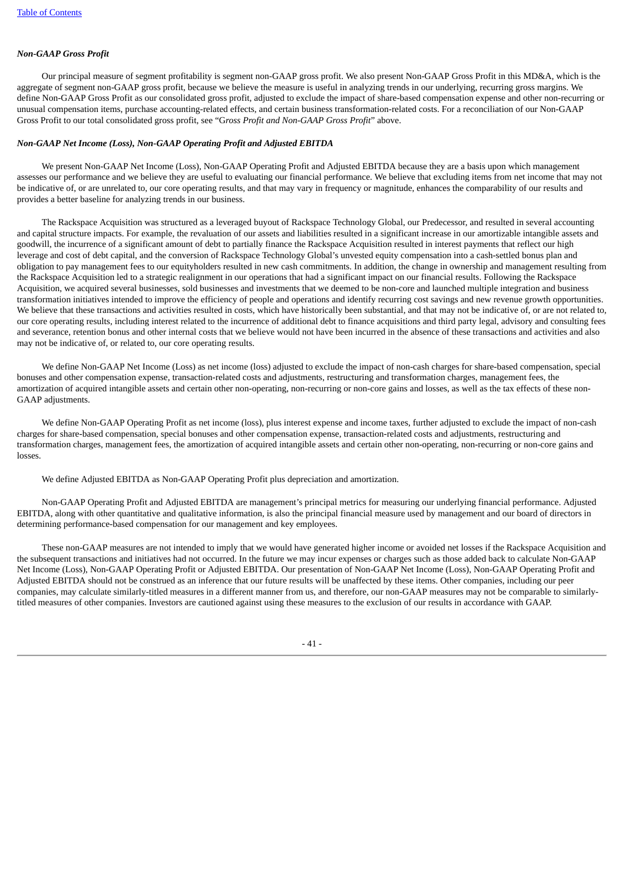### *Non-GAAP Gross Profit*

Our principal measure of segment profitability is segment non-GAAP gross profit. We also present Non-GAAP Gross Profit in this MD&A, which is the aggregate of segment non-GAAP gross profit, because we believe the measure is useful in analyzing trends in our underlying, recurring gross margins. We define Non-GAAP Gross Profit as our consolidated gross profit, adjusted to exclude the impact of share-based compensation expense and other non-recurring or unusual compensation items, purchase accounting-related effects, and certain business transformation-related costs. For a reconciliation of our Non-GAAP Gross Profit to our total consolidated gross profit, see "*Gross Profit and Non-GAAP Gross Profit*" above.

### *Non-GAAP Net Income (Loss), Non-GAAP Operating Profit and Adjusted EBITDA*

We present Non-GAAP Net Income (Loss), Non-GAAP Operating Profit and Adjusted EBITDA because they are a basis upon which management assesses our performance and we believe they are useful to evaluating our financial performance. We believe that excluding items from net income that may not be indicative of, or are unrelated to, our core operating results, and that may vary in frequency or magnitude, enhances the comparability of our results and provides a better baseline for analyzing trends in our business.

The Rackspace Acquisition was structured as a leveraged buyout of Rackspace Technology Global, our Predecessor, and resulted in several accounting and capital structure impacts. For example, the revaluation of our assets and liabilities resulted in a significant increase in our amortizable intangible assets and goodwill, the incurrence of a significant amount of debt to partially finance the Rackspace Acquisition resulted in interest payments that reflect our high leverage and cost of debt capital, and the conversion of Rackspace Technology Global's unvested equity compensation into a cash-settled bonus plan and obligation to pay management fees to our equityholders resulted in new cash commitments. In addition, the change in ownership and management resulting from the Rackspace Acquisition led to a strategic realignment in our operations that had a significant impact on our financial results. Following the Rackspace Acquisition, we acquired several businesses, sold businesses and investments that we deemed to be non-core and launched multiple integration and business transformation initiatives intended to improve the efficiency of people and operations and identify recurring cost savings and new revenue growth opportunities. We believe that these transactions and activities resulted in costs, which have historically been substantial, and that may not be indicative of, or are not related to, our core operating results, including interest related to the incurrence of additional debt to finance acquisitions and third party legal, advisory and consulting fees and severance, retention bonus and other internal costs that we believe would not have been incurred in the absence of these transactions and activities and also may not be indicative of, or related to, our core operating results.

We define Non-GAAP Net Income (Loss) as net income (loss) adjusted to exclude the impact of non-cash charges for share-based compensation, special bonuses and other compensation expense, transaction-related costs and adjustments, restructuring and transformation charges, management fees, the amortization of acquired intangible assets and certain other non-operating, non-recurring or non-core gains and losses, as well as the tax effects of these non-GAAP adjustments.

We define Non-GAAP Operating Profit as net income (loss), plus interest expense and income taxes, further adjusted to exclude the impact of non-cash charges for share-based compensation, special bonuses and other compensation expense, transaction-related costs and adjustments, restructuring and transformation charges, management fees, the amortization of acquired intangible assets and certain other non-operating, non-recurring or non-core gains and losses.

We define Adjusted EBITDA as Non-GAAP Operating Profit plus depreciation and amortization.

Non-GAAP Operating Profit and Adjusted EBITDA are management's principal metrics for measuring our underlying financial performance. Adjusted EBITDA, along with other quantitative and qualitative information, is also the principal financial measure used by management and our board of directors in determining performance-based compensation for our management and key employees.

These non-GAAP measures are not intended to imply that we would have generated higher income or avoided net losses if the Rackspace Acquisition and the subsequent transactions and initiatives had not occurred. In the future we may incur expenses or charges such as those added back to calculate Non-GAAP Net Income (Loss), Non-GAAP Operating Profit or Adjusted EBITDA. Our presentation of Non-GAAP Net Income (Loss), Non-GAAP Operating Profit and Adjusted EBITDA should not be construed as an inference that our future results will be unaffected by these items. Other companies, including our peer companies, may calculate similarly-titled measures in a different manner from us, and therefore, our non-GAAP measures may not be comparable to similarly-titled measures of other companies. Investors are cautioned against using these measures to the exclusion of our results in accordance with GAAP.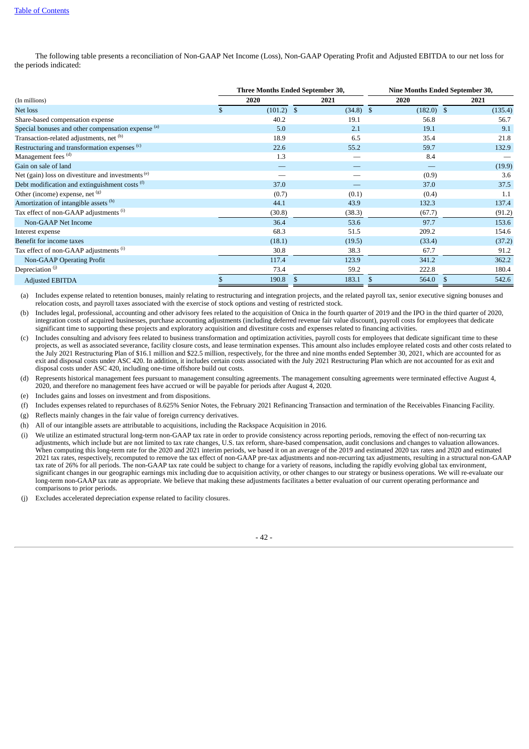The following table presents a reconciliation of Non-GAAP Net Income (Loss), Non-GAAP Operating Profit and Adjusted EBITDA to our net loss for the periods indicated:

| (In millions) | Three Months Ended September 30, 2020 | Three Months Ended September 30, 2021 | Nine Months Ended September 30, 2020 | Nine Months Ended September 30, 2021 |
|---|---|---|---|---|
| Net loss | $ (101.2) | $ (34.8) | $ (182.0) | $ (135.4) |
| Share-based compensation expense | 40.2 | 19.1 | 56.8 | 56.7 |
| Special bonuses and other compensation expense [(a)] | 5.0 | 2.1 | 19.1 | 9.1 |
| Transaction-related adjustments, net [(b)] | 18.9 | 6.5 | 35.4 | 21.8 |
| Restructuring and transformation expenses [(c)] | 22.6 | 55.2 | 59.7 | 132.9 |
| Management fees [(d)] | 1.3 | — | 8.4 | — |
| Gain on sale of land | — | — | — | (19.9) |
| Net (gain) loss on divestiture and investments [(e)] | — | — | (0.9) | 3.6 |
| Debt modification and extinguishment costs [(f)] | 37.0 | — | 37.0 | 37.5 |
| Other (income) expense, net [(g)] | (0.7) | (0.1) | (0.4) | 1.1 |
| Amortization of intangible assets [(h)] | 44.1 | 43.9 | 132.3 | 137.4 |
| Tax effect of non-GAAP adjustments [(i)] | (30.8) | (38.3) | (67.7) | (91.2) |
| Non-GAAP Net Income | 36.4 | 53.6 | 97.7 | 153.6 |
| Interest expense | 68.3 | 51.5 | 209.2 | 154.6 |
| Benefit for income taxes | (18.1) | (19.5) | (33.4) | (37.2) |
| Tax effect of non-GAAP adjustments [(i)] | 30.8 | 38.3 | 67.7 | 91.2 |
| Non-GAAP Operating Profit | 117.4 | 123.9 | 341.2 | 362.2 |
| Depreciation [(j)] | 73.4 | 59.2 | 222.8 | 180.4 |
| Adjusted EBITDA | $ 190.8 | $ 183.1 | $ 564.0 | $ 542.6 |

(a) Includes expense related to retention bonuses, mainly relating to restructuring and integration projects, and the related payroll tax, senior executive signing bonuses and relocation costs, and payroll taxes associated with the exercise of stock options and vesting of restricted stock.

(b) Includes legal, professional, accounting and other advisory fees related to the acquisition of Onica in the fourth quarter of 2019 and the IPO in the third quarter of 2020, integration costs of acquired businesses, purchase accounting adjustments (including deferred revenue fair value discount), payroll costs for employees that dedicate significant time to supporting these projects and exploratory acquisition and divestiture costs and expenses related to financing activities.

(c) Includes consulting and advisory fees related to business transformation and optimization activities, payroll costs for employees that dedicate significant time to these projects, as well as associated severance, facility closure costs, and lease termination expenses. This amount also includes employee related costs and other costs related to the July 2021 Restructuring Plan of $16.1 million and $22.5 million, respectively, for the three and nine months ended September 30, 2021, which are accounted for as exit and disposal costs under ASC 420. In addition, it includes certain costs associated with the July 2021 Restructuring Plan which are not accounted for as exit and disposal costs under ASC 420, including one-time offshore build out costs.

(d) Represents historical management fees pursuant to management consulting agreements. The management consulting agreements were terminated effective August 4, 2020, and therefore no management fees have accrued or will be payable for periods after August 4, 2020.

(e) Includes gains and losses on investment and from dispositions.

(f) Includes expenses related to repurchases of 8.625% Senior Notes, the February 2021 Refinancing Transaction and termination of the Receivables Financing Facility.

(g) Reflects mainly changes in the fair value of foreign currency derivatives.

(h) All of our intangible assets are attributable to acquisitions, including the Rackspace Acquisition in 2016.

(i) We utilize an estimated structural long-term non-GAAP tax rate in order to provide consistency across reporting periods, removing the effect of non-recurring tax adjustments, which include but are not limited to tax rate changes, U.S. tax reform, share-based compensation, audit conclusions and changes to valuation allowances. When computing this long-term rate for the 2020 and 2021 interim periods, we based it on an average of the 2019 and estimated 2020 tax rates and 2020 and estimated 2021 tax rates, respectively, recomputed to remove the tax effect of non-GAAP pre-tax adjustments and non-recurring tax adjustments, resulting in a structural non-GAAP tax rate of 26% for all periods. The non-GAAP tax rate could be subject to change for a variety of reasons, including the rapidly evolving global tax environment, significant changes in our geographic earnings mix including due to acquisition activity, or other changes to our strategy or business operations. We will re-evaluate our long-term non-GAAP tax rate as appropriate. We believe that making these adjustments facilitates a better evaluation of our current operating performance and comparisons to prior periods.

(j) Excludes accelerated depreciation expense related to facility closures.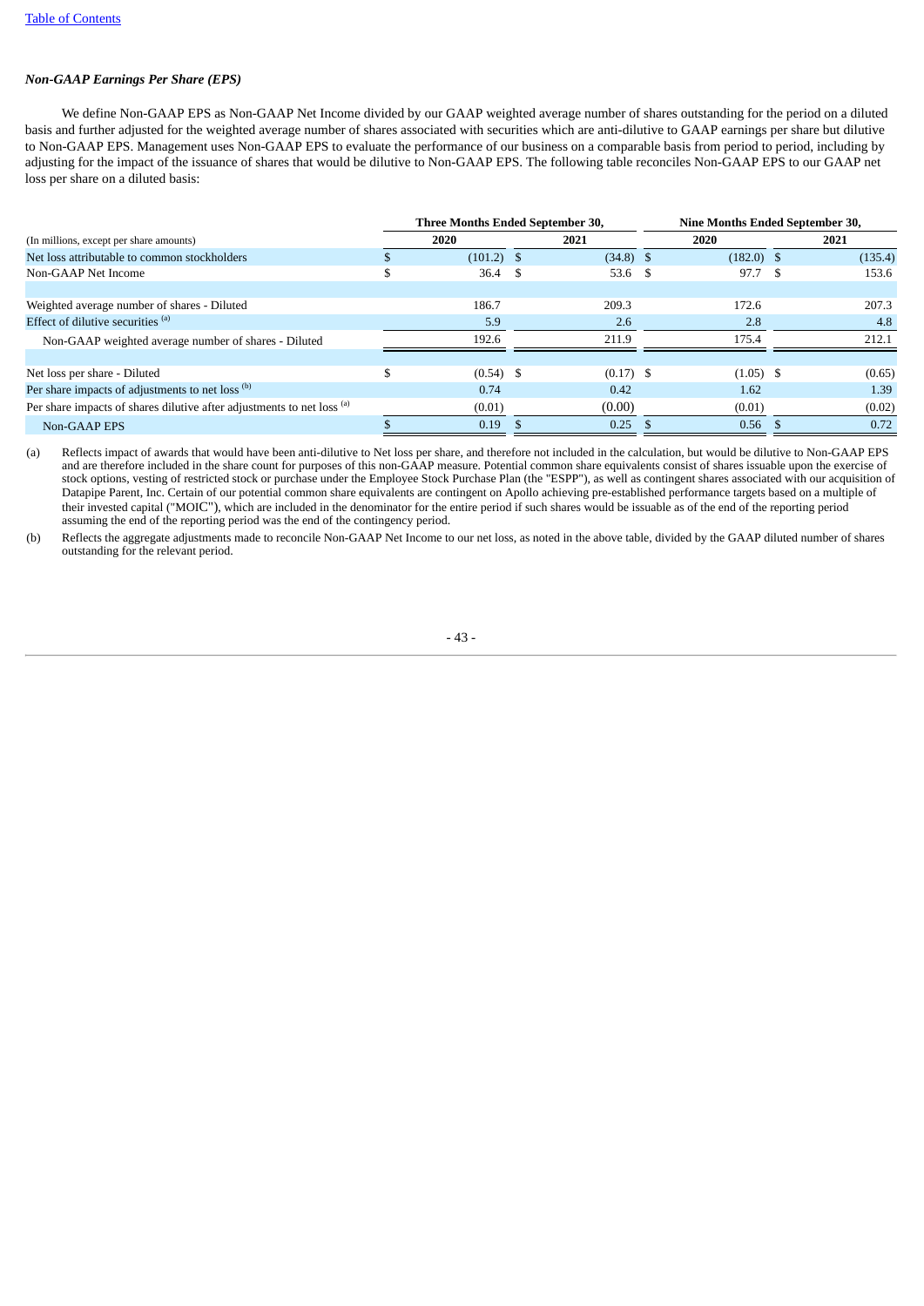### *Non-GAAP Earnings Per Share (EPS)*

We define Non-GAAP EPS as Non-GAAP Net Income divided by our GAAP weighted average number of shares outstanding for the period on a diluted basis and further adjusted for the weighted average number of shares associated with securities which are anti-dilutive to GAAP earnings per share but dilutive to Non-GAAP EPS. Management uses Non-GAAP EPS to evaluate the performance of our business on a comparable basis from period to period, including by adjusting for the impact of the issuance of shares that would be dilutive to Non-GAAP EPS. The following table reconciles Non-GAAP EPS to our GAAP net loss per share on a diluted basis:

| (In millions, except per share amounts) | Three Months Ended September 30, 2020 | Three Months Ended September 30, 2021 | Nine Months Ended September 30, 2020 | Nine Months Ended September 30, 2021 |
|---|---|---|---|---|
| Net loss attributable to common stockholders | $ (101.2) | $ (34.8) | $ (182.0) | $ (135.4) |
| Non-GAAP Net Income | $ 36.4 | $ 53.6 | $ 97.7 | $ 153.6 |
| | | | | |
| Weighted average number of shares - Diluted | 186.7 | 209.3 | 172.6 | 207.3 |
| Effect of dilutive securities [(a)] | 5.9 | 2.6 | 2.8 | 4.8 |
| Non-GAAP weighted average number of shares - Diluted | 192.6 | 211.9 | 175.4 | 212.1 |
| | | | | |
| Net loss per share - Diluted | $ (0.54) | $ (0.17) | $ (1.05) | $ (0.65) |
| Per share impacts of adjustments to net loss [(b)] | 0.74 | 0.42 | 1.62 | 1.39 |
| Per share impacts of shares dilutive after adjustments to net loss [(a)] | (0.01) | (0.00) | (0.01) | (0.02) |
| Non-GAAP EPS | $ 0.19 | $ 0.25 | $ 0.56 | $ 0.72 |

(a) Reflects impact of awards that would have been anti-dilutive to Net loss per share, and therefore not included in the calculation, but would be dilutive to Non-GAAP EPS and are therefore included in the share count for purposes of this non-GAAP measure. Potential common share equivalents consist of shares issuable upon the exercise of stock options, vesting of restricted stock or purchase under the Employee Stock Purchase Plan (the "ESPP"), as well as contingent shares associated with our acquisition of Datapipe Parent, Inc. Certain of our potential common share equivalents are contingent on Apollo achieving pre-established performance targets based on a multiple of their invested capital ("MOIC"), which are included in the denominator for the entire period if such shares would be issuable as of the end of the reporting period assuming the end of the reporting period was the end of the contingency period.

(b) Reflects the aggregate adjustments made to reconcile Non-GAAP Net Income to our net loss, as noted in the above table, divided by the GAAP diluted number of shares outstanding for the relevant period.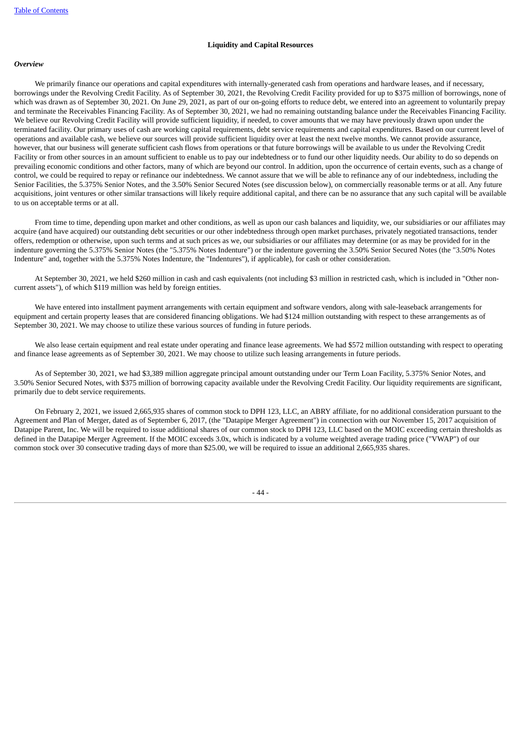## Liquidity and Capital Resources

### *Overview*

We primarily finance our operations and capital expenditures with internally-generated cash from operations and hardware leases, and if necessary, borrowings under the Revolving Credit Facility. As of September 30, 2021, the Revolving Credit Facility provided for up to $375 million of borrowings, none of which was drawn as of September 30, 2021. On June 29, 2021, as part of our on-going efforts to reduce debt, we entered into an agreement to voluntarily prepay and terminate the Receivables Financing Facility. As of September 30, 2021, we had no remaining outstanding balance under the Receivables Financing Facility. We believe our Revolving Credit Facility will provide sufficient liquidity, if needed, to cover amounts that we may have previously drawn upon under the terminated facility. Our primary uses of cash are working capital requirements, debt service requirements and capital expenditures. Based on our current level of operations and available cash, we believe our sources will provide sufficient liquidity over at least the next twelve months. We cannot provide assurance, however, that our business will generate sufficient cash flows from operations or that future borrowings will be available to us under the Revolving Credit Facility or from other sources in an amount sufficient to enable us to pay our indebtedness or to fund our other liquidity needs. Our ability to do so depends on prevailing economic conditions and other factors, many of which are beyond our control. In addition, upon the occurrence of certain events, such as a change of control, we could be required to repay or refinance our indebtedness. We cannot assure that we will be able to refinance any of our indebtedness, including the Senior Facilities, the 5.375% Senior Notes, and the 3.50% Senior Secured Notes (see discussion below), on commercially reasonable terms or at all. Any future acquisitions, joint ventures or other similar transactions will likely require additional capital, and there can be no assurance that any such capital will be available to us on acceptable terms or at all.

From time to time, depending upon market and other conditions, as well as upon our cash balances and liquidity, we, our subsidiaries or our affiliates may acquire (and have acquired) our outstanding debt securities or our other indebtedness through open market purchases, privately negotiated transactions, tender offers, redemption or otherwise, upon such terms and at such prices as we, our subsidiaries or our affiliates may determine (or as may be provided for in the indenture governing the 5.375% Senior Notes (the "5.375% Notes Indenture") or the indenture governing the 3.50% Senior Secured Notes (the "3.50% Notes Indenture" and, together with the 5.375% Notes Indenture, the "Indentures"), if applicable), for cash or other consideration.

At September 30, 2021, we held $260 million in cash and cash equivalents (not including $3 million in restricted cash, which is included in "Other non-current assets"), of which $119 million was held by foreign entities.

We have entered into installment payment arrangements with certain equipment and software vendors, along with sale-leaseback arrangements for equipment and certain property leases that are considered financing obligations. We had $124 million outstanding with respect to these arrangements as of September 30, 2021. We may choose to utilize these various sources of funding in future periods.

We also lease certain equipment and real estate under operating and finance lease agreements. We had $572 million outstanding with respect to operating and finance lease agreements as of September 30, 2021. We may choose to utilize such leasing arrangements in future periods.

As of September 30, 2021, we had $3,389 million aggregate principal amount outstanding under our Term Loan Facility, 5.375% Senior Notes, and 3.50% Senior Secured Notes, with $375 million of borrowing capacity available under the Revolving Credit Facility. Our liquidity requirements are significant, primarily due to debt service requirements.

On February 2, 2021, we issued 2,665,935 shares of common stock to DPH 123, LLC, an ABRY affiliate, for no additional consideration pursuant to the Agreement and Plan of Merger, dated as of September 6, 2017, (the "Datapipe Merger Agreement") in connection with our November 15, 2017 acquisition of Datapipe Parent, Inc. We will be required to issue additional shares of our common stock to DPH 123, LLC based on the MOIC exceeding certain thresholds as defined in the Datapipe Merger Agreement. If the MOIC exceeds 3.0x, which is indicated by a volume weighted average trading price ("VWAP") of our common stock over 30 consecutive trading days of more than $25.00, we will be required to issue an additional 2,665,935 shares.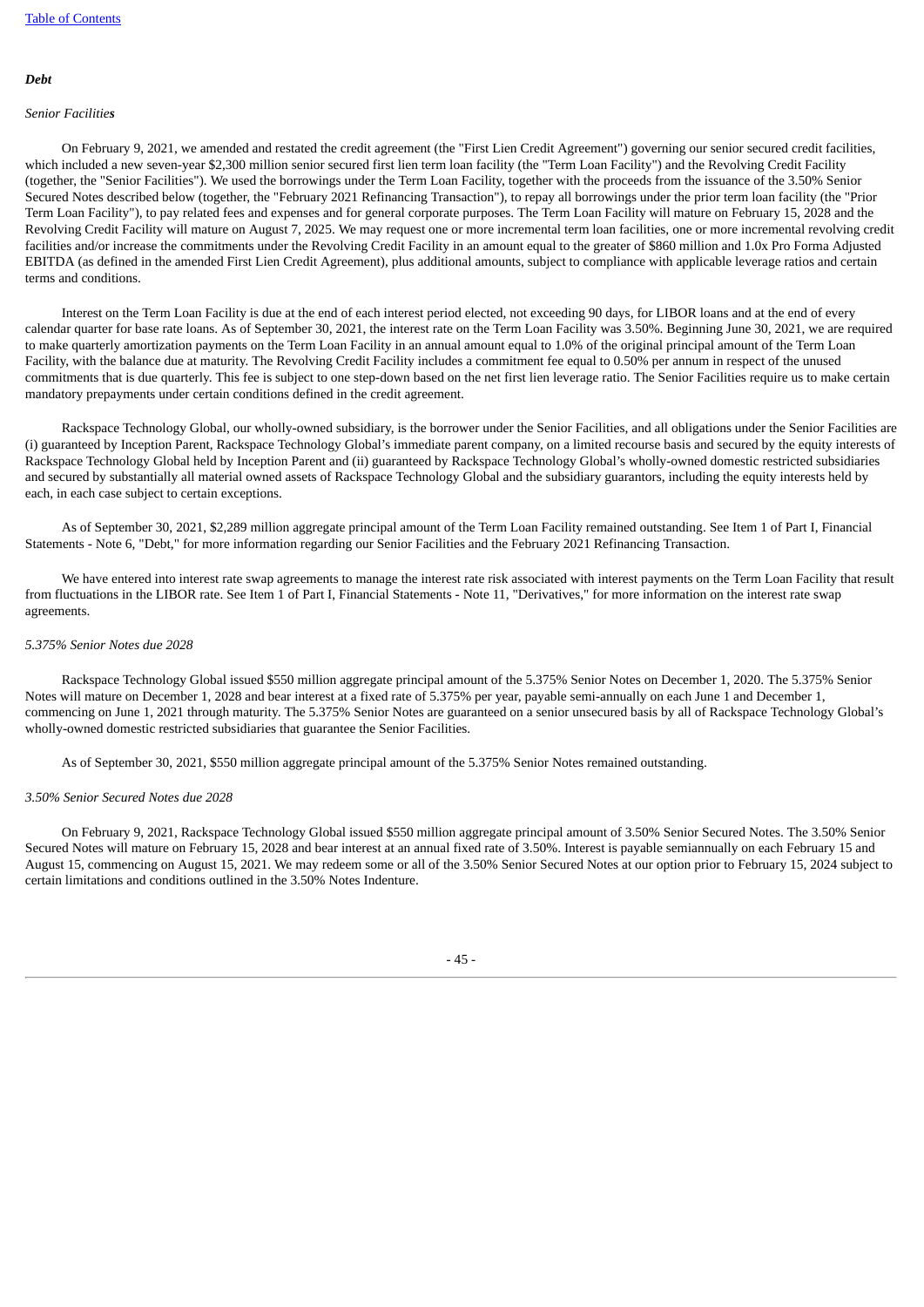*Debt*

*Senior Facilities*

On February 9, 2021, we amended and restated the credit agreement (the "First Lien Credit Agreement") governing our senior secured credit facilities, which included a new seven-year $2,300 million senior secured first lien term loan facility (the "Term Loan Facility") and the Revolving Credit Facility (together, the "Senior Facilities"). We used the borrowings under the Term Loan Facility, together with the proceeds from the issuance of the 3.50% Senior Secured Notes described below (together, the "February 2021 Refinancing Transaction"), to repay all borrowings under the prior term loan facility (the "Prior Term Loan Facility"), to pay related fees and expenses and for general corporate purposes. The Term Loan Facility will mature on February 15, 2028 and the Revolving Credit Facility will mature on August 7, 2025. We may request one or more incremental term loan facilities, one or more incremental revolving credit facilities and/or increase the commitments under the Revolving Credit Facility in an amount equal to the greater of $860 million and 1.0x Pro Forma Adjusted EBITDA (as defined in the amended First Lien Credit Agreement), plus additional amounts, subject to compliance with applicable leverage ratios and certain terms and conditions.

Interest on the Term Loan Facility is due at the end of each interest period elected, not exceeding 90 days, for LIBOR loans and at the end of every calendar quarter for base rate loans. As of September 30, 2021, the interest rate on the Term Loan Facility was 3.50%. Beginning June 30, 2021, we are required to make quarterly amortization payments on the Term Loan Facility in an annual amount equal to 1.0% of the original principal amount of the Term Loan Facility, with the balance due at maturity. The Revolving Credit Facility includes a commitment fee equal to 0.50% per annum in respect of the unused commitments that is due quarterly. This fee is subject to one step-down based on the net first lien leverage ratio. The Senior Facilities require us to make certain mandatory prepayments under certain conditions defined in the credit agreement.

Rackspace Technology Global, our wholly-owned subsidiary, is the borrower under the Senior Facilities, and all obligations under the Senior Facilities are (i) guaranteed by Inception Parent, Rackspace Technology Global's immediate parent company, on a limited recourse basis and secured by the equity interests of Rackspace Technology Global held by Inception Parent and (ii) guaranteed by Rackspace Technology Global's wholly-owned domestic restricted subsidiaries and secured by substantially all material owned assets of Rackspace Technology Global and the subsidiary guarantors, including the equity interests held by each, in each case subject to certain exceptions.

As of September 30, 2021, $2,289 million aggregate principal amount of the Term Loan Facility remained outstanding. See Item 1 of Part I, Financial Statements - Note 6, "Debt," for more information regarding our Senior Facilities and the February 2021 Refinancing Transaction.

We have entered into interest rate swap agreements to manage the interest rate risk associated with interest payments on the Term Loan Facility that result from fluctuations in the LIBOR rate. See Item 1 of Part I, Financial Statements - Note 11, "Derivatives," for more information on the interest rate swap agreements.

*5.375% Senior Notes due 2028*

Rackspace Technology Global issued $550 million aggregate principal amount of the 5.375% Senior Notes on December 1, 2020. The 5.375% Senior Notes will mature on December 1, 2028 and bear interest at a fixed rate of 5.375% per year, payable semi-annually on each June 1 and December 1, commencing on June 1, 2021 through maturity. The 5.375% Senior Notes are guaranteed on a senior unsecured basis by all of Rackspace Technology Global's wholly-owned domestic restricted subsidiaries that guarantee the Senior Facilities.

As of September 30, 2021, $550 million aggregate principal amount of the 5.375% Senior Notes remained outstanding.

*3.50% Senior Secured Notes due 2028*

On February 9, 2021, Rackspace Technology Global issued $550 million aggregate principal amount of 3.50% Senior Secured Notes. The 3.50% Senior Secured Notes will mature on February 15, 2028 and bear interest at an annual fixed rate of 3.50%. Interest is payable semiannually on each February 15 and August 15, commencing on August 15, 2021. We may redeem some or all of the 3.50% Senior Secured Notes at our option prior to February 15, 2024 subject to certain limitations and conditions outlined in the 3.50% Notes Indenture.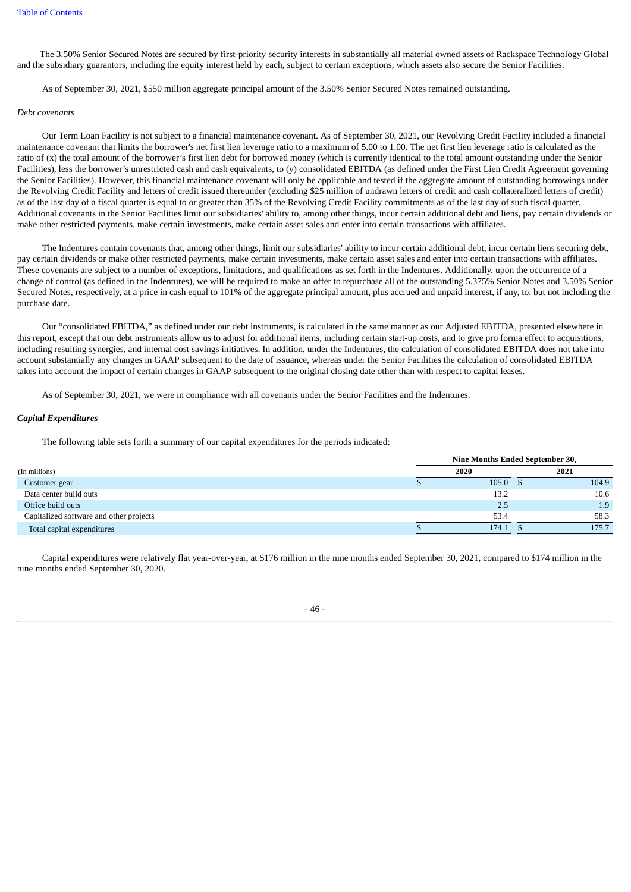The 3.50% Senior Secured Notes are secured by first-priority security interests in substantially all material owned assets of Rackspace Technology Global and the subsidiary guarantors, including the equity interest held by each, subject to certain exceptions, which assets also secure the Senior Facilities.

As of September 30, 2021, $550 million aggregate principal amount of the 3.50% Senior Secured Notes remained outstanding.

*Debt covenants*

Our Term Loan Facility is not subject to a financial maintenance covenant. As of September 30, 2021, our Revolving Credit Facility included a financial maintenance covenant that limits the borrower's net first lien leverage ratio to a maximum of 5.00 to 1.00. The net first lien leverage ratio is calculated as the ratio of (x) the total amount of the borrower's first lien debt for borrowed money (which is currently identical to the total amount outstanding under the Senior Facilities), less the borrower's unrestricted cash and cash equivalents, to (y) consolidated EBITDA (as defined under the First Lien Credit Agreement governing the Senior Facilities). However, this financial maintenance covenant will only be applicable and tested if the aggregate amount of outstanding borrowings under the Revolving Credit Facility and letters of credit issued thereunder (excluding $25 million of undrawn letters of credit and cash collateralized letters of credit) as of the last day of a fiscal quarter is equal to or greater than 35% of the Revolving Credit Facility commitments as of the last day of such fiscal quarter. Additional covenants in the Senior Facilities limit our subsidiaries' ability to, among other things, incur certain additional debt and liens, pay certain dividends or make other restricted payments, make certain investments, make certain asset sales and enter into certain transactions with affiliates.

The Indentures contain covenants that, among other things, limit our subsidiaries' ability to incur certain additional debt, incur certain liens securing debt, pay certain dividends or make other restricted payments, make certain investments, make certain asset sales and enter into certain transactions with affiliates. These covenants are subject to a number of exceptions, limitations, and qualifications as set forth in the Indentures. Additionally, upon the occurrence of a change of control (as defined in the Indentures), we will be required to make an offer to repurchase all of the outstanding 5.375% Senior Notes and 3.50% Senior Secured Notes, respectively, at a price in cash equal to 101% of the aggregate principal amount, plus accrued and unpaid interest, if any, to, but not including the purchase date.

Our "consolidated EBITDA," as defined under our debt instruments, is calculated in the same manner as our Adjusted EBITDA, presented elsewhere in this report, except that our debt instruments allow us to adjust for additional items, including certain start-up costs, and to give pro forma effect to acquisitions, including resulting synergies, and internal cost savings initiatives. In addition, under the Indentures, the calculation of consolidated EBITDA does not take into account substantially any changes in GAAP subsequent to the date of issuance, whereas under the Senior Facilities the calculation of consolidated EBITDA takes into account the impact of certain changes in GAAP subsequent to the original closing date other than with respect to capital leases.

As of September 30, 2021, we were in compliance with all covenants under the Senior Facilities and the Indentures.

***Capital Expenditures***

The following table sets forth a summary of our capital expenditures for the periods indicated:

| (In millions) | Nine Months Ended September 30, 2020 | Nine Months Ended September 30, 2021 |
|---|---|---|
| Customer gear | $ 105.0 | $ 104.9 |
| Data center build outs | 13.2 | 10.6 |
| Office build outs | 2.5 | 1.9 |
| Capitalized software and other projects | 53.4 | 58.3 |
| Total capital expenditures | $ 174.1 | $ 175.7 |

Capital expenditures were relatively flat year-over-year, at $176 million in the nine months ended September 30, 2021, compared to $174 million in the nine months ended September 30, 2020.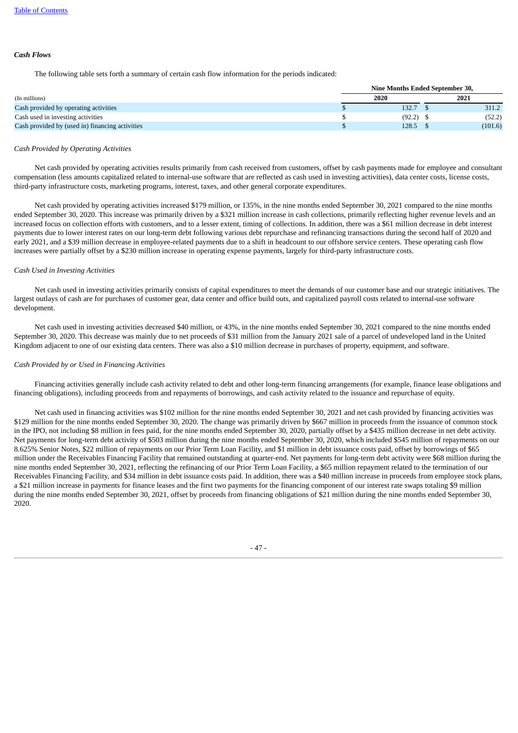### *Cash Flows*

The following table sets forth a summary of certain cash flow information for the periods indicated:

| | Nine Months Ended September 30, | |
|---|---|---|
| (In millions) | 2020 | 2021 |
| Cash provided by operating activities | $ 132.7 | $ 311.2 |
| Cash used in investing activities | $ (92.2) | $ (52.2) |
| Cash provided by (used in) financing activities | $ 128.5 | $ (101.6) |

*Cash Provided by Operating Activities*

Net cash provided by operating activities results primarily from cash received from customers, offset by cash payments made for employee and consultant compensation (less amounts capitalized related to internal-use software that are reflected as cash used in investing activities), data center costs, license costs, third-party infrastructure costs, marketing programs, interest, taxes, and other general corporate expenditures.

Net cash provided by operating activities increased $179 million, or 135%, in the nine months ended September 30, 2021 compared to the nine months ended September 30, 2020. This increase was primarily driven by a $321 million increase in cash collections, primarily reflecting higher revenue levels and an increased focus on collection efforts with customers, and to a lesser extent, timing of collections. In addition, there was a $61 million decrease in debt interest payments due to lower interest rates on our long-term debt following various debt repurchase and refinancing transactions during the second half of 2020 and early 2021, and a $39 million decrease in employee-related payments due to a shift in headcount to our offshore service centers. These operating cash flow increases were partially offset by a $230 million increase in operating expense payments, largely for third-party infrastructure costs.

*Cash Used in Investing Activities*

Net cash used in investing activities primarily consists of capital expenditures to meet the demands of our customer base and our strategic initiatives. The largest outlays of cash are for purchases of customer gear, data center and office build outs, and capitalized payroll costs related to internal-use software development.

Net cash used in investing activities decreased $40 million, or 43%, in the nine months ended September 30, 2021 compared to the nine months ended September 30, 2020. This decrease was mainly due to net proceeds of $31 million from the January 2021 sale of a parcel of undeveloped land in the United Kingdom adjacent to one of our existing data centers. There was also a $10 million decrease in purchases of property, equipment, and software.

*Cash Provided by or Used in Financing Activities*

Financing activities generally include cash activity related to debt and other long-term financing arrangements (for example, finance lease obligations and financing obligations), including proceeds from and repayments of borrowings, and cash activity related to the issuance and repurchase of equity.

Net cash used in financing activities was $102 million for the nine months ended September 30, 2021 and net cash provided by financing activities was $129 million for the nine months ended September 30, 2020. The change was primarily driven by $667 million in proceeds from the issuance of common stock in the IPO, not including $8 million in fees paid, for the nine months ended September 30, 2020, partially offset by a $435 million decrease in net debt activity. Net payments for long-term debt activity of $503 million during the nine months ended September 30, 2020, which included $545 million of repayments on our 8.625% Senior Notes, $22 million of repayments on our Prior Term Loan Facility, and $1 million in debt issuance costs paid, offset by borrowings of $65 million under the Receivables Financing Facility that remained outstanding at quarter-end. Net payments for long-term debt activity were $68 million during the nine months ended September 30, 2021, reflecting the refinancing of our Prior Term Loan Facility, a $65 million repayment related to the termination of our Receivables Financing Facility, and $34 million in debt issuance costs paid. In addition, there was a $40 million increase in proceeds from employee stock plans, a $21 million increase in payments for finance leases and the first two payments for the financing component of our interest rate swaps totaling $9 million during the nine months ended September 30, 2021, offset by proceeds from financing obligations of $21 million during the nine months ended September 30, 2020.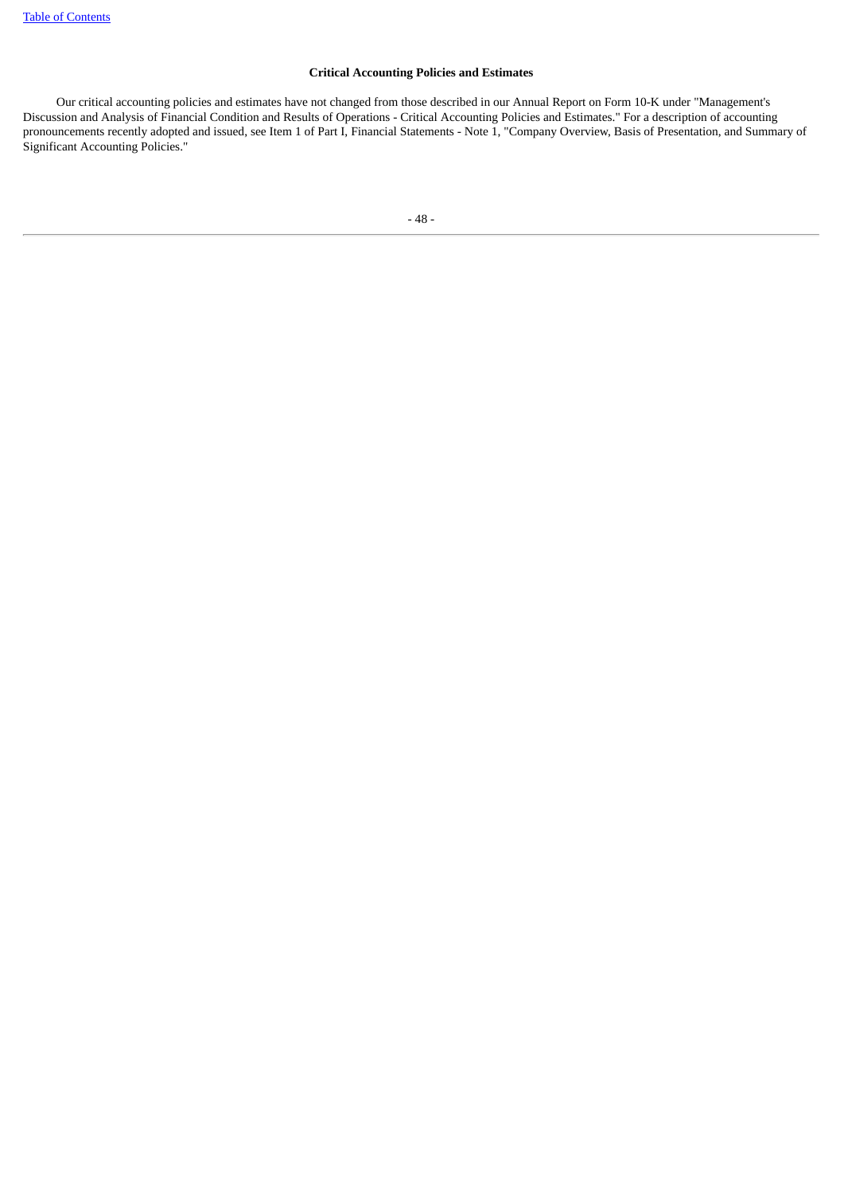## Critical Accounting Policies and Estimates

Our critical accounting policies and estimates have not changed from those described in our Annual Report on Form 10-K under "Management's Discussion and Analysis of Financial Condition and Results of Operations - Critical Accounting Policies and Estimates." For a description of accounting pronouncements recently adopted and issued, see Item 1 of Part I, Financial Statements - Note 1, "Company Overview, Basis of Presentation, and Summary of Significant Accounting Policies."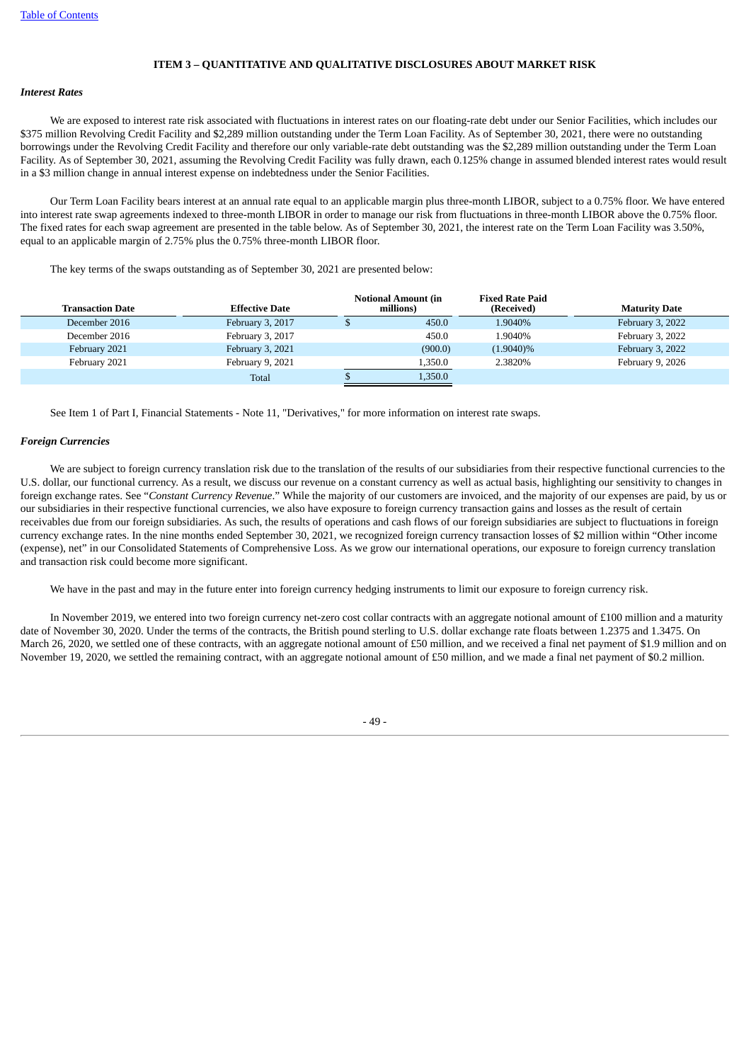## ITEM 3 – QUANTITATIVE AND QUALITATIVE DISCLOSURES ABOUT MARKET RISK

### *Interest Rates*

We are exposed to interest rate risk associated with fluctuations in interest rates on our floating-rate debt under our Senior Facilities, which includes our $375 million Revolving Credit Facility and $2,289 million outstanding under the Term Loan Facility. As of September 30, 2021, there were no outstanding borrowings under the Revolving Credit Facility and therefore our only variable-rate debt outstanding was the $2,289 million outstanding under the Term Loan Facility. As of September 30, 2021, assuming the Revolving Credit Facility was fully drawn, each 0.125% change in assumed blended interest rates would result in a $3 million change in annual interest expense on indebtedness under the Senior Facilities.

Our Term Loan Facility bears interest at an annual rate equal to an applicable margin plus three-month LIBOR, subject to a 0.75% floor. We have entered into interest rate swap agreements indexed to three-month LIBOR in order to manage our risk from fluctuations in three-month LIBOR above the 0.75% floor. The fixed rates for each swap agreement are presented in the table below. As of September 30, 2021, the interest rate on the Term Loan Facility was 3.50%, equal to an applicable margin of 2.75% plus the 0.75% three-month LIBOR floor.

The key terms of the swaps outstanding as of September 30, 2021 are presented below:

| Transaction Date | Effective Date | Notional Amount (in millions) | Fixed Rate Paid (Received) | Maturity Date |
|---|---|---|---|---|
| December 2016 | February 3, 2017 | $ 450.0 | 1.9040% | February 3, 2022 |
| December 2016 | February 3, 2017 | 450.0 | 1.9040% | February 3, 2022 |
| February 2021 | February 3, 2021 | (900.0) | (1.9040)% | February 3, 2022 |
| February 2021 | February 9, 2021 | 1,350.0 | 2.3820% | February 9, 2026 |
| | Total | $ 1,350.0 | | |

See Item 1 of Part I, Financial Statements - Note 11, "Derivatives," for more information on interest rate swaps.

### *Foreign Currencies*

We are subject to foreign currency translation risk due to the translation of the results of our subsidiaries from their respective functional currencies to the U.S. dollar, our functional currency. As a result, we discuss our revenue on a constant currency as well as actual basis, highlighting our sensitivity to changes in foreign exchange rates. See "*Constant Currency Revenue*." While the majority of our customers are invoiced, and the majority of our expenses are paid, by us or our subsidiaries in their respective functional currencies, we also have exposure to foreign currency transaction gains and losses as the result of certain receivables due from our foreign subsidiaries. As such, the results of operations and cash flows of our foreign subsidiaries are subject to fluctuations in foreign currency exchange rates. In the nine months ended September 30, 2021, we recognized foreign currency transaction losses of $2 million within "Other income (expense), net" in our Consolidated Statements of Comprehensive Loss. As we grow our international operations, our exposure to foreign currency translation and transaction risk could become more significant.

We have in the past and may in the future enter into foreign currency hedging instruments to limit our exposure to foreign currency risk.

In November 2019, we entered into two foreign currency net-zero cost collar contracts with an aggregate notional amount of £100 million and a maturity date of November 30, 2020. Under the terms of the contracts, the British pound sterling to U.S. dollar exchange rate floats between 1.2375 and 1.3475. On March 26, 2020, we settled one of these contracts, with an aggregate notional amount of £50 million, and we received a final net payment of $1.9 million and on November 19, 2020, we settled the remaining contract, with an aggregate notional amount of £50 million, and we made a final net payment of $0.2 million.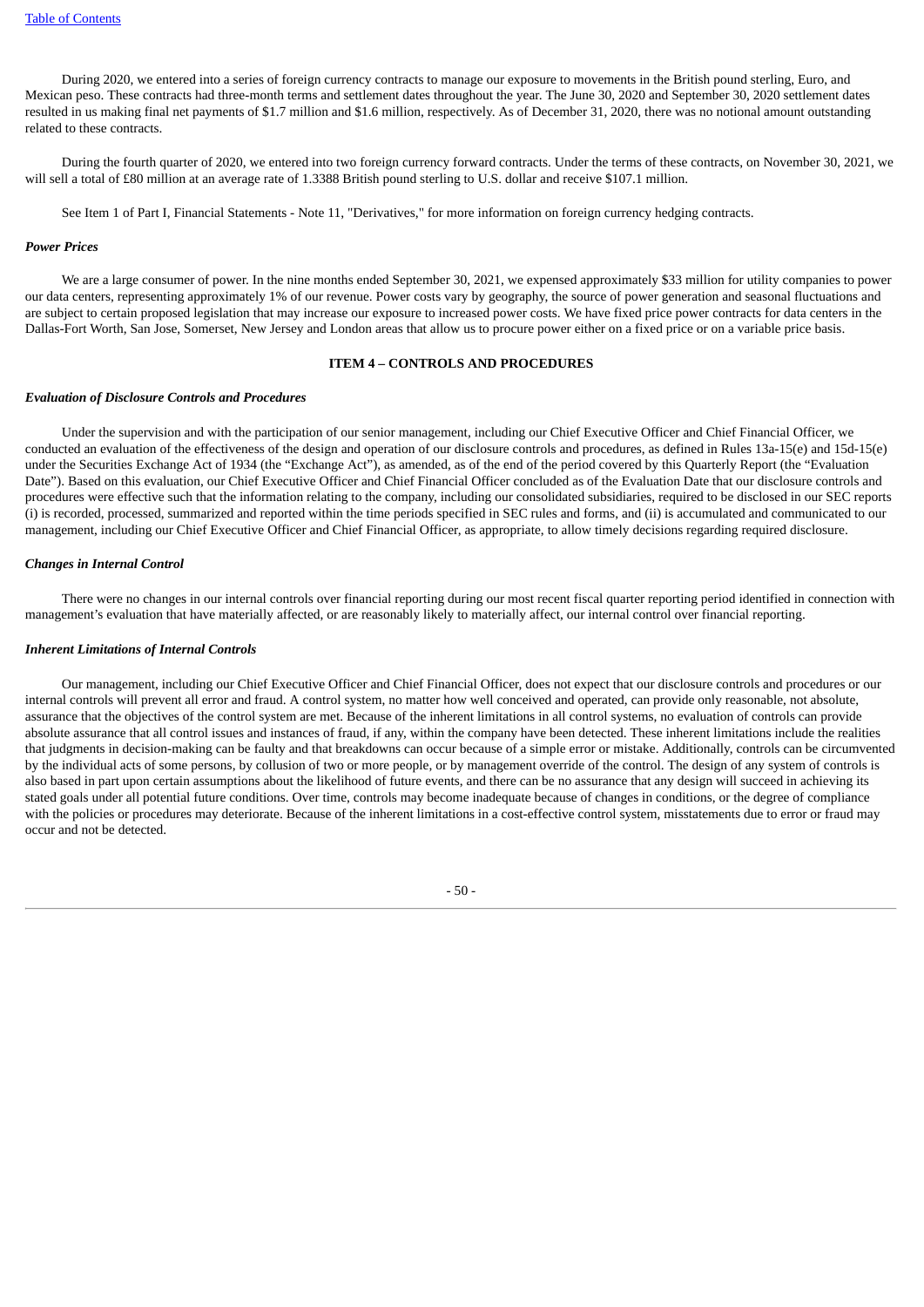During 2020, we entered into a series of foreign currency contracts to manage our exposure to movements in the British pound sterling, Euro, and Mexican peso. These contracts had three-month terms and settlement dates throughout the year. The June 30, 2020 and September 30, 2020 settlement dates resulted in us making final net payments of $1.7 million and $1.6 million, respectively. As of December 31, 2020, there was no notional amount outstanding related to these contracts.

During the fourth quarter of 2020, we entered into two foreign currency forward contracts. Under the terms of these contracts, on November 30, 2021, we will sell a total of £80 million at an average rate of 1.3388 British pound sterling to U.S. dollar and receive $107.1 million.

See Item 1 of Part I, Financial Statements - Note 11, "Derivatives," for more information on foreign currency hedging contracts.

***Power Prices***

We are a large consumer of power. In the nine months ended September 30, 2021, we expensed approximately $33 million for utility companies to power our data centers, representing approximately 1% of our revenue. Power costs vary by geography, the source of power generation and seasonal fluctuations and are subject to certain proposed legislation that may increase our exposure to increased power costs. We have fixed price power contracts for data centers in the Dallas-Fort Worth, San Jose, Somerset, New Jersey and London areas that allow us to procure power either on a fixed price or on a variable price basis.

## ITEM 4 – CONTROLS AND PROCEDURES

***Evaluation of Disclosure Controls and Procedures***

Under the supervision and with the participation of our senior management, including our Chief Executive Officer and Chief Financial Officer, we conducted an evaluation of the effectiveness of the design and operation of our disclosure controls and procedures, as defined in Rules 13a-15(e) and 15d-15(e) under the Securities Exchange Act of 1934 (the "Exchange Act"), as amended, as of the end of the period covered by this Quarterly Report (the "Evaluation Date"). Based on this evaluation, our Chief Executive Officer and Chief Financial Officer concluded as of the Evaluation Date that our disclosure controls and procedures were effective such that the information relating to the company, including our consolidated subsidiaries, required to be disclosed in our SEC reports (i) is recorded, processed, summarized and reported within the time periods specified in SEC rules and forms, and (ii) is accumulated and communicated to our management, including our Chief Executive Officer and Chief Financial Officer, as appropriate, to allow timely decisions regarding required disclosure.

***Changes in Internal Control***

There were no changes in our internal controls over financial reporting during our most recent fiscal quarter reporting period identified in connection with management's evaluation that have materially affected, or are reasonably likely to materially affect, our internal control over financial reporting.

***Inherent Limitations of Internal Controls***

Our management, including our Chief Executive Officer and Chief Financial Officer, does not expect that our disclosure controls and procedures or our internal controls will prevent all error and fraud. A control system, no matter how well conceived and operated, can provide only reasonable, not absolute, assurance that the objectives of the control system are met. Because of the inherent limitations in all control systems, no evaluation of controls can provide absolute assurance that all control issues and instances of fraud, if any, within the company have been detected. These inherent limitations include the realities that judgments in decision-making can be faulty and that breakdowns can occur because of a simple error or mistake. Additionally, controls can be circumvented by the individual acts of some persons, by collusion of two or more people, or by management override of the control. The design of any system of controls is also based in part upon certain assumptions about the likelihood of future events, and there can be no assurance that any design will succeed in achieving its stated goals under all potential future conditions. Over time, controls may become inadequate because of changes in conditions, or the degree of compliance with the policies or procedures may deteriorate. Because of the inherent limitations in a cost-effective control system, misstatements due to error or fraud may occur and not be detected.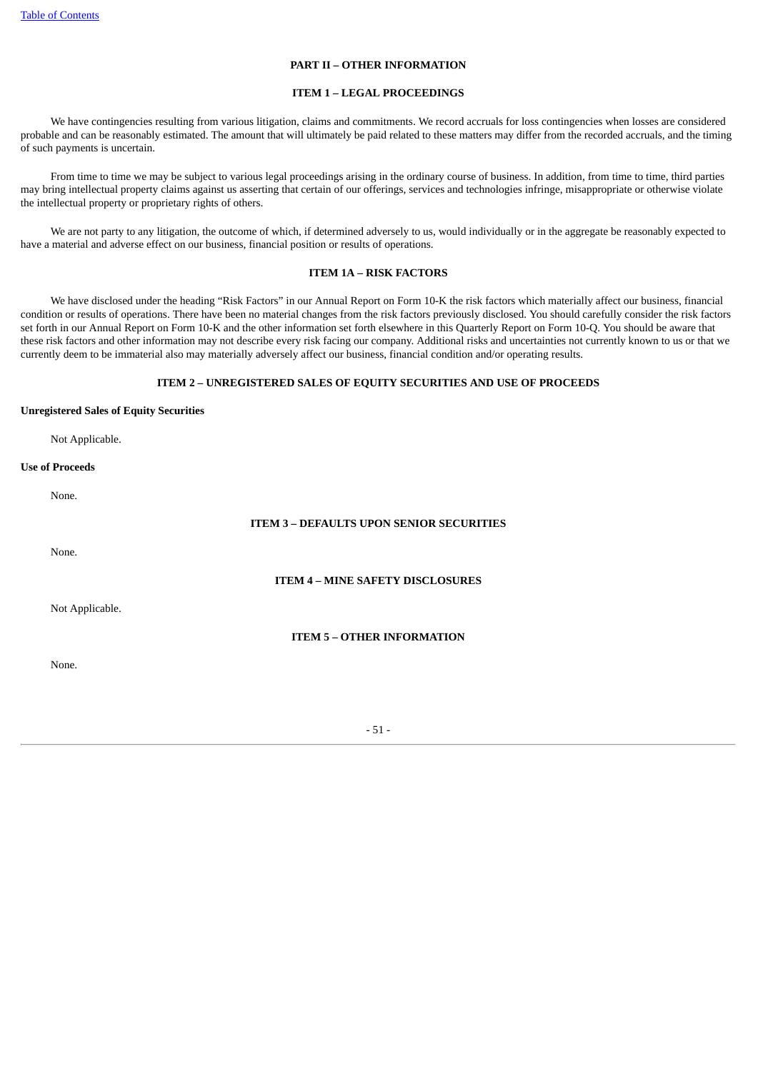## PART II – OTHER INFORMATION

### ITEM 1 – LEGAL PROCEEDINGS

We have contingencies resulting from various litigation, claims and commitments. We record accruals for loss contingencies when losses are considered probable and can be reasonably estimated. The amount that will ultimately be paid related to these matters may differ from the recorded accruals, and the timing of such payments is uncertain.

From time to time we may be subject to various legal proceedings arising in the ordinary course of business. In addition, from time to time, third parties may bring intellectual property claims against us asserting that certain of our offerings, services and technologies infringe, misappropriate or otherwise violate the intellectual property or proprietary rights of others.

We are not party to any litigation, the outcome of which, if determined adversely to us, would individually or in the aggregate be reasonably expected to have a material and adverse effect on our business, financial position or results of operations.

### ITEM 1A – RISK FACTORS

We have disclosed under the heading "Risk Factors" in our Annual Report on Form 10-K the risk factors which materially affect our business, financial condition or results of operations. There have been no material changes from the risk factors previously disclosed. You should carefully consider the risk factors set forth in our Annual Report on Form 10-K and the other information set forth elsewhere in this Quarterly Report on Form 10-Q. You should be aware that these risk factors and other information may not describe every risk facing our company. Additional risks and uncertainties not currently known to us or that we currently deem to be immaterial also may materially adversely affect our business, financial condition and/or operating results.

### ITEM 2 – UNREGISTERED SALES OF EQUITY SECURITIES AND USE OF PROCEEDS

**Unregistered Sales of Equity Securities**

Not Applicable.

**Use of Proceeds**

None.

### ITEM 3 – DEFAULTS UPON SENIOR SECURITIES

None.

### ITEM 4 – MINE SAFETY DISCLOSURES

Not Applicable.

### ITEM 5 – OTHER INFORMATION

None.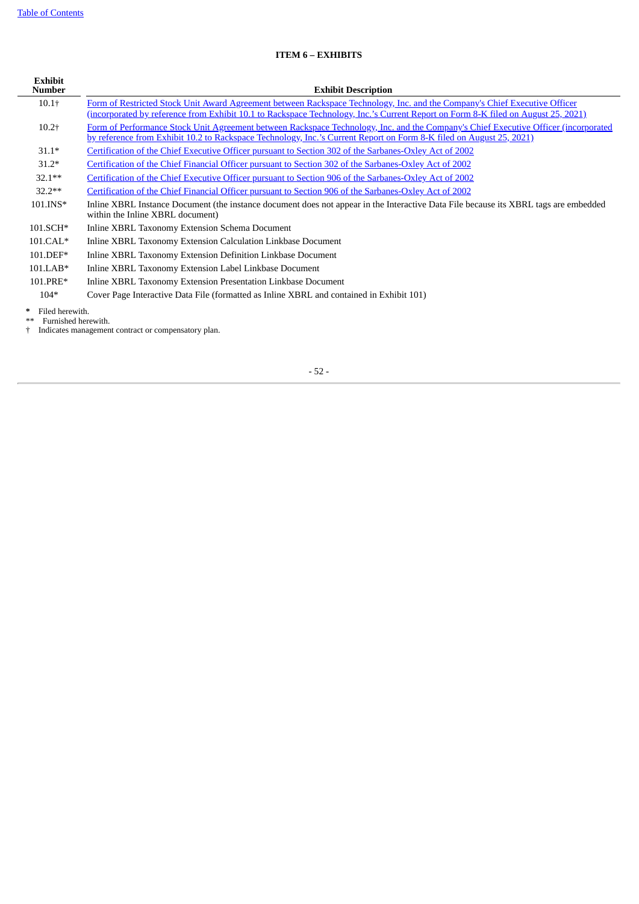## ITEM 6 – EXHIBITS

| Exhibit Number | Exhibit Description |
|---|---|
| 10.1† | Form of Restricted Stock Unit Award Agreement between Rackspace Technology, Inc. and the Company's Chief Executive Officer (incorporated by reference from Exhibit 10.1 to Rackspace Technology, Inc.'s Current Report on Form 8-K filed on August 25, 2021) |
| 10.2† | Form of Performance Stock Unit Agreement between Rackspace Technology, Inc. and the Company's Chief Executive Officer (incorporated by reference from Exhibit 10.2 to Rackspace Technology, Inc.'s Current Report on Form 8-K filed on August 25, 2021) |
| 31.1* | Certification of the Chief Executive Officer pursuant to Section 302 of the Sarbanes-Oxley Act of 2002 |
| 31.2* | Certification of the Chief Financial Officer pursuant to Section 302 of the Sarbanes-Oxley Act of 2002 |
| 32.1** | Certification of the Chief Executive Officer pursuant to Section 906 of the Sarbanes-Oxley Act of 2002 |
| 32.2** | Certification of the Chief Financial Officer pursuant to Section 906 of the Sarbanes-Oxley Act of 2002 |
| 101.INS* | Inline XBRL Instance Document (the instance document does not appear in the Interactive Data File because its XBRL tags are embedded within the Inline XBRL document) |
| 101.SCH* | Inline XBRL Taxonomy Extension Schema Document |
| 101.CAL* | Inline XBRL Taxonomy Extension Calculation Linkbase Document |
| 101.DEF* | Inline XBRL Taxonomy Extension Definition Linkbase Document |
| 101.LAB* | Inline XBRL Taxonomy Extension Label Linkbase Document |
| 101.PRE* | Inline XBRL Taxonomy Extension Presentation Linkbase Document |
| 104* | Cover Page Interactive Data File (formatted as Inline XBRL and contained in Exhibit 101) |

\* Filed herewith.
** Furnished herewith.
† Indicates management contract or compensatory plan.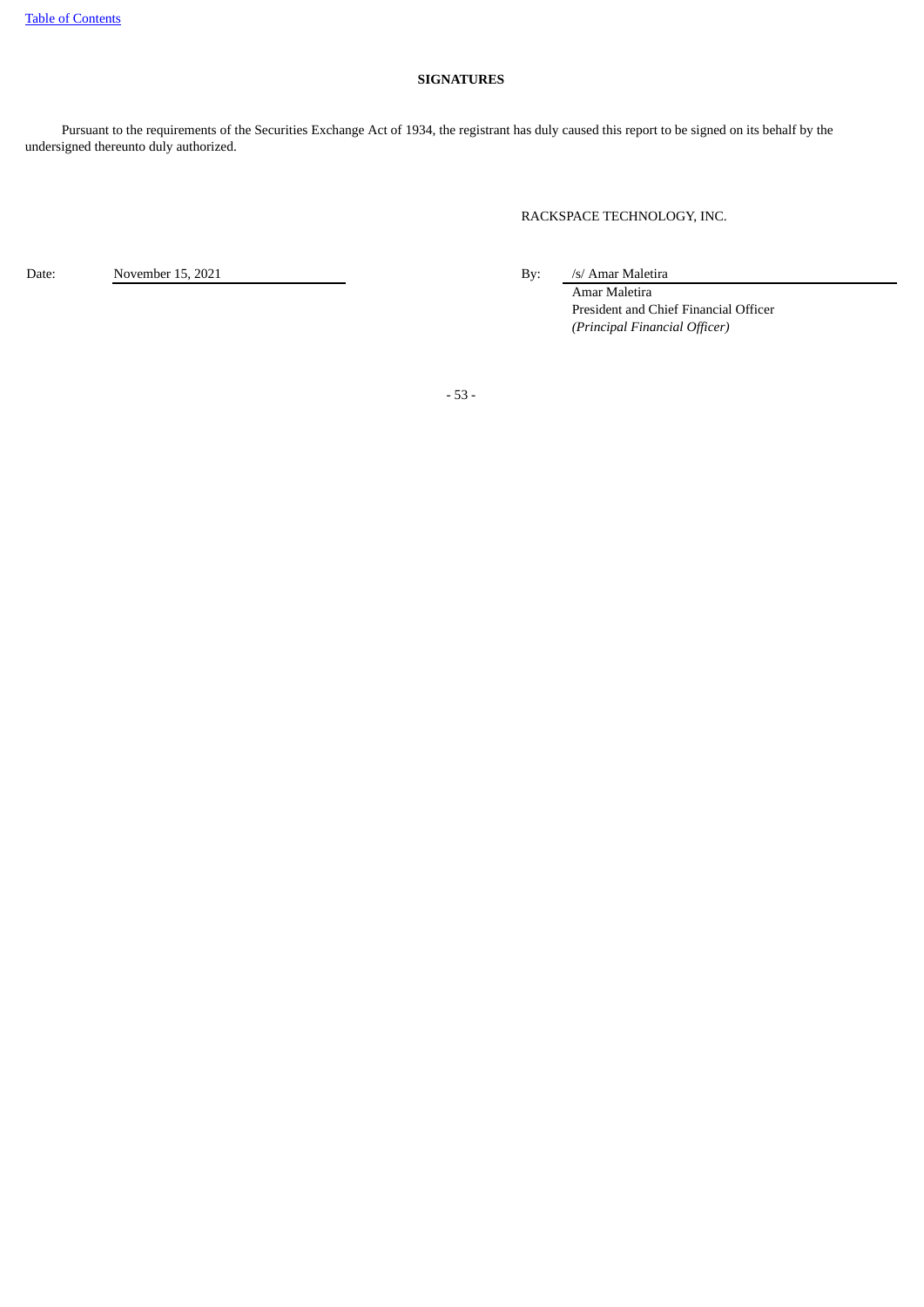## SIGNATURES

Pursuant to the requirements of the Securities Exchange Act of 1934, the registrant has duly caused this report to be signed on its behalf by the undersigned thereunto duly authorized.

RACKSPACE TECHNOLOGY, INC.

Date: November 15, 2021

By: /s/ Amar Maletira

Amar Maletira
President and Chief Financial Officer
*(Principal Financial Officer)*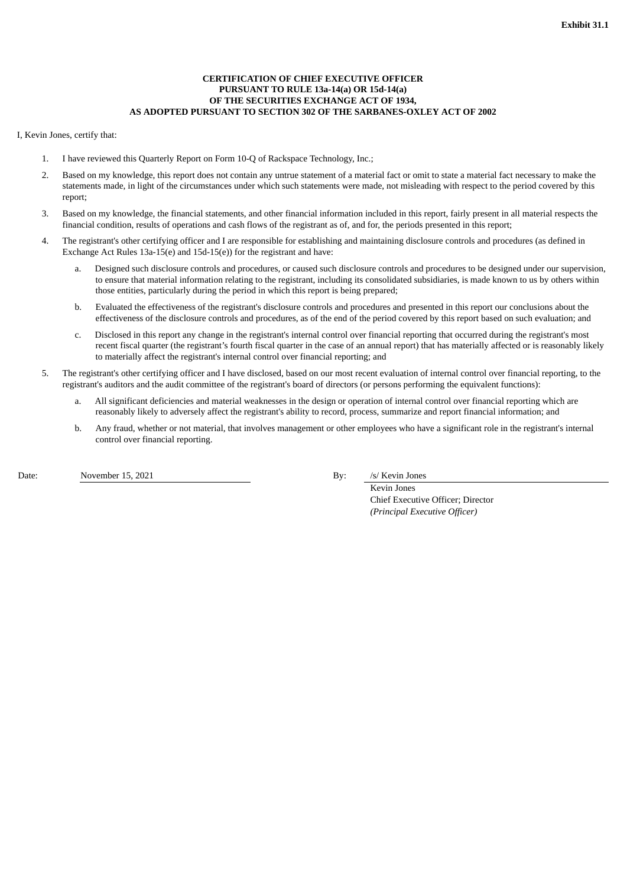**Exhibit 31.1**

**CERTIFICATION OF CHIEF EXECUTIVE OFFICER**
**PURSUANT TO RULE 13a-14(a) OR 15d-14(a)**
**OF THE SECURITIES EXCHANGE ACT OF 1934,**
**AS ADOPTED PURSUANT TO SECTION 302 OF THE SARBANES-OXLEY ACT OF 2002**

I, Kevin Jones, certify that:

1. I have reviewed this Quarterly Report on Form 10-Q of Rackspace Technology, Inc.;
2. Based on my knowledge, this report does not contain any untrue statement of a material fact or omit to state a material fact necessary to make the statements made, in light of the circumstances under which such statements were made, not misleading with respect to the period covered by this report;
3. Based on my knowledge, the financial statements, and other financial information included in this report, fairly present in all material respects the financial condition, results of operations and cash flows of the registrant as of, and for, the periods presented in this report;
4. The registrant's other certifying officer and I are responsible for establishing and maintaining disclosure controls and procedures (as defined in Exchange Act Rules 13a-15(e) and 15d-15(e)) for the registrant and have:
   a. Designed such disclosure controls and procedures, or caused such disclosure controls and procedures to be designed under our supervision, to ensure that material information relating to the registrant, including its consolidated subsidiaries, is made known to us by others within those entities, particularly during the period in which this report is being prepared;
   b. Evaluated the effectiveness of the registrant's disclosure controls and procedures and presented in this report our conclusions about the effectiveness of the disclosure controls and procedures, as of the end of the period covered by this report based on such evaluation; and
   c. Disclosed in this report any change in the registrant's internal control over financial reporting that occurred during the registrant's most recent fiscal quarter (the registrant's fourth fiscal quarter in the case of an annual report) that has materially affected or is reasonably likely to materially affect the registrant's internal control over financial reporting; and
5. The registrant's other certifying officer and I have disclosed, based on our most recent evaluation of internal control over financial reporting, to the registrant's auditors and the audit committee of the registrant's board of directors (or persons performing the equivalent functions):
   a. All significant deficiencies and material weaknesses in the design or operation of internal control over financial reporting which are reasonably likely to adversely affect the registrant's ability to record, process, summarize and report financial information; and
   b. Any fraud, whether or not material, that involves management or other employees who have a significant role in the registrant's internal control over financial reporting.

Date: November 15, 2021

By: /s/ Kevin Jones
Kevin Jones
Chief Executive Officer; Director
*(Principal Executive Officer)*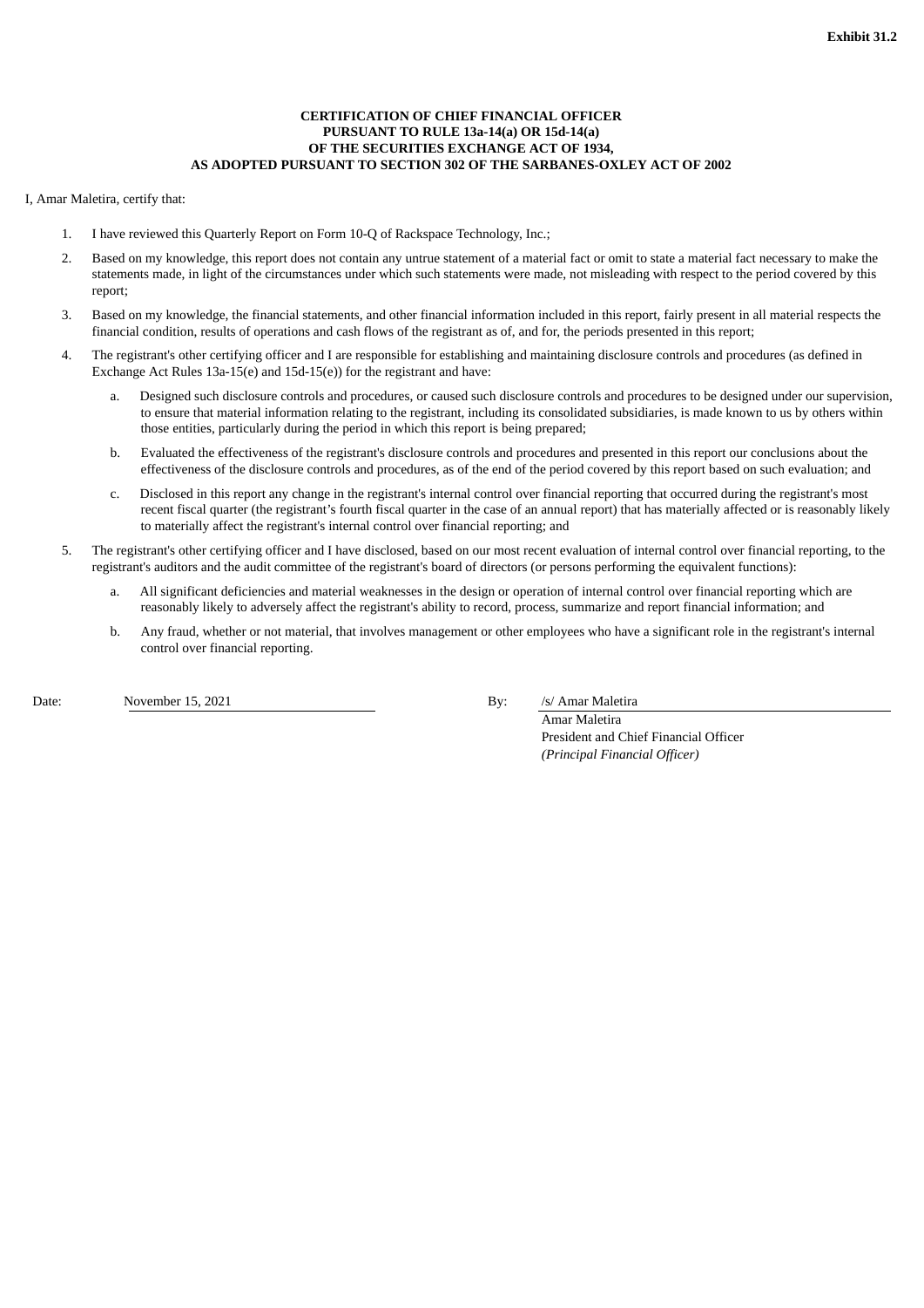**Exhibit 31.2**

**CERTIFICATION OF CHIEF FINANCIAL OFFICER**
**PURSUANT TO RULE 13a-14(a) OR 15d-14(a)**
**OF THE SECURITIES EXCHANGE ACT OF 1934,**
**AS ADOPTED PURSUANT TO SECTION 302 OF THE SARBANES-OXLEY ACT OF 2002**

I, Amar Maletira, certify that:

1. I have reviewed this Quarterly Report on Form 10-Q of Rackspace Technology, Inc.;
2. Based on my knowledge, this report does not contain any untrue statement of a material fact or omit to state a material fact necessary to make the statements made, in light of the circumstances under which such statements were made, not misleading with respect to the period covered by this report;
3. Based on my knowledge, the financial statements, and other financial information included in this report, fairly present in all material respects the financial condition, results of operations and cash flows of the registrant as of, and for, the periods presented in this report;
4. The registrant's other certifying officer and I are responsible for establishing and maintaining disclosure controls and procedures (as defined in Exchange Act Rules 13a-15(e) and 15d-15(e)) for the registrant and have:
   a. Designed such disclosure controls and procedures, or caused such disclosure controls and procedures to be designed under our supervision, to ensure that material information relating to the registrant, including its consolidated subsidiaries, is made known to us by others within those entities, particularly during the period in which this report is being prepared;
   b. Evaluated the effectiveness of the registrant's disclosure controls and procedures and presented in this report our conclusions about the effectiveness of the disclosure controls and procedures, as of the end of the period covered by this report based on such evaluation; and
   c. Disclosed in this report any change in the registrant's internal control over financial reporting that occurred during the registrant's most recent fiscal quarter (the registrant's fourth fiscal quarter in the case of an annual report) that has materially affected or is reasonably likely to materially affect the registrant's internal control over financial reporting; and
5. The registrant's other certifying officer and I have disclosed, based on our most recent evaluation of internal control over financial reporting, to the registrant's auditors and the audit committee of the registrant's board of directors (or persons performing the equivalent functions):
   a. All significant deficiencies and material weaknesses in the design or operation of internal control over financial reporting which are reasonably likely to adversely affect the registrant's ability to record, process, summarize and report financial information; and
   b. Any fraud, whether or not material, that involves management or other employees who have a significant role in the registrant's internal control over financial reporting.

Date: November 15, 2021

By: /s/ Amar Maletira
Amar Maletira
President and Chief Financial Officer
*(Principal Financial Officer)*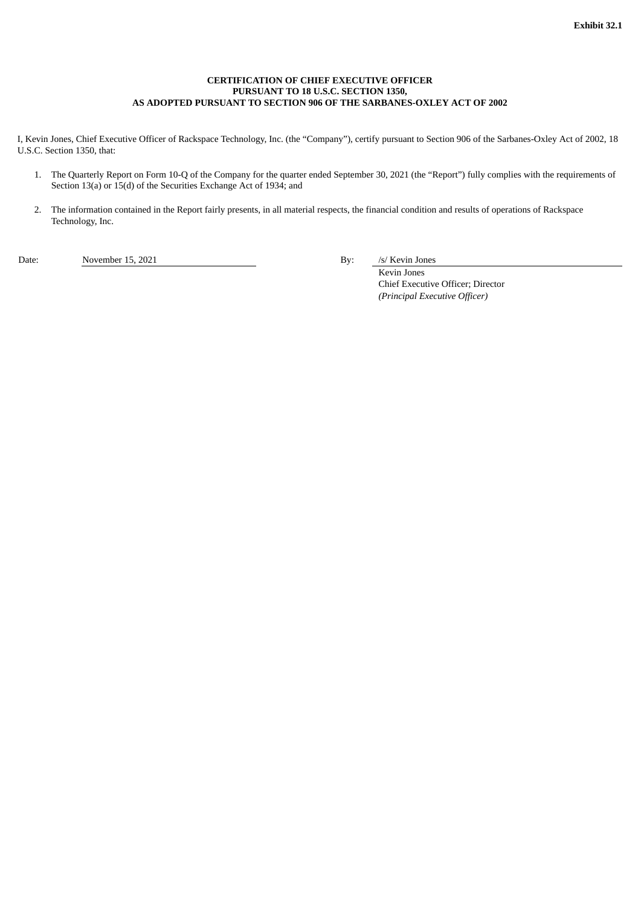**Exhibit 32.1**

**CERTIFICATION OF CHIEF EXECUTIVE OFFICER**
**PURSUANT TO 18 U.S.C. SECTION 1350,**
**AS ADOPTED PURSUANT TO SECTION 906 OF THE SARBANES-OXLEY ACT OF 2002**

I, Kevin Jones, Chief Executive Officer of Rackspace Technology, Inc. (the "Company"), certify pursuant to Section 906 of the Sarbanes-Oxley Act of 2002, 18 U.S.C. Section 1350, that:

1. The Quarterly Report on Form 10-Q of the Company for the quarter ended September 30, 2021 (the "Report") fully complies with the requirements of Section 13(a) or 15(d) of the Securities Exchange Act of 1934; and

2. The information contained in the Report fairly presents, in all material respects, the financial condition and results of operations of Rackspace Technology, Inc.

Date: November 15, 2021

By: /s/ Kevin Jones
Kevin Jones
Chief Executive Officer; Director
*(Principal Executive Officer)*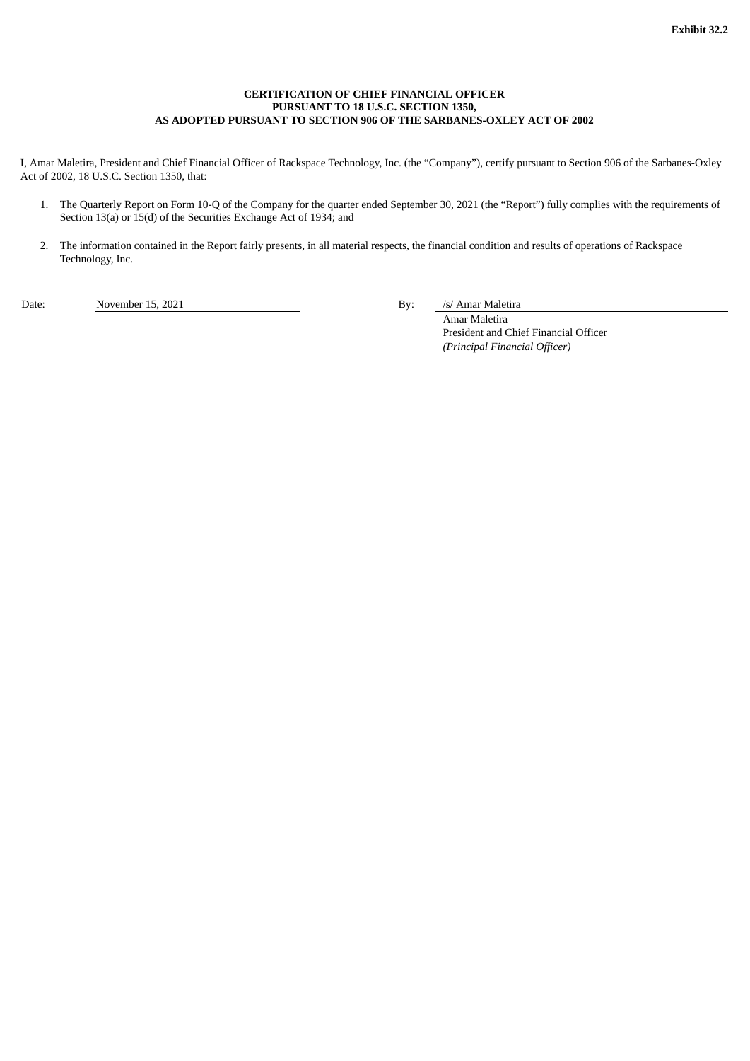**Exhibit 32.2**

**CERTIFICATION OF CHIEF FINANCIAL OFFICER
PURSUANT TO 18 U.S.C. SECTION 1350,
AS ADOPTED PURSUANT TO SECTION 906 OF THE SARBANES-OXLEY ACT OF 2002**

I, Amar Maletira, President and Chief Financial Officer of Rackspace Technology, Inc. (the "Company"), certify pursuant to Section 906 of the Sarbanes-Oxley Act of 2002, 18 U.S.C. Section 1350, that:

1. The Quarterly Report on Form 10-Q of the Company for the quarter ended September 30, 2021 (the "Report") fully complies with the requirements of Section 13(a) or 15(d) of the Securities Exchange Act of 1934; and

2. The information contained in the Report fairly presents, in all material respects, the financial condition and results of operations of Rackspace Technology, Inc.

Date: November 15, 2021

By: /s/ Amar Maletira
Amar Maletira
President and Chief Financial Officer
*(Principal Financial Officer)*